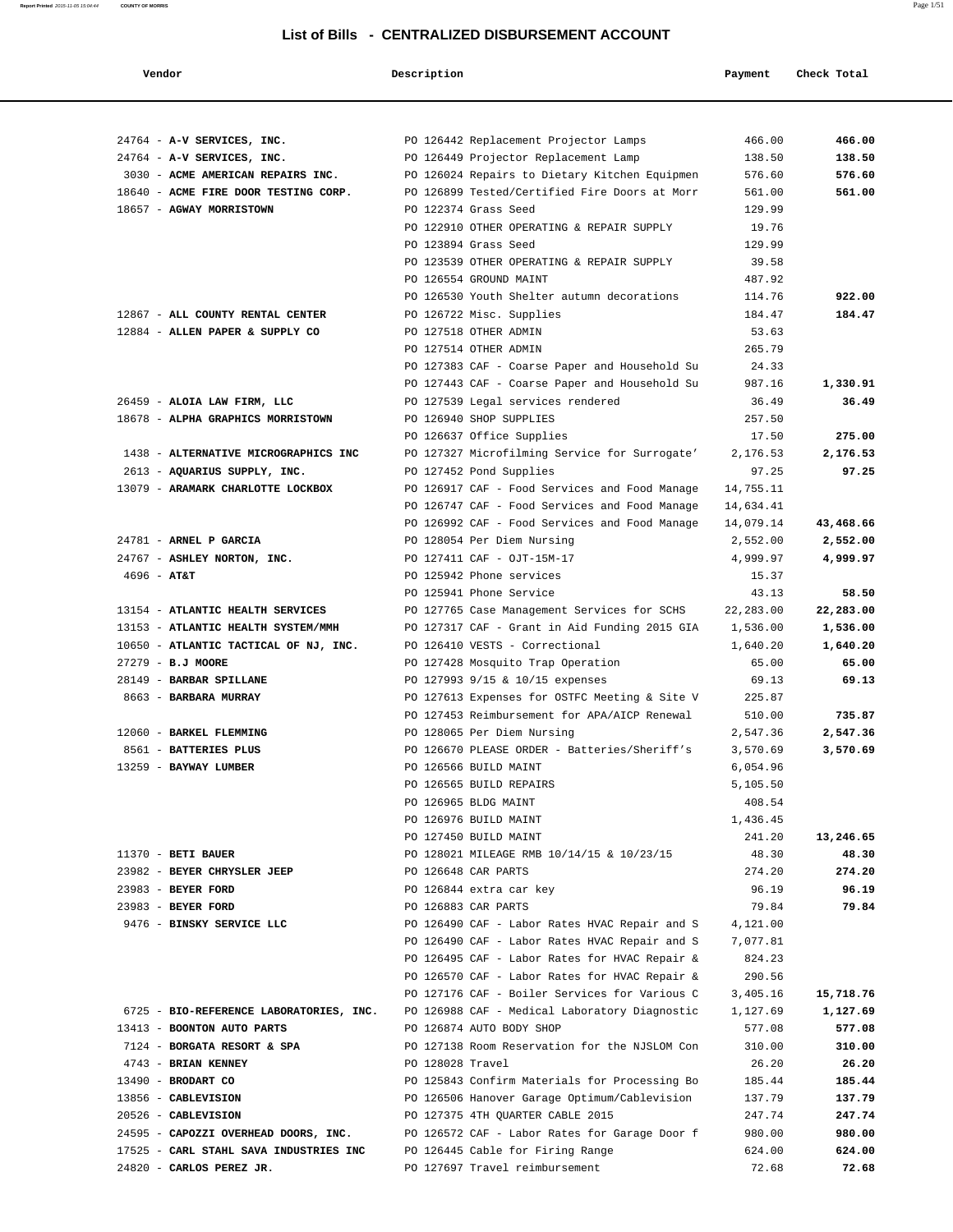# List of Bills - CENTRALIZED DISBURSEMENT ACCOUNT

| Vendor | Description | Payment | Check Total |
|---|---|---|---|
| 24764 - **A-V SERVICES, INC.** | PO 126442 Replacement Projector Lamps | 466.00 | **466.00** |
| 24764 - **A-V SERVICES, INC.** | PO 126449 Projector Replacement Lamp | 138.50 | **138.50** |
| 3030 - **ACME AMERICAN REPAIRS INC.** | PO 126024 Repairs to Dietary Kitchen Equipmen | 576.60 | **576.60** |
| 18640 - **ACME FIRE DOOR TESTING CORP.** | PO 126899 Tested/Certified Fire Doors at Morr | 561.00 | **561.00** |
| 18657 - **AGWAY MORRISTOWN** | PO 122374 Grass Seed | 129.99 | |
| | PO 122910 OTHER OPERATING & REPAIR SUPPLY | 19.76 | |
| | PO 123894 Grass Seed | 129.99 | |
| | PO 123539 OTHER OPERATING & REPAIR SUPPLY | 39.58 | |
| | PO 126554 GROUND MAINT | 487.92 | |
| | PO 126530 Youth Shelter autumn decorations | 114.76 | **922.00** |
| 12867 - **ALL COUNTY RENTAL CENTER** | PO 126722 Misc. Supplies | 184.47 | **184.47** |
| 12884 - **ALLEN PAPER & SUPPLY CO** | PO 127518 OTHER ADMIN | 53.63 | |
| | PO 127514 OTHER ADMIN | 265.79 | |
| | PO 127383 CAF - Coarse Paper and Household Su | 24.33 | |
| | PO 127443 CAF - Coarse Paper and Household Su | 987.16 | **1,330.91** |
| 26459 - **ALOIA LAW FIRM, LLC** | PO 127539 Legal services rendered | 36.49 | **36.49** |
| 18678 - **ALPHA GRAPHICS MORRISTOWN** | PO 126940 SHOP SUPPLIES | 257.50 | |
| | PO 126637 Office Supplies | 17.50 | **275.00** |
| 1438 - **ALTERNATIVE MICROGRAPHICS INC** | PO 127327 Microfilming Service for Surrogate' | 2,176.53 | **2,176.53** |
| 2613 - **AQUARIUS SUPPLY, INC.** | PO 127452 Pond Supplies | 97.25 | **97.25** |
| 13079 - **ARAMARK CHARLOTTE LOCKBOX** | PO 126917 CAF - Food Services and Food Manage | 14,755.11 | |
| | PO 126747 CAF - Food Services and Food Manage | 14,634.41 | |
| | PO 126992 CAF - Food Services and Food Manage | 14,079.14 | **43,468.66** |
| 24781 - **ARNEL P GARCIA** | PO 128054 Per Diem Nursing | 2,552.00 | **2,552.00** |
| 24767 - **ASHLEY NORTON, INC.** | PO 127411 CAF - OJT-15M-17 | 4,999.97 | **4,999.97** |
| 4696 - **AT&T** | PO 125942 Phone services | 15.37 | |
| | PO 125941 Phone Service | 43.13 | **58.50** |
| 13154 - **ATLANTIC HEALTH SERVICES** | PO 127765 Case Management Services for SCHS | 22,283.00 | **22,283.00** |
| 13153 - **ATLANTIC HEALTH SYSTEM/MMH** | PO 127317 CAF - Grant in Aid Funding 2015 GIA | 1,536.00 | **1,536.00** |
| 10650 - **ATLANTIC TACTICAL OF NJ, INC.** | PO 126410 VESTS - Correctional | 1,640.20 | **1,640.20** |
| 27279 - **B.J MOORE** | PO 127428 Mosquito Trap Operation | 65.00 | **65.00** |
| 28149 - **BARBAR SPILLANE** | PO 127993 9/15 & 10/15 expenses | 69.13 | **69.13** |
| 8663 - **BARBARA MURRAY** | PO 127613 Expenses for OSTFC Meeting & Site V | 225.87 | |
| | PO 127453 Reimbursement for APA/AICP Renewal | 510.00 | **735.87** |
| 12060 - **BARKEL FLEMMING** | PO 128065 Per Diem Nursing | 2,547.36 | **2,547.36** |
| 8561 - **BATTERIES PLUS** | PO 126670 PLEASE ORDER - Batteries/Sheriff's | 3,570.69 | **3,570.69** |
| 13259 - **BAYWAY LUMBER** | PO 126566 BUILD MAINT | 6,054.96 | |
| | PO 126565 BUILD REPAIRS | 5,105.50 | |
| | PO 126965 BLDG MAINT | 408.54 | |
| | PO 126976 BUILD MAINT | 1,436.45 | |
| | PO 127450 BUILD MAINT | 241.20 | **13,246.65** |
| 11370 - **BETI BAUER** | PO 128021 MILEAGE RMB 10/14/15 & 10/23/15 | 48.30 | **48.30** |
| 23982 - **BEYER CHRYSLER JEEP** | PO 126648 CAR PARTS | 274.20 | **274.20** |
| 23983 - **BEYER FORD** | PO 126844 extra car key | 96.19 | **96.19** |
| 23983 - **BEYER FORD** | PO 126883 CAR PARTS | 79.84 | **79.84** |
| 9476 - **BINSKY SERVICE LLC** | PO 126490 CAF - Labor Rates HVAC Repair and S | 4,121.00 | |
| | PO 126490 CAF - Labor Rates HVAC Repair and S | 7,077.81 | |
| | PO 126495 CAF - Labor Rates for HVAC Repair & | 824.23 | |
| | PO 126570 CAF - Labor Rates for HVAC Repair & | 290.56 | |
| | PO 127176 CAF - Boiler Services for Various C | 3,405.16 | **15,718.76** |
| 6725 - **BIO-REFERENCE LABORATORIES, INC.** | PO 126988 CAF - Medical Laboratory Diagnostic | 1,127.69 | **1,127.69** |
| 13413 - **BOONTON AUTO PARTS** | PO 126874 AUTO BODY SHOP | 577.08 | **577.08** |
| 7124 - **BORGATA RESORT & SPA** | PO 127138 Room Reservation for the NJSLOM Con | 310.00 | **310.00** |
| 4743 - **BRIAN KENNEY** | PO 128028 Travel | 26.20 | **26.20** |
| 13490 - **BRODART CO** | PO 125843 Confirm Materials for Processing Bo | 185.44 | **185.44** |
| 13856 - **CABLEVISION** | PO 126506 Hanover Garage Optimum/Cablevision | 137.79 | **137.79** |
| 20526 - **CABLEVISION** | PO 127375 4TH QUARTER CABLE 2015 | 247.74 | **247.74** |
| 24595 - **CAPOZZI OVERHEAD DOORS, INC.** | PO 126572 CAF - Labor Rates for Garage Door f | 980.00 | **980.00** |
| 17525 - **CARL STAHL SAVA INDUSTRIES INC** | PO 126445 Cable for Firing Range | 624.00 | **624.00** |
| 24820 - **CARLOS PEREZ JR.** | PO 127697 Travel reimbursement | 72.68 | **72.68** |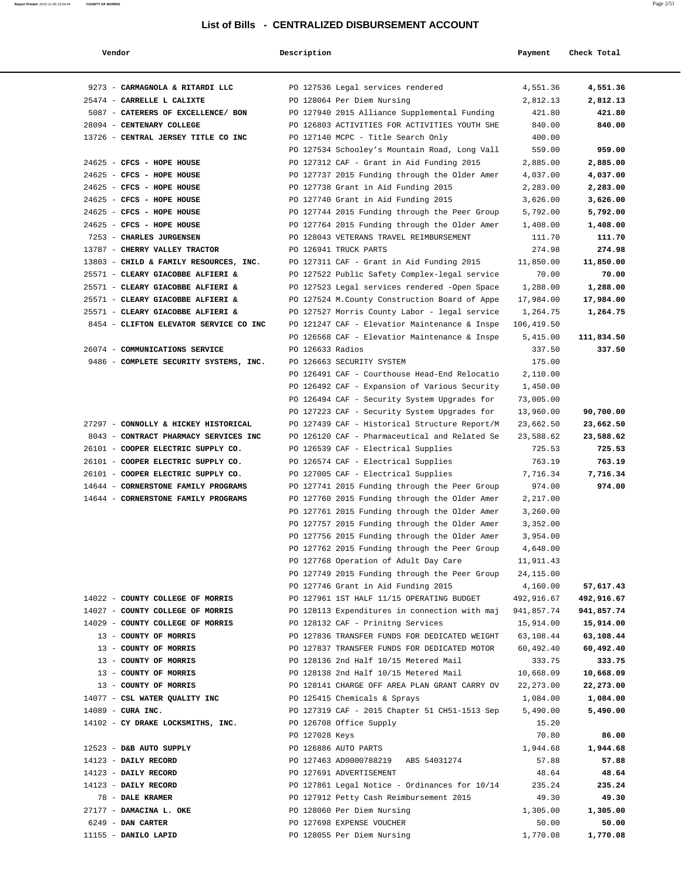# List of Bills - CENTRALIZED DISBURSEMENT ACCOUNT

| Vendor | Description | Payment | Check Total |
|---|---|---|---|
| 9273 - **CARMAGNOLA & RITARDI LLC** | PO 127536 Legal services rendered | 4,551.36 | **4,551.36** |
| 25474 - **CARRELLE L CALIXTE** | PO 128064 Per Diem Nursing | 2,812.13 | **2,812.13** |
| 5087 - **CATERERS OF EXCELLENCE/ BON** | PO 127940 2015 Alliance Supplemental Funding | 421.80 | **421.80** |
| 28094 - **CENTENARY COLLEGE** | PO 126803 ACTIVITIES FOR ACTIVITIES YOUTH SHE | 840.00 | **840.00** |
| 13726 - **CENTRAL JERSEY TITLE CO INC** | PO 127140 MCPC - Title Search Only | 400.00 | |
| | PO 127534 Schooley's Mountain Road, Long Vall | 559.00 | **959.00** |
| 24625 - **CFCS - HOPE HOUSE** | PO 127312 CAF - Grant in Aid Funding 2015 | 2,885.00 | **2,885.00** |
| 24625 - **CFCS - HOPE HOUSE** | PO 127737 2015 Funding through the Older Amer | 4,037.00 | **4,037.00** |
| 24625 - **CFCS - HOPE HOUSE** | PO 127738 Grant in Aid Funding 2015 | 2,283.00 | **2,283.00** |
| 24625 - **CFCS - HOPE HOUSE** | PO 127740 Grant in Aid Funding 2015 | 3,626.00 | **3,626.00** |
| 24625 - **CFCS - HOPE HOUSE** | PO 127744 2015 Funding through the Peer Group | 5,792.00 | **5,792.00** |
| 24625 - **CFCS - HOPE HOUSE** | PO 127764 2015 Funding through the Older Amer | 1,408.00 | **1,408.00** |
| 7253 - **CHARLES JURGENSEN** | PO 128043 VETERANS TRAVEL REIMBURSEMENT | 111.70 | **111.70** |
| 13787 - **CHERRY VALLEY TRACTOR** | PO 126941 TRUCK PARTS | 274.98 | **274.98** |
| 13803 - **CHILD & FAMILY RESOURCES, INC.** | PO 127311 CAF - Grant in Aid Funding 2015 | 11,850.00 | **11,850.00** |
| 25571 - **CLEARY GIACOBBE ALFIERI &** | PO 127522 Public Safety Complex-legal service | 70.00 | **70.00** |
| 25571 - **CLEARY GIACOBBE ALFIERI &** | PO 127523 Legal services rendered -Open Space | 1,288.00 | **1,288.00** |
| 25571 - **CLEARY GIACOBBE ALFIERI &** | PO 127524 M.County Construction Board of Appe | 17,984.00 | **17,984.00** |
| 25571 - **CLEARY GIACOBBE ALFIERI &** | PO 127527 Morris County Labor - legal service | 1,264.75 | **1,264.75** |
| 8454 - **CLIFTON ELEVATOR SERVICE CO INC** | PO 121247 CAF - Elevatior Maintenance & Inspe | 106,419.50 | |
| | PO 126568 CAF - Elevatior Maintenance & Inspe | 5,415.00 | **111,834.50** |
| 26074 - **COMMUNICATIONS SERVICE** | PO 126633 Radios | 337.50 | **337.50** |
| 9486 - **COMPLETE SECURITY SYSTEMS, INC.** | PO 126663 SECURITY SYSTEM | 175.00 | |
| | PO 126491 CAF - Courthouse Head-End Relocatio | 2,110.00 | |
| | PO 126492 CAF - Expansion of Various Security | 1,450.00 | |
| | PO 126494 CAF - Security System Upgrades for | 73,005.00 | |
| | PO 127223 CAF - Security System Upgrades for | 13,960.00 | **90,700.00** |
| 27297 - **CONNOLLY & HICKEY HISTORICAL** | PO 127439 CAF - Historical Structure Report/M | 23,662.50 | **23,662.50** |
| 8043 - **CONTRACT PHARMACY SERVICES INC** | PO 126120 CAF - Pharmaceutical and Related Se | 23,588.62 | **23,588.62** |
| 26101 - **COOPER ELECTRIC SUPPLY CO.** | PO 126539 CAF - Electrical Supplies | 725.53 | **725.53** |
| 26101 - **COOPER ELECTRIC SUPPLY CO.** | PO 126574 CAF - Electrical Supplies | 763.19 | **763.19** |
| 26101 - **COOPER ELECTRIC SUPPLY CO.** | PO 127005 CAF - Electrical Supplies | 7,716.34 | **7,716.34** |
| 14644 - **CORNERSTONE FAMILY PROGRAMS** | PO 127741 2015 Funding through the Peer Group | 974.00 | **974.00** |
| 14644 - **CORNERSTONE FAMILY PROGRAMS** | PO 127760 2015 Funding through the Older Amer | 2,217.00 | |
| | PO 127761 2015 Funding through the Older Amer | 3,260.00 | |
| | PO 127757 2015 Funding through the Older Amer | 3,352.00 | |
| | PO 127756 2015 Funding through the Older Amer | 3,954.00 | |
| | PO 127762 2015 Funding through the Peer Group | 4,648.00 | |
| | PO 127768 Operation of Adult Day Care | 11,911.43 | |
| | PO 127749 2015 Funding through the Peer Group | 24,115.00 | |
| | PO 127746 Grant in Aid Funding 2015 | 4,160.00 | **57,617.43** |
| 14022 - **COUNTY COLLEGE OF MORRIS** | PO 127961 1ST HALF 11/15 OPERATING BUDGET | 492,916.67 | **492,916.67** |
| 14027 - **COUNTY COLLEGE OF MORRIS** | PO 128113 Expenditures in connection with maj | 941,857.74 | **941,857.74** |
| 14029 - **COUNTY COLLEGE OF MORRIS** | PO 128132 CAF - Prinitng Services | 15,914.00 | **15,914.00** |
| 13 - **COUNTY OF MORRIS** | PO 127836 TRANSFER FUNDS FOR DEDICATED WEIGHT | 63,108.44 | **63,108.44** |
| 13 - **COUNTY OF MORRIS** | PO 127837 TRANSFER FUNDS FOR DEDICATED MOTOR | 60,492.40 | **60,492.40** |
| 13 - **COUNTY OF MORRIS** | PO 128136 2nd Half 10/15 Metered Mail | 333.75 | **333.75** |
| 13 - **COUNTY OF MORRIS** | PO 128138 2nd Half 10/15 Metered Mail | 10,668.09 | **10,668.09** |
| 13 - **COUNTY OF MORRIS** | PO 128141 CHARGE OFF AREA PLAN GRANT CARRY OV | 22,273.00 | **22,273.00** |
| 14077 - **CSL WATER QUALITY INC** | PO 125415 Chemicals & Sprays | 1,084.00 | **1,084.00** |
| 14089 - **CURA INC.** | PO 127319 CAF - 2015 Chapter 51 CH51-1513 Sep | 5,490.00 | **5,490.00** |
| 14102 - **CY DRAKE LOCKSMITHS, INC.** | PO 126708 Office Supply | 15.20 | |
| | PO 127028 Keys | 70.80 | **86.00** |
| 12523 - **D&B AUTO SUPPLY** | PO 126886 AUTO PARTS | 1,944.68 | **1,944.68** |
| 14123 - **DAILY RECORD** | PO 127463 AD0000788219 ABS 54031274 | 57.88 | **57.88** |
| 14123 - **DAILY RECORD** | PO 127691 ADVERTISEMENT | 48.64 | **48.64** |
| 14123 - **DAILY RECORD** | PO 127861 Legal Notice - Ordinances for 10/14 | 235.24 | **235.24** |
| 78 - **DALE KRAMER** | PO 127912 Petty Cash Reimbursement 2015 | 49.30 | **49.30** |
| 27177 - **DAMACINA L. OKE** | PO 128060 Per Diem Nursing | 1,305.00 | **1,305.00** |
| 6249 - **DAN CARTER** | PO 127698 EXPENSE VOUCHER | 50.00 | **50.00** |
| 11155 - **DANILO LAPID** | PO 128055 Per Diem Nursing | 1,770.08 | **1,770.08** |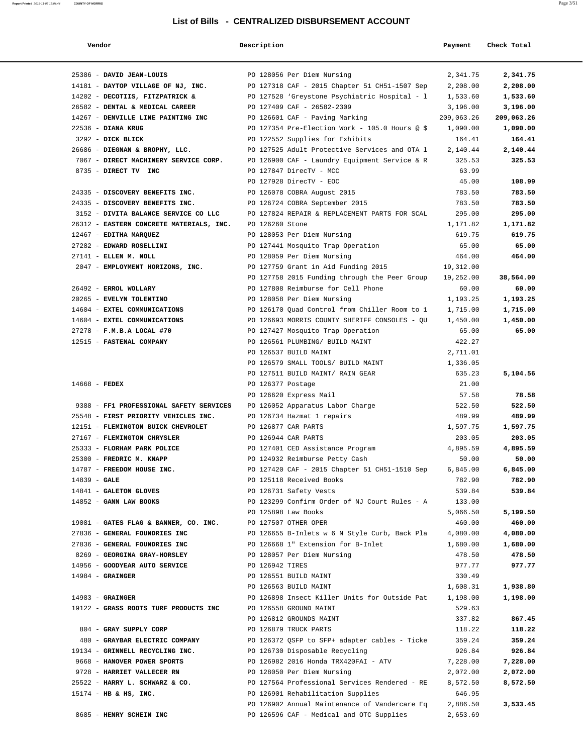## List of Bills - CENTRALIZED DISBURSEMENT ACCOUNT

| Vendor | Description | Payment | Check Total |
|---|---|---|---|
| 25386 - **DAVID JEAN-LOUIS** | PO 128056 Per Diem Nursing | 2,341.75 | **2,341.75** |
| 14181 - **DAYTOP VILLAGE OF NJ, INC.** | PO 127318 CAF - 2015 Chapter 51 CH51-1507 Sep | 2,208.00 | **2,208.00** |
| 14202 - **DECOTIIS, FITZPATRICK &** | PO 127528 'Greystone Psychiatric Hospital - l | 1,533.60 | **1,533.60** |
| 26582 - **DENTAL & MEDICAL CAREER** | PO 127409 CAF - 26582-2309 | 3,196.00 | **3,196.00** |
| 14267 - **DENVILLE LINE PAINTING INC** | PO 126601 CAF - Paving Marking | 209,063.26 | **209,063.26** |
| 22536 - **DIANA KRUG** | PO 127354 Pre-Election Work - 105.0 Hours @ $ | 1,090.00 | **1,090.00** |
| 3292 - **DICK BLICK** | PO 122552 Supplies for Exhibits | 164.41 | **164.41** |
| 26686 - **DIEGNAN & BROPHY, LLC.** | PO 127525 Adult Protective Services and OTA l | 2,140.44 | **2,140.44** |
| 7067 - **DIRECT MACHINERY SERVICE CORP.** | PO 126900 CAF - Laundry Equipment Service & R | 325.53 | **325.53** |
| 8735 - **DIRECT TV INC** | PO 127847 DirecTV - MCC | 63.99 | |
| | PO 127928 DirecTV - EOC | 45.00 | **108.99** |
| 24335 - **DISCOVERY BENEFITS INC.** | PO 126078 COBRA August 2015 | 783.50 | **783.50** |
| 24335 - **DISCOVERY BENEFITS INC.** | PO 126724 COBRA September 2015 | 783.50 | **783.50** |
| 3152 - **DIVITA BALANCE SERVICE CO LLC** | PO 127824 REPAIR & REPLACEMENT PARTS FOR SCAL | 295.00 | **295.00** |
| 26312 - **EASTERN CONCRETE MATERIALS, INC.** | PO 126260 Stone | 1,171.82 | **1,171.82** |
| 12467 - **EDITHA MARQUEZ** | PO 128053 Per Diem Nursing | 619.75 | **619.75** |
| 27282 - **EDWARD ROSELLINI** | PO 127441 Mosquito Trap Operation | 65.00 | **65.00** |
| 27141 - **ELLEN M. NOLL** | PO 128059 Per Diem Nursing | 464.00 | **464.00** |
| 2047 - **EMPLOYMENT HORIZONS, INC.** | PO 127759 Grant in Aid Funding 2015 | 19,312.00 | |
| | PO 127758 2015 Funding through the Peer Group | 19,252.00 | **38,564.00** |
| 26492 - **ERROL WOLLARY** | PO 127808 Reimburse for Cell Phone | 60.00 | **60.00** |
| 20265 - **EVELYN TOLENTINO** | PO 128058 Per Diem Nursing | 1,193.25 | **1,193.25** |
| 14604 - **EXTEL COMMUNICATIONS** | PO 126170 Quad Control from Chiller Room to 1 | 1,715.00 | **1,715.00** |
| 14604 - **EXTEL COMMUNICATIONS** | PO 126693 MORRIS COUNTY SHERIFF CONSOLES - QU | 1,450.00 | **1,450.00** |
| 27278 - **F.M.B.A LOCAL #70** | PO 127427 Mosquito Trap Operation | 65.00 | **65.00** |
| 12515 - **FASTENAL COMPANY** | PO 126561 PLUMBING/ BUILD MAINT | 422.27 | |
| | PO 126537 BUILD MAINT | 2,711.01 | |
| | PO 126579 SMALL TOOLS/ BUILD MAINT | 1,336.05 | |
| | PO 127511 BUILD MAINT/ RAIN GEAR | 635.23 | **5,104.56** |
| 14668 - **FEDEX** | PO 126377 Postage | 21.00 | |
| | PO 126620 Express Mail | 57.58 | **78.58** |
| 9388 - **FF1 PROFESSIONAL SAFETY SERVICES** | PO 126052 Apparatus Labor Charge | 522.50 | **522.50** |
| 25548 - **FIRST PRIORITY VEHICLES INC.** | PO 126734 Hazmat 1 repairs | 489.99 | **489.99** |
| 12151 - **FLEMINGTON BUICK CHEVROLET** | PO 126877 CAR PARTS | 1,597.75 | **1,597.75** |
| 27167 - **FLEMINGTON CHRYSLER** | PO 126944 CAR PARTS | 203.05 | **203.05** |
| 25333 - **FLORHAM PARK POLICE** | PO 127401 CED Assistance Program | 4,895.59 | **4,895.59** |
| 25300 - **FREDRIC M. KNAPP** | PO 124932 Reimburse Petty Cash | 50.00 | **50.00** |
| 14787 - **FREEDOM HOUSE INC.** | PO 127420 CAF - 2015 Chapter 51 CH51-1510 Sep | 6,845.00 | **6,845.00** |
| 14839 - **GALE** | PO 125118 Received Books | 782.90 | **782.90** |
| 14841 - **GALETON GLOVES** | PO 126731 Safety Vests | 539.84 | **539.84** |
| 14852 - **GANN LAW BOOKS** | PO 123299 Confirm Order of NJ Court Rules - A | 133.00 | |
| | PO 125898 Law Books | 5,066.50 | **5,199.50** |
| 19081 - **GATES FLAG & BANNER, CO. INC.** | PO 127507 OTHER OPER | 460.00 | **460.00** |
| 27836 - **GENERAL FOUNDRIES INC** | PO 126655 B-Inlets w 6 N Style Curb, Back Pla | 4,080.00 | **4,080.00** |
| 27836 - **GENERAL FOUNDRIES INC** | PO 126668 1" Extension for B-Inlet | 1,680.00 | **1,680.00** |
| 8269 - **GEORGINA GRAY-HORSLEY** | PO 128057 Per Diem Nursing | 478.50 | **478.50** |
| 14956 - **GOODYEAR AUTO SERVICE** | PO 126942 TIRES | 977.77 | **977.77** |
| 14984 - **GRAINGER** | PO 126551 BUILD MAINT | 330.49 | |
| | PO 126563 BUILD MAINT | 1,608.31 | **1,938.80** |
| 14983 - **GRAINGER** | PO 126898 Insect Killer Units for Outside Pat | 1,198.00 | **1,198.00** |
| 19122 - **GRASS ROOTS TURF PRODUCTS INC** | PO 126558 GROUND MAINT | 529.63 | |
| | PO 126812 GROUNDS MAINT | 337.82 | **867.45** |
| 804 - **GRAY SUPPLY CORP** | PO 126879 TRUCK PARTS | 118.22 | **118.22** |
| 480 - **GRAYBAR ELECTRIC COMPANY** | PO 126372 QSFP to SFP+ adapter cables - Ticke | 359.24 | **359.24** |
| 19134 - **GRINNELL RECYCLING INC.** | PO 126730 Disposable Recycling | 926.84 | **926.84** |
| 9668 - **HANOVER POWER SPORTS** | PO 126982 2016 Honda TRX420FAI - ATV | 7,228.00 | **7,228.00** |
| 9728 - **HARRIET VALLECER RN** | PO 128050 Per Diem Nursing | 2,072.00 | **2,072.00** |
| 25522 - **HARRY L. SCHWARZ & CO.** | PO 127564 Professional Services Rendered - RE | 8,572.50 | **8,572.50** |
| 15174 - **HB & HS, INC.** | PO 126901 Rehabilitation Supplies | 646.95 | |
| | PO 126902 Annual Maintenance of Vandercare Eq | 2,886.50 | **3,533.45** |
| 8685 - **HENRY SCHEIN INC** | PO 126596 CAF - Medical and OTC Supplies | 2,653.69 | |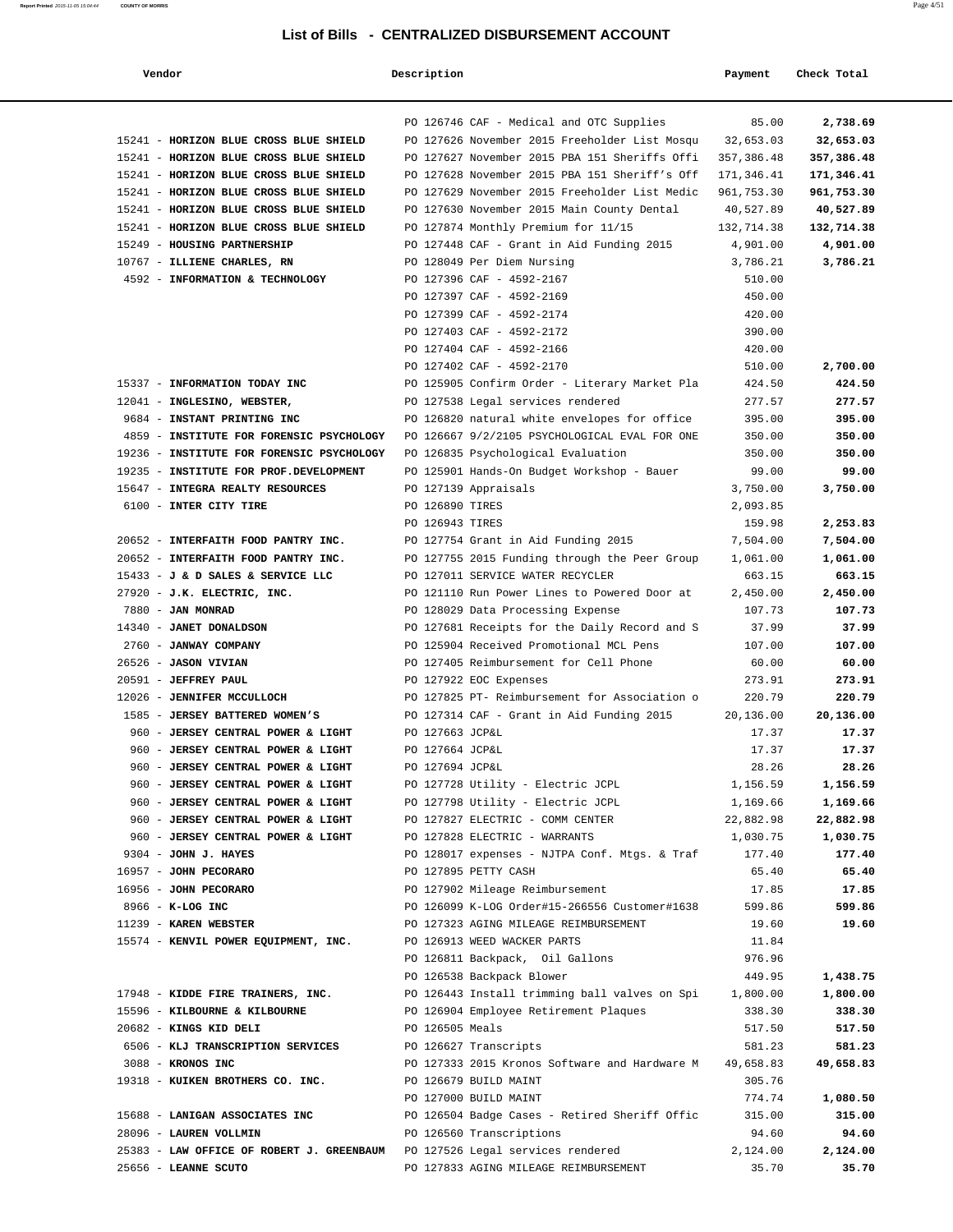# List of Bills - CENTRALIZED DISBURSEMENT ACCOUNT

| Vendor | Description | Payment | Check Total |
|---|---|---|---|
| | PO 126746 CAF - Medical and OTC Supplies | 85.00 | **2,738.69** |
| 15241 - **HORIZON BLUE CROSS BLUE SHIELD** | PO 127626 November 2015 Freeholder List Mosqu | 32,653.03 | **32,653.03** |
| 15241 - **HORIZON BLUE CROSS BLUE SHIELD** | PO 127627 November 2015 PBA 151 Sheriffs Offi | 357,386.48 | **357,386.48** |
| 15241 - **HORIZON BLUE CROSS BLUE SHIELD** | PO 127628 November 2015 PBA 151 Sheriff's Off | 171,346.41 | **171,346.41** |
| 15241 - **HORIZON BLUE CROSS BLUE SHIELD** | PO 127629 November 2015 Freeholder List Medic | 961,753.30 | **961,753.30** |
| 15241 - **HORIZON BLUE CROSS BLUE SHIELD** | PO 127630 November 2015 Main County Dental | 40,527.89 | **40,527.89** |
| 15241 - **HORIZON BLUE CROSS BLUE SHIELD** | PO 127874 Monthly Premium for 11/15 | 132,714.38 | **132,714.38** |
| 15249 - **HOUSING PARTNERSHIP** | PO 127448 CAF - Grant in Aid Funding 2015 | 4,901.00 | **4,901.00** |
| 10767 - **ILLIENE CHARLES, RN** | PO 128049 Per Diem Nursing | 3,786.21 | **3,786.21** |
| 4592 - **INFORMATION & TECHNOLOGY** | PO 127396 CAF - 4592-2167 | 510.00 | |
| | PO 127397 CAF - 4592-2169 | 450.00 | |
| | PO 127399 CAF - 4592-2174 | 420.00 | |
| | PO 127403 CAF - 4592-2172 | 390.00 | |
| | PO 127404 CAF - 4592-2166 | 420.00 | |
| | PO 127402 CAF - 4592-2170 | 510.00 | **2,700.00** |
| 15337 - **INFORMATION TODAY INC** | PO 125905 Confirm Order - Literary Market Pla | 424.50 | **424.50** |
| 12041 - **INGLESINO, WEBSTER,** | PO 127538 Legal services rendered | 277.57 | **277.57** |
| 9684 - **INSTANT PRINTING INC** | PO 126820 natural white envelopes for office | 395.00 | **395.00** |
| 4859 - **INSTITUTE FOR FORENSIC PSYCHOLOGY** | PO 126667 9/2/2105 PSYCHOLOGICAL EVAL FOR ONE | 350.00 | **350.00** |
| 19236 - **INSTITUTE FOR FORENSIC PSYCHOLOGY** | PO 126835 Psychological Evaluation | 350.00 | **350.00** |
| 19235 - **INSTITUTE FOR PROF.DEVELOPMENT** | PO 125901 Hands-On Budget Workshop - Bauer | 99.00 | **99.00** |
| 15647 - **INTEGRA REALTY RESOURCES** | PO 127139 Appraisals | 3,750.00 | **3,750.00** |
| 6100 - **INTER CITY TIRE** | PO 126890 TIRES | 2,093.85 | |
| | PO 126943 TIRES | 159.98 | **2,253.83** |
| 20652 - **INTERFAITH FOOD PANTRY INC.** | PO 127754 Grant in Aid Funding 2015 | 7,504.00 | **7,504.00** |
| 20652 - **INTERFAITH FOOD PANTRY INC.** | PO 127755 2015 Funding through the Peer Group | 1,061.00 | **1,061.00** |
| 15433 - **J & D SALES & SERVICE LLC** | PO 127011 SERVICE WATER RECYCLER | 663.15 | **663.15** |
| 27920 - **J.K. ELECTRIC, INC.** | PO 121110 Run Power Lines to Powered Door at | 2,450.00 | **2,450.00** |
| 7880 - **JAN MONRAD** | PO 128029 Data Processing Expense | 107.73 | **107.73** |
| 14340 - **JANET DONALDSON** | PO 127681 Receipts for the Daily Record and S | 37.99 | **37.99** |
| 2760 - **JANWAY COMPANY** | PO 125904 Received Promotional MCL Pens | 107.00 | **107.00** |
| 26526 - **JASON VIVIAN** | PO 127405 Reimbursement for Cell Phone | 60.00 | **60.00** |
| 20591 - **JEFFREY PAUL** | PO 127922 EOC Expenses | 273.91 | **273.91** |
| 12026 - **JENNIFER MCCULLOCH** | PO 127825 PT- Reimbursement for Association o | 220.79 | **220.79** |
| 1585 - **JERSEY BATTERED WOMEN'S** | PO 127314 CAF - Grant in Aid Funding 2015 | 20,136.00 | **20,136.00** |
| 960 - **JERSEY CENTRAL POWER & LIGHT** | PO 127663 JCP&L | 17.37 | **17.37** |
| 960 - **JERSEY CENTRAL POWER & LIGHT** | PO 127664 JCP&L | 17.37 | **17.37** |
| 960 - **JERSEY CENTRAL POWER & LIGHT** | PO 127694 JCP&L | 28.26 | **28.26** |
| 960 - **JERSEY CENTRAL POWER & LIGHT** | PO 127728 Utility - Electric JCPL | 1,156.59 | **1,156.59** |
| 960 - **JERSEY CENTRAL POWER & LIGHT** | PO 127798 Utility - Electric JCPL | 1,169.66 | **1,169.66** |
| 960 - **JERSEY CENTRAL POWER & LIGHT** | PO 127827 ELECTRIC - COMM CENTER | 22,882.98 | **22,882.98** |
| 960 - **JERSEY CENTRAL POWER & LIGHT** | PO 127828 ELECTRIC - WARRANTS | 1,030.75 | **1,030.75** |
| 9304 - **JOHN J. HAYES** | PO 128017 expenses - NJTPA Conf. Mtgs. & Traf | 177.40 | **177.40** |
| 16957 - **JOHN PECORARO** | PO 127895 PETTY CASH | 65.40 | **65.40** |
| 16956 - **JOHN PECORARO** | PO 127902 Mileage Reimbursement | 17.85 | **17.85** |
| 8966 - **K-LOG INC** | PO 126099 K-LOG Order#15-266556 Customer#1638 | 599.86 | **599.86** |
| 11239 - **KAREN WEBSTER** | PO 127323 AGING MILEAGE REIMBURSEMENT | 19.60 | **19.60** |
| 15574 - **KENVIL POWER EQUIPMENT, INC.** | PO 126913 WEED WACKER PARTS | 11.84 | |
| | PO 126811 Backpack, Oil Gallons | 976.96 | |
| | PO 126538 Backpack Blower | 449.95 | **1,438.75** |
| 17948 - **KIDDE FIRE TRAINERS, INC.** | PO 126443 Install trimming ball valves on Spi | 1,800.00 | **1,800.00** |
| 15596 - **KILBOURNE & KILBOURNE** | PO 126904 Employee Retirement Plaques | 338.30 | **338.30** |
| 20682 - **KINGS KID DELI** | PO 126505 Meals | 517.50 | **517.50** |
| 6506 - **KLJ TRANSCRIPTION SERVICES** | PO 126627 Transcripts | 581.23 | **581.23** |
| 3088 - **KRONOS INC** | PO 127333 2015 Kronos Software and Hardware M | 49,658.83 | **49,658.83** |
| 19318 - **KUIKEN BROTHERS CO. INC.** | PO 126679 BUILD MAINT | 305.76 | |
| | PO 127000 BUILD MAINT | 774.74 | **1,080.50** |
| 15688 - **LANIGAN ASSOCIATES INC** | PO 126504 Badge Cases - Retired Sheriff Offic | 315.00 | **315.00** |
| 28096 - **LAUREN VOLLMIN** | PO 126560 Transcriptions | 94.60 | **94.60** |
| 25383 - **LAW OFFICE OF ROBERT J. GREENBAUM** | PO 127526 Legal services rendered | 2,124.00 | **2,124.00** |
| 25656 - **LEANNE SCUTO** | PO 127833 AGING MILEAGE REIMBURSEMENT | 35.70 | **35.70** |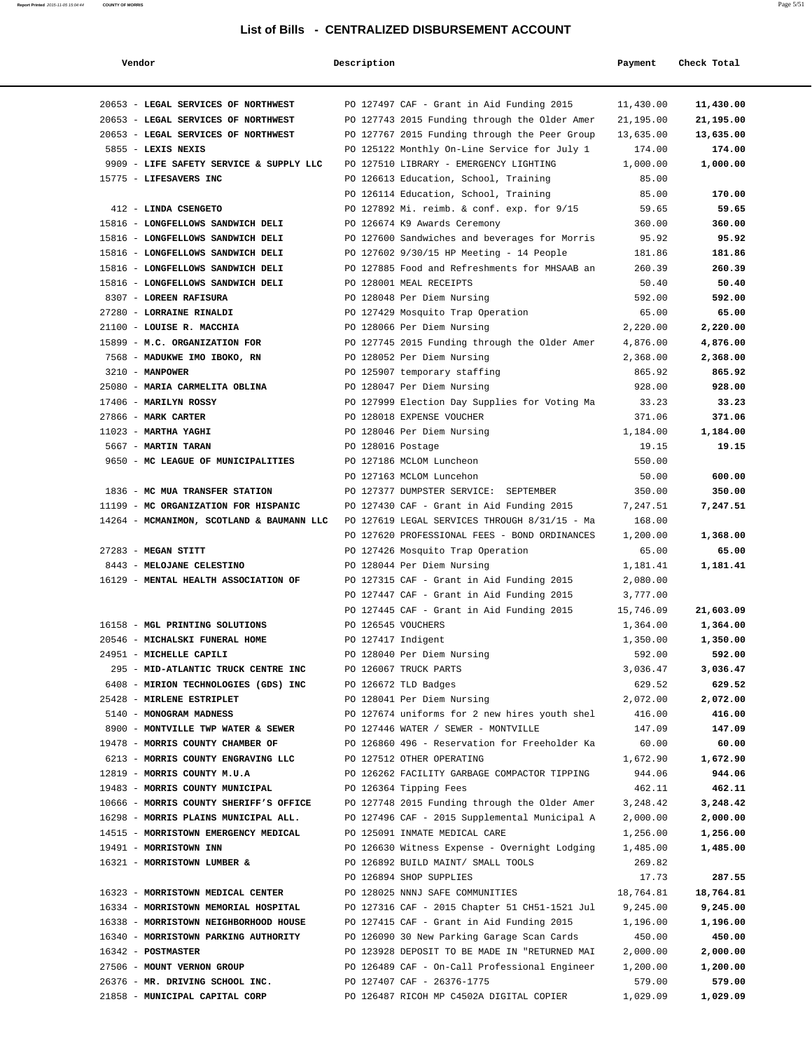## List of Bills - CENTRALIZED DISBURSEMENT ACCOUNT

| Vendor | Description | Payment | Check Total |
|---|---|---|---|
| 20653 - **LEGAL SERVICES OF NORTHWEST** | PO 127497 CAF - Grant in Aid Funding 2015 | 11,430.00 | **11,430.00** |
| 20653 - **LEGAL SERVICES OF NORTHWEST** | PO 127743 2015 Funding through the Older Amer | 21,195.00 | **21,195.00** |
| 20653 - **LEGAL SERVICES OF NORTHWEST** | PO 127767 2015 Funding through the Peer Group | 13,635.00 | **13,635.00** |
| 5855 - **LEXIS NEXIS** | PO 125122 Monthly On-Line Service for July 1 | 174.00 | **174.00** |
| 9909 - **LIFE SAFETY SERVICE & SUPPLY LLC** | PO 127510 LIBRARY - EMERGENCY LIGHTING | 1,000.00 | **1,000.00** |
| 15775 - **LIFESAVERS INC** | PO 126613 Education, School, Training | 85.00 | |
| | PO 126114 Education, School, Training | 85.00 | **170.00** |
| 412 - **LINDA CSENGETO** | PO 127892 Mi. reimb. & conf. exp. for 9/15 | 59.65 | **59.65** |
| 15816 - **LONGFELLOWS SANDWICH DELI** | PO 126674 K9 Awards Ceremony | 360.00 | **360.00** |
| 15816 - **LONGFELLOWS SANDWICH DELI** | PO 127600 Sandwiches and beverages for Morris | 95.92 | **95.92** |
| 15816 - **LONGFELLOWS SANDWICH DELI** | PO 127602 9/30/15 HP Meeting - 14 People | 181.86 | **181.86** |
| 15816 - **LONGFELLOWS SANDWICH DELI** | PO 127885 Food and Refreshments for MHSAAB an | 260.39 | **260.39** |
| 15816 - **LONGFELLOWS SANDWICH DELI** | PO 128001 MEAL RECEIPTS | 50.40 | **50.40** |
| 8307 - **LOREEN RAFISURA** | PO 128048 Per Diem Nursing | 592.00 | **592.00** |
| 27280 - **LORRAINE RINALDI** | PO 127429 Mosquito Trap Operation | 65.00 | **65.00** |
| 21100 - **LOUISE R. MACCHIA** | PO 128066 Per Diem Nursing | 2,220.00 | **2,220.00** |
| 15899 - **M.C. ORGANIZATION FOR** | PO 127745 2015 Funding through the Older Amer | 4,876.00 | **4,876.00** |
| 7568 - **MADUKWE IMO IBOKO, RN** | PO 128052 Per Diem Nursing | 2,368.00 | **2,368.00** |
| 3210 - **MANPOWER** | PO 125907 temporary staffing | 865.92 | **865.92** |
| 25080 - **MARIA CARMELITA OBLINA** | PO 128047 Per Diem Nursing | 928.00 | **928.00** |
| 17406 - **MARILYN ROSSY** | PO 127999 Election Day Supplies for Voting Ma | 33.23 | **33.23** |
| 27866 - **MARK CARTER** | PO 128018 EXPENSE VOUCHER | 371.06 | **371.06** |
| 11023 - **MARTHA YAGHI** | PO 128046 Per Diem Nursing | 1,184.00 | **1,184.00** |
| 5667 - **MARTIN TARAN** | PO 128016 Postage | 19.15 | **19.15** |
| 9650 - **MC LEAGUE OF MUNICIPALITIES** | PO 127186 MCLOM Luncheon | 550.00 | |
| | PO 127163 MCLOM Luncehon | 50.00 | **600.00** |
| 1836 - **MC MUA TRANSFER STATION** | PO 127377 DUMPSTER SERVICE: SEPTEMBER | 350.00 | **350.00** |
| 11199 - **MC ORGANIZATION FOR HISPANIC** | PO 127430 CAF - Grant in Aid Funding 2015 | 7,247.51 | **7,247.51** |
| 14264 - **MCMANIMON, SCOTLAND & BAUMANN LLC** | PO 127619 LEGAL SERVICES THROUGH 8/31/15 - Ma | 168.00 | |
| | PO 127620 PROFESSIONAL FEES - BOND ORDINANCES | 1,200.00 | **1,368.00** |
| 27283 - **MEGAN STITT** | PO 127426 Mosquito Trap Operation | 65.00 | **65.00** |
| 8443 - **MELOJANE CELESTINO** | PO 128044 Per Diem Nursing | 1,181.41 | **1,181.41** |
| 16129 - **MENTAL HEALTH ASSOCIATION OF** | PO 127315 CAF - Grant in Aid Funding 2015 | 2,080.00 | |
| | PO 127447 CAF - Grant in Aid Funding 2015 | 3,777.00 | |
| | PO 127445 CAF - Grant in Aid Funding 2015 | 15,746.09 | **21,603.09** |
| 16158 - **MGL PRINTING SOLUTIONS** | PO 126545 VOUCHERS | 1,364.00 | **1,364.00** |
| 20546 - **MICHALSKI FUNERAL HOME** | PO 127417 Indigent | 1,350.00 | **1,350.00** |
| 24951 - **MICHELLE CAPILI** | PO 128040 Per Diem Nursing | 592.00 | **592.00** |
| 295 - **MID-ATLANTIC TRUCK CENTRE INC** | PO 126067 TRUCK PARTS | 3,036.47 | **3,036.47** |
| 6408 - **MIRION TECHNOLOGIES (GDS) INC** | PO 126672 TLD Badges | 629.52 | **629.52** |
| 25428 - **MIRLENE ESTRIPLET** | PO 128041 Per Diem Nursing | 2,072.00 | **2,072.00** |
| 5140 - **MONOGRAM MADNESS** | PO 127674 uniforms for 2 new hires youth shel | 416.00 | **416.00** |
| 8900 - **MONTVILLE TWP WATER & SEWER** | PO 127446 WATER / SEWER - MONTVILLE | 147.09 | **147.09** |
| 19478 - **MORRIS COUNTY CHAMBER OF** | PO 126860 496 - Reservation for Freeholder Ka | 60.00 | **60.00** |
| 6213 - **MORRIS COUNTY ENGRAVING LLC** | PO 127512 OTHER OPERATING | 1,672.90 | **1,672.90** |
| 12819 - **MORRIS COUNTY M.U.A** | PO 126262 FACILITY GARBAGE COMPACTOR TIPPING | 944.06 | **944.06** |
| 19483 - **MORRIS COUNTY MUNICIPAL** | PO 126364 Tipping Fees | 462.11 | **462.11** |
| 10666 - **MORRIS COUNTY SHERIFF'S OFFICE** | PO 127748 2015 Funding through the Older Amer | 3,248.42 | **3,248.42** |
| 16298 - **MORRIS PLAINS MUNICIPAL ALL.** | PO 127496 CAF - 2015 Supplemental Municipal A | 2,000.00 | **2,000.00** |
| 14515 - **MORRISTOWN EMERGENCY MEDICAL** | PO 125091 INMATE MEDICAL CARE | 1,256.00 | **1,256.00** |
| 19491 - **MORRISTOWN INN** | PO 126630 Witness Expense - Overnight Lodging | 1,485.00 | **1,485.00** |
| 16321 - **MORRISTOWN LUMBER &** | PO 126892 BUILD MAINT/ SMALL TOOLS | 269.82 | |
| | PO 126894 SHOP SUPPLIES | 17.73 | **287.55** |
| 16323 - **MORRISTOWN MEDICAL CENTER** | PO 128025 NNNJ SAFE COMMUNITIES | 18,764.81 | **18,764.81** |
| 16334 - **MORRISTOWN MEMORIAL HOSPITAL** | PO 127316 CAF - 2015 Chapter 51 CH51-1521 Jul | 9,245.00 | **9,245.00** |
| 16338 - **MORRISTOWN NEIGHBORHOOD HOUSE** | PO 127415 CAF - Grant in Aid Funding 2015 | 1,196.00 | **1,196.00** |
| 16340 - **MORRISTOWN PARKING AUTHORITY** | PO 126090 30 New Parking Garage Scan Cards | 450.00 | **450.00** |
| 16342 - **POSTMASTER** | PO 123928 DEPOSIT TO BE MADE IN "RETURNED MAI | 2,000.00 | **2,000.00** |
| 27506 - **MOUNT VERNON GROUP** | PO 126489 CAF - On-Call Professional Engineer | 1,200.00 | **1,200.00** |
| 26376 - **MR. DRIVING SCHOOL INC.** | PO 127407 CAF - 26376-1775 | 579.00 | **579.00** |
| 21858 - **MUNICIPAL CAPITAL CORP** | PO 126487 RICOH MP C4502A DIGITAL COPIER | 1,029.09 | **1,029.09** |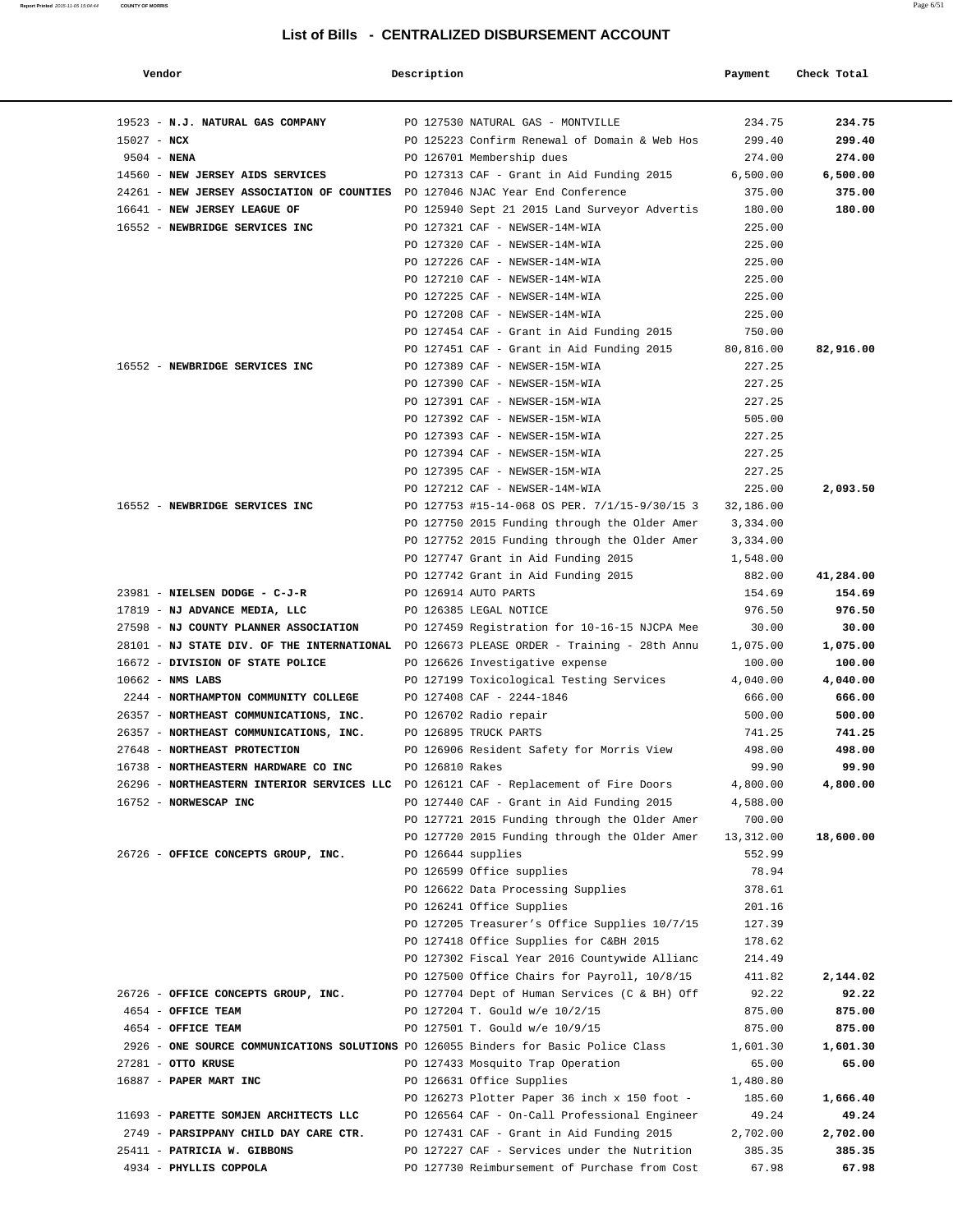# List of Bills - CENTRALIZED DISBURSEMENT ACCOUNT

| Vendor | Description | Payment | Check Total |
|---|---|---|---|
| 19523 - **N.J. NATURAL GAS COMPANY** | PO 127530 NATURAL GAS - MONTVILLE | 234.75 | **234.75** |
| 15027 - **NCX** | PO 125223 Confirm Renewal of Domain & Web Hos | 299.40 | **299.40** |
| 9504 - **NENA** | PO 126701 Membership dues | 274.00 | **274.00** |
| 14560 - **NEW JERSEY AIDS SERVICES** | PO 127313 CAF - Grant in Aid Funding 2015 | 6,500.00 | **6,500.00** |
| 24261 - **NEW JERSEY ASSOCIATION OF COUNTIES** | PO 127046 NJAC Year End Conference | 375.00 | **375.00** |
| 16641 - **NEW JERSEY LEAGUE OF** | PO 125940 Sept 21 2015 Land Surveyor Advertis | 180.00 | **180.00** |
| 16552 - **NEWBRIDGE SERVICES INC** | PO 127321 CAF - NEWSER-14M-WIA | 225.00 | |
| | PO 127320 CAF - NEWSER-14M-WIA | 225.00 | |
| | PO 127226 CAF - NEWSER-14M-WIA | 225.00 | |
| | PO 127210 CAF - NEWSER-14M-WIA | 225.00 | |
| | PO 127225 CAF - NEWSER-14M-WIA | 225.00 | |
| | PO 127208 CAF - NEWSER-14M-WIA | 225.00 | |
| | PO 127454 CAF - Grant in Aid Funding 2015 | 750.00 | |
| | PO 127451 CAF - Grant in Aid Funding 2015 | 80,816.00 | **82,916.00** |
| 16552 - **NEWBRIDGE SERVICES INC** | PO 127389 CAF - NEWSER-15M-WIA | 227.25 | |
| | PO 127390 CAF - NEWSER-15M-WIA | 227.25 | |
| | PO 127391 CAF - NEWSER-15M-WIA | 227.25 | |
| | PO 127392 CAF - NEWSER-15M-WIA | 505.00 | |
| | PO 127393 CAF - NEWSER-15M-WIA | 227.25 | |
| | PO 127394 CAF - NEWSER-15M-WIA | 227.25 | |
| | PO 127395 CAF - NEWSER-15M-WIA | 227.25 | |
| | PO 127212 CAF - NEWSER-14M-WIA | 225.00 | **2,093.50** |
| 16552 - **NEWBRIDGE SERVICES INC** | PO 127753 #15-14-068 OS PER. 7/1/15-9/30/15 3 | 32,186.00 | |
| | PO 127750 2015 Funding through the Older Amer | 3,334.00 | |
| | PO 127752 2015 Funding through the Older Amer | 3,334.00 | |
| | PO 127747 Grant in Aid Funding 2015 | 1,548.00 | |
| | PO 127742 Grant in Aid Funding 2015 | 882.00 | **41,284.00** |
| 23981 - **NIELSEN DODGE - C-J-R** | PO 126914 AUTO PARTS | 154.69 | **154.69** |
| 17819 - **NJ ADVANCE MEDIA, LLC** | PO 126385 LEGAL NOTICE | 976.50 | **976.50** |
| 27598 - **NJ COUNTY PLANNER ASSOCIATION** | PO 127459 Registration for 10-16-15 NJCPA Mee | 30.00 | **30.00** |
| 28101 - **NJ STATE DIV. OF THE INTERNATIONAL** | PO 126673 PLEASE ORDER - Training - 28th Annu | 1,075.00 | **1,075.00** |
| 16672 - **DIVISION OF STATE POLICE** | PO 126626 Investigative expense | 100.00 | **100.00** |
| 10662 - **NMS LABS** | PO 127199 Toxicological Testing Services | 4,040.00 | **4,040.00** |
| 2244 - **NORTHAMPTON COMMUNITY COLLEGE** | PO 127408 CAF - 2244-1846 | 666.00 | **666.00** |
| 26357 - **NORTHEAST COMMUNICATIONS, INC.** | PO 126702 Radio repair | 500.00 | **500.00** |
| 26357 - **NORTHEAST COMMUNICATIONS, INC.** | PO 126895 TRUCK PARTS | 741.25 | **741.25** |
| 27648 - **NORTHEAST PROTECTION** | PO 126906 Resident Safety for Morris View | 498.00 | **498.00** |
| 16738 - **NORTHEASTERN HARDWARE CO INC** | PO 126810 Rakes | 99.90 | **99.90** |
| 26296 - **NORTHEASTERN INTERIOR SERVICES LLC** | PO 126121 CAF - Replacement of Fire Doors | 4,800.00 | **4,800.00** |
| 16752 - **NORWESCAP INC** | PO 127440 CAF - Grant in Aid Funding 2015 | 4,588.00 | |
| | PO 127721 2015 Funding through the Older Amer | 700.00 | |
| | PO 127720 2015 Funding through the Older Amer | 13,312.00 | **18,600.00** |
| 26726 - **OFFICE CONCEPTS GROUP, INC.** | PO 126644 supplies | 552.99 | |
| | PO 126599 Office supplies | 78.94 | |
| | PO 126622 Data Processing Supplies | 378.61 | |
| | PO 126241 Office Supplies | 201.16 | |
| | PO 127205 Treasurer's Office Supplies 10/7/15 | 127.39 | |
| | PO 127418 Office Supplies for C&BH 2015 | 178.62 | |
| | PO 127302 Fiscal Year 2016 Countywide Allianc | 214.49 | |
| | PO 127500 Office Chairs for Payroll, 10/8/15 | 411.82 | **2,144.02** |
| 26726 - **OFFICE CONCEPTS GROUP, INC.** | PO 127704 Dept of Human Services (C & BH) Off | 92.22 | **92.22** |
| 4654 - **OFFICE TEAM** | PO 127204 T. Gould w/e 10/2/15 | 875.00 | **875.00** |
| 4654 - **OFFICE TEAM** | PO 127501 T. Gould w/e 10/9/15 | 875.00 | **875.00** |
| 2926 - **ONE SOURCE COMMUNICATIONS SOLUTIONS** | PO 126055 Binders for Basic Police Class | 1,601.30 | **1,601.30** |
| 27281 - **OTTO KRUSE** | PO 127433 Mosquito Trap Operation | 65.00 | **65.00** |
| 16887 - **PAPER MART INC** | PO 126631 Office Supplies | 1,480.80 | |
| | PO 126273 Plotter Paper 36 inch x 150 foot - | 185.60 | **1,666.40** |
| 11693 - **PARETTE SOMJEN ARCHITECTS LLC** | PO 126564 CAF - On-Call Professional Engineer | 49.24 | **49.24** |
| 2749 - **PARSIPPANY CHILD DAY CARE CTR.** | PO 127431 CAF - Grant in Aid Funding 2015 | 2,702.00 | **2,702.00** |
| 25411 - **PATRICIA W. GIBBONS** | PO 127227 CAF - Services under the Nutrition | 385.35 | **385.35** |
| 4934 - **PHYLLIS COPPOLA** | PO 127730 Reimbursement of Purchase from Cost | 67.98 | **67.98** |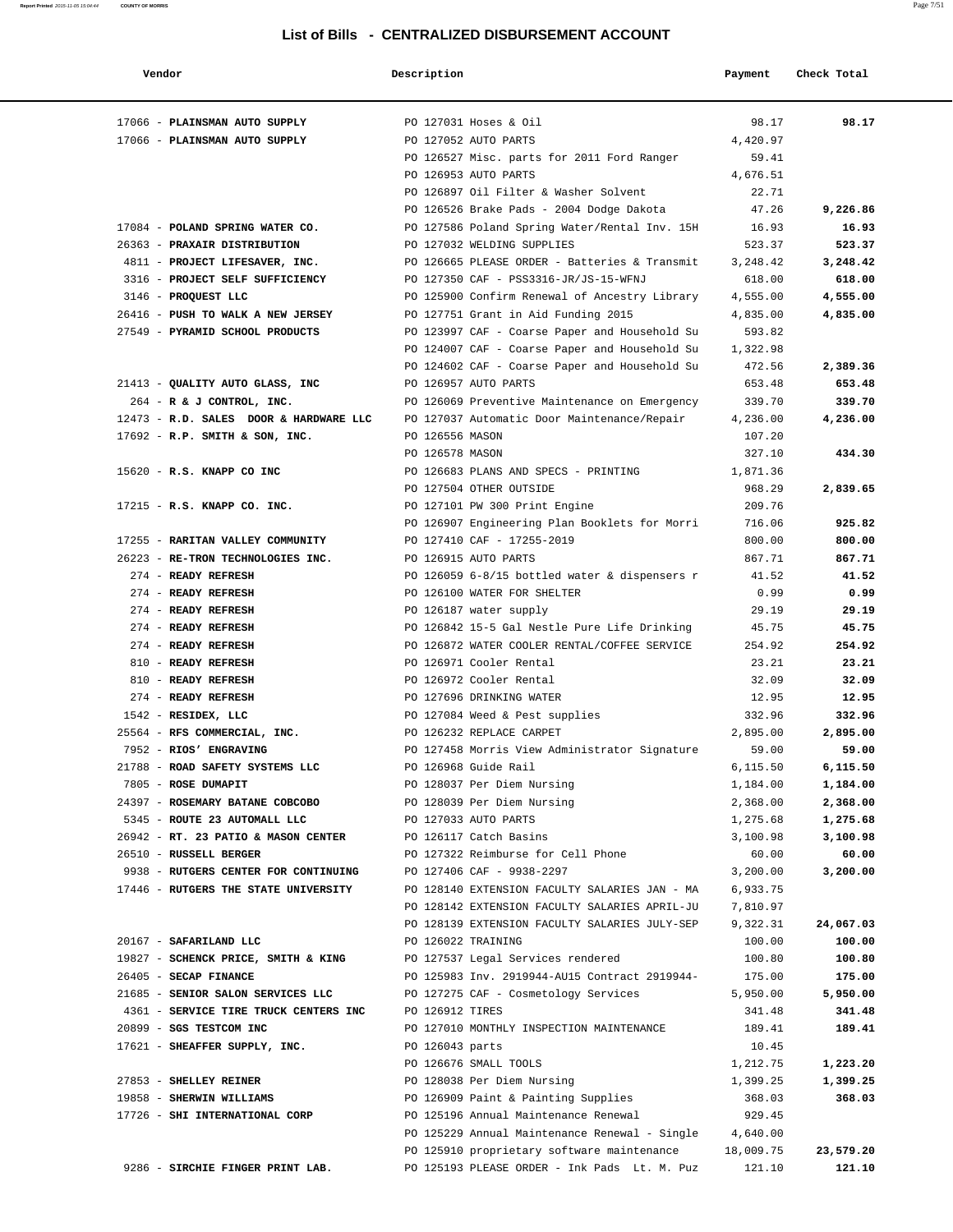# List of Bills - CENTRALIZED DISBURSEMENT ACCOUNT

| Vendor | Description | Payment | Check Total |
|---|---|---|---|
| 17066 - **PLAINSMAN AUTO SUPPLY** | PO 127031 Hoses & Oil | 98.17 | **98.17** |
| 17066 - **PLAINSMAN AUTO SUPPLY** | PO 127052 AUTO PARTS | 4,420.97 | |
| | PO 126527 Misc. parts for 2011 Ford Ranger | 59.41 | |
| | PO 126953 AUTO PARTS | 4,676.51 | |
| | PO 126897 Oil Filter & Washer Solvent | 22.71 | |
| | PO 126526 Brake Pads - 2004 Dodge Dakota | 47.26 | **9,226.86** |
| 17084 - **POLAND SPRING WATER CO.** | PO 127586 Poland Spring Water/Rental Inv. 15H | 16.93 | **16.93** |
| 26363 - **PRAXAIR DISTRIBUTION** | PO 127032 WELDING SUPPLIES | 523.37 | **523.37** |
| 4811 - **PROJECT LIFESAVER, INC.** | PO 126665 PLEASE ORDER - Batteries & Transmit | 3,248.42 | **3,248.42** |
| 3316 - **PROJECT SELF SUFFICIENCY** | PO 127350 CAF - PSS3316-JR/JS-15-WFNJ | 618.00 | **618.00** |
| 3146 - **PROQUEST LLC** | PO 125900 Confirm Renewal of Ancestry Library | 4,555.00 | **4,555.00** |
| 26416 - **PUSH TO WALK A NEW JERSEY** | PO 127751 Grant in Aid Funding 2015 | 4,835.00 | **4,835.00** |
| 27549 - **PYRAMID SCHOOL PRODUCTS** | PO 123997 CAF - Coarse Paper and Household Su | 593.82 | |
| | PO 124007 CAF - Coarse Paper and Household Su | 1,322.98 | |
| | PO 124602 CAF - Coarse Paper and Household Su | 472.56 | **2,389.36** |
| 21413 - **QUALITY AUTO GLASS, INC** | PO 126957 AUTO PARTS | 653.48 | **653.48** |
| 264 - **R & J CONTROL, INC.** | PO 126069 Preventive Maintenance on Emergency | 339.70 | **339.70** |
| 12473 - **R.D. SALES DOOR & HARDWARE LLC** | PO 127037 Automatic Door Maintenance/Repair | 4,236.00 | **4,236.00** |
| 17692 - **R.P. SMITH & SON, INC.** | PO 126556 MASON | 107.20 | |
| | PO 126578 MASON | 327.10 | **434.30** |
| 15620 - **R.S. KNAPP CO INC** | PO 126683 PLANS AND SPECS - PRINTING | 1,871.36 | |
| | PO 127504 OTHER OUTSIDE | 968.29 | **2,839.65** |
| 17215 - **R.S. KNAPP CO. INC.** | PO 127101 PW 300 Print Engine | 209.76 | |
| | PO 126907 Engineering Plan Booklets for Morri | 716.06 | **925.82** |
| 17255 - **RARITAN VALLEY COMMUNITY** | PO 127410 CAF - 17255-2019 | 800.00 | **800.00** |
| 26223 - **RE-TRON TECHNOLOGIES INC.** | PO 126915 AUTO PARTS | 867.71 | **867.71** |
| 274 - **READY REFRESH** | PO 126059 6-8/15 bottled water & dispensers r | 41.52 | **41.52** |
| 274 - **READY REFRESH** | PO 126100 WATER FOR SHELTER | 0.99 | **0.99** |
| 274 - **READY REFRESH** | PO 126187 water supply | 29.19 | **29.19** |
| 274 - **READY REFRESH** | PO 126842 15-5 Gal Nestle Pure Life Drinking | 45.75 | **45.75** |
| 274 - **READY REFRESH** | PO 126872 WATER COOLER RENTAL/COFFEE SERVICE | 254.92 | **254.92** |
| 810 - **READY REFRESH** | PO 126971 Cooler Rental | 23.21 | **23.21** |
| 810 - **READY REFRESH** | PO 126972 Cooler Rental | 32.09 | **32.09** |
| 274 - **READY REFRESH** | PO 127696 DRINKING WATER | 12.95 | **12.95** |
| 1542 - **RESIDEX, LLC** | PO 127084 Weed & Pest supplies | 332.96 | **332.96** |
| 25564 - **RFS COMMERCIAL, INC.** | PO 126232 REPLACE CARPET | 2,895.00 | **2,895.00** |
| 7952 - **RIOS' ENGRAVING** | PO 127458 Morris View Administrator Signature | 59.00 | **59.00** |
| 21788 - **ROAD SAFETY SYSTEMS LLC** | PO 126968 Guide Rail | 6,115.50 | **6,115.50** |
| 7805 - **ROSE DUMAPIT** | PO 128037 Per Diem Nursing | 1,184.00 | **1,184.00** |
| 24397 - **ROSEMARY BATANE COBCOBO** | PO 128039 Per Diem Nursing | 2,368.00 | **2,368.00** |
| 5345 - **ROUTE 23 AUTOMALL LLC** | PO 127033 AUTO PARTS | 1,275.68 | **1,275.68** |
| 26942 - **RT. 23 PATIO & MASON CENTER** | PO 126117 Catch Basins | 3,100.98 | **3,100.98** |
| 26510 - **RUSSELL BERGER** | PO 127322 Reimburse for Cell Phone | 60.00 | **60.00** |
| 9938 - **RUTGERS CENTER FOR CONTINUING** | PO 127406 CAF - 9938-2297 | 3,200.00 | **3,200.00** |
| 17446 - **RUTGERS THE STATE UNIVERSITY** | PO 128140 EXTENSION FACULTY SALARIES JAN - MA | 6,933.75 | |
| | PO 128142 EXTENSION FACULTY SALARIES APRIL-JU | 7,810.97 | |
| | PO 128139 EXTENSION FACULTY SALARIES JULY-SEP | 9,322.31 | **24,067.03** |
| 20167 - **SAFARILAND LLC** | PO 126022 TRAINING | 100.00 | **100.00** |
| 19827 - **SCHENCK PRICE, SMITH & KING** | PO 127537 Legal Services rendered | 100.80 | **100.80** |
| 26405 - **SECAP FINANCE** | PO 125983 Inv. 2919944-AU15 Contract 2919944- | 175.00 | **175.00** |
| 21685 - **SENIOR SALON SERVICES LLC** | PO 127275 CAF - Cosmetology Services | 5,950.00 | **5,950.00** |
| 4361 - **SERVICE TIRE TRUCK CENTERS INC** | PO 126912 TIRES | 341.48 | **341.48** |
| 20899 - **SGS TESTCOM INC** | PO 127010 MONTHLY INSPECTION MAINTENANCE | 189.41 | **189.41** |
| 17621 - **SHEAFFER SUPPLY, INC.** | PO 126043 parts | 10.45 | |
| | PO 126676 SMALL TOOLS | 1,212.75 | **1,223.20** |
| 27853 - **SHELLEY REINER** | PO 128038 Per Diem Nursing | 1,399.25 | **1,399.25** |
| 19858 - **SHERWIN WILLIAMS** | PO 126909 Paint & Painting Supplies | 368.03 | **368.03** |
| 17726 - **SHI INTERNATIONAL CORP** | PO 125196 Annual Maintenance Renewal | 929.45 | |
| | PO 125229 Annual Maintenance Renewal - Single | 4,640.00 | |
| | PO 125910 proprietary software maintenance | 18,009.75 | **23,579.20** |
| 9286 - **SIRCHIE FINGER PRINT LAB.** | PO 125193 PLEASE ORDER - Ink Pads Lt. M. Puz | 121.10 | **121.10** |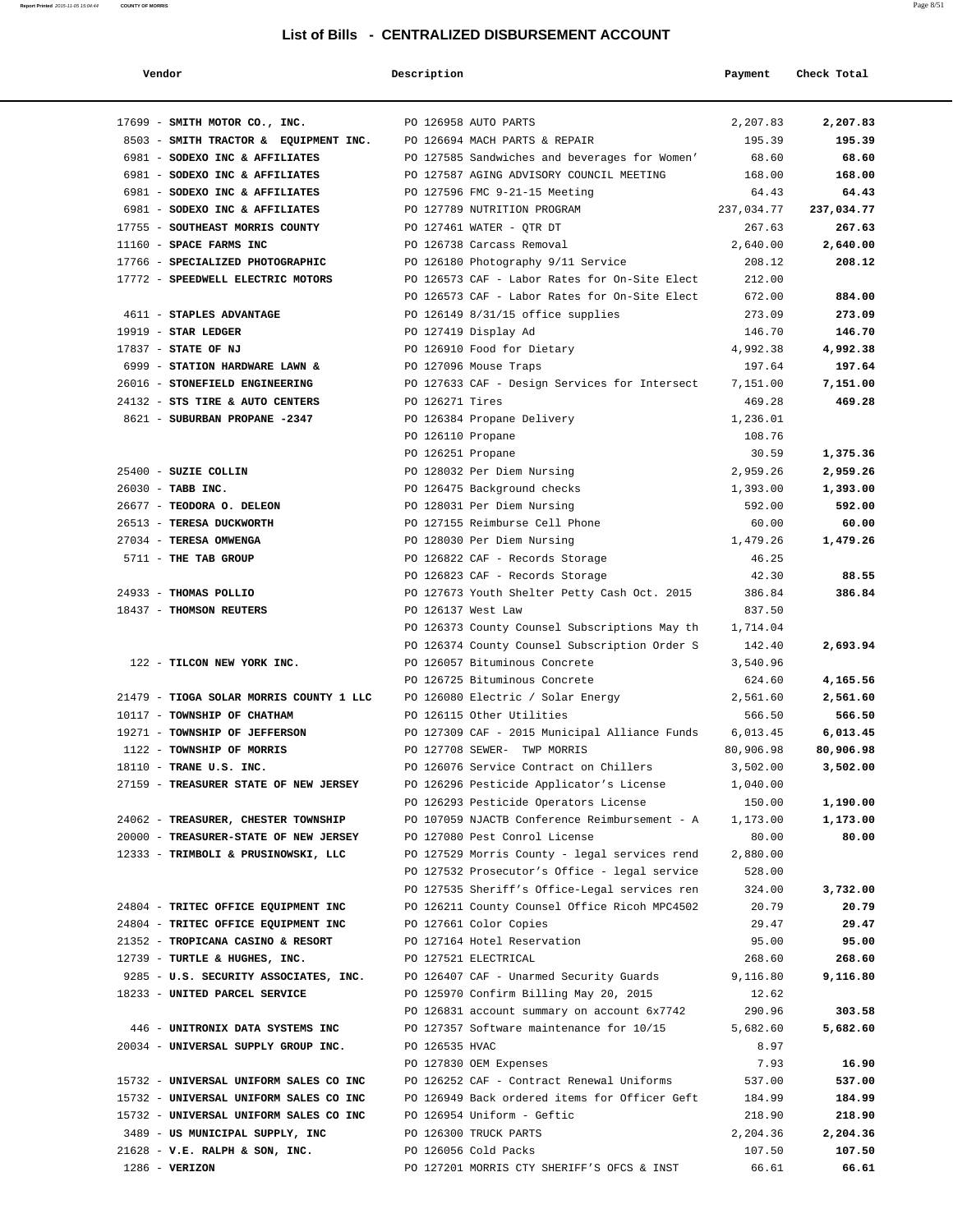# List of Bills - CENTRALIZED DISBURSEMENT ACCOUNT

| Vendor | Description | Payment | Check Total |
|---|---|---|---|
| 17699 - **SMITH MOTOR CO., INC.** | PO 126958 AUTO PARTS | 2,207.83 | **2,207.83** |
| 8503 - **SMITH TRACTOR & EQUIPMENT INC.** | PO 126694 MACH PARTS & REPAIR | 195.39 | **195.39** |
| 6981 - **SODEXO INC & AFFILIATES** | PO 127585 Sandwiches and beverages for Women' | 68.60 | **68.60** |
| 6981 - **SODEXO INC & AFFILIATES** | PO 127587 AGING ADVISORY COUNCIL MEETING | 168.00 | **168.00** |
| 6981 - **SODEXO INC & AFFILIATES** | PO 127596 FMC 9-21-15 Meeting | 64.43 | **64.43** |
| 6981 - **SODEXO INC & AFFILIATES** | PO 127789 NUTRITION PROGRAM | 237,034.77 | **237,034.77** |
| 17755 - **SOUTHEAST MORRIS COUNTY** | PO 127461 WATER - QTR DT | 267.63 | **267.63** |
| 11160 - **SPACE FARMS INC** | PO 126738 Carcass Removal | 2,640.00 | **2,640.00** |
| 17766 - **SPECIALIZED PHOTOGRAPHIC** | PO 126180 Photography 9/11 Service | 208.12 | **208.12** |
| 17772 - **SPEEDWELL ELECTRIC MOTORS** | PO 126573 CAF - Labor Rates for On-Site Elect | 212.00 | |
| | PO 126573 CAF - Labor Rates for On-Site Elect | 672.00 | **884.00** |
| 4611 - **STAPLES ADVANTAGE** | PO 126149 8/31/15 office supplies | 273.09 | **273.09** |
| 19919 - **STAR LEDGER** | PO 127419 Display Ad | 146.70 | **146.70** |
| 17837 - **STATE OF NJ** | PO 126910 Food for Dietary | 4,992.38 | **4,992.38** |
| 6999 - **STATION HARDWARE LAWN &** | PO 127096 Mouse Traps | 197.64 | **197.64** |
| 26016 - **STONEFIELD ENGINEERING** | PO 127633 CAF - Design Services for Intersect | 7,151.00 | **7,151.00** |
| 24132 - **STS TIRE & AUTO CENTERS** | PO 126271 Tires | 469.28 | **469.28** |
| 8621 - **SUBURBAN PROPANE -2347** | PO 126384 Propane Delivery | 1,236.01 | |
| | PO 126110 Propane | 108.76 | |
| | PO 126251 Propane | 30.59 | **1,375.36** |
| 25400 - **SUZIE COLLIN** | PO 128032 Per Diem Nursing | 2,959.26 | **2,959.26** |
| 26030 - **TABB INC.** | PO 126475 Background checks | 1,393.00 | **1,393.00** |
| 26677 - **TEODORA O. DELEON** | PO 128031 Per Diem Nursing | 592.00 | **592.00** |
| 26513 - **TERESA DUCKWORTH** | PO 127155 Reimburse Cell Phone | 60.00 | **60.00** |
| 27034 - **TERESA OMWENGA** | PO 128030 Per Diem Nursing | 1,479.26 | **1,479.26** |
| 5711 - **THE TAB GROUP** | PO 126822 CAF - Records Storage | 46.25 | |
| | PO 126823 CAF - Records Storage | 42.30 | **88.55** |
| 24933 - **THOMAS POLLIO** | PO 127673 Youth Shelter Petty Cash Oct. 2015 | 386.84 | **386.84** |
| 18437 - **THOMSON REUTERS** | PO 126137 West Law | 837.50 | |
| | PO 126373 County Counsel Subscriptions May th | 1,714.04 | |
| | PO 126374 County Counsel Subscription Order S | 142.40 | **2,693.94** |
| 122 - **TILCON NEW YORK INC.** | PO 126057 Bituminous Concrete | 3,540.96 | |
| | PO 126725 Bituminous Concrete | 624.60 | **4,165.56** |
| 21479 - **TIOGA SOLAR MORRIS COUNTY 1 LLC** | PO 126080 Electric / Solar Energy | 2,561.60 | **2,561.60** |
| 10117 - **TOWNSHIP OF CHATHAM** | PO 126115 Other Utilities | 566.50 | **566.50** |
| 19271 - **TOWNSHIP OF JEFFERSON** | PO 127309 CAF - 2015 Municipal Alliance Funds | 6,013.45 | **6,013.45** |
| 1122 - **TOWNSHIP OF MORRIS** | PO 127708 SEWER- TWP MORRIS | 80,906.98 | **80,906.98** |
| 18110 - **TRANE U.S. INC.** | PO 126076 Service Contract on Chillers | 3,502.00 | **3,502.00** |
| 27159 - **TREASURER STATE OF NEW JERSEY** | PO 126296 Pesticide Applicator's License | 1,040.00 | |
| | PO 126293 Pesticide Operators License | 150.00 | **1,190.00** |
| 24062 - **TREASURER, CHESTER TOWNSHIP** | PO 107059 NJACTB Conference Reimbursement - A | 1,173.00 | **1,173.00** |
| 20000 - **TREASURER-STATE OF NEW JERSEY** | PO 127080 Pest Conrol License | 80.00 | **80.00** |
| 12333 - **TRIMBOLI & PRUSINOWSKI, LLC** | PO 127529 Morris County - legal services rend | 2,880.00 | |
| | PO 127532 Prosecutor's Office - legal service | 528.00 | |
| | PO 127535 Sheriff's Office-Legal services ren | 324.00 | **3,732.00** |
| 24804 - **TRITEC OFFICE EQUIPMENT INC** | PO 126211 County Counsel Office Ricoh MPC4502 | 20.79 | **20.79** |
| 24804 - **TRITEC OFFICE EQUIPMENT INC** | PO 127661 Color Copies | 29.47 | **29.47** |
| 21352 - **TROPICANA CASINO & RESORT** | PO 127164 Hotel Reservation | 95.00 | **95.00** |
| 12739 - **TURTLE & HUGHES, INC.** | PO 127521 ELECTRICAL | 268.60 | **268.60** |
| 9285 - **U.S. SECURITY ASSOCIATES, INC.** | PO 126407 CAF - Unarmed Security Guards | 9,116.80 | **9,116.80** |
| 18233 - **UNITED PARCEL SERVICE** | PO 125970 Confirm Billing May 20, 2015 | 12.62 | |
| | PO 126831 account summary on account 6x7742 | 290.96 | **303.58** |
| 446 - **UNITRONIX DATA SYSTEMS INC** | PO 127357 Software maintenance for 10/15 | 5,682.60 | **5,682.60** |
| 20034 - **UNIVERSAL SUPPLY GROUP INC.** | PO 126535 HVAC | 8.97 | |
| | PO 127830 OEM Expenses | 7.93 | **16.90** |
| 15732 - **UNIVERSAL UNIFORM SALES CO INC** | PO 126252 CAF - Contract Renewal Uniforms | 537.00 | **537.00** |
| 15732 - **UNIVERSAL UNIFORM SALES CO INC** | PO 126949 Back ordered items for Officer Geft | 184.99 | **184.99** |
| 15732 - **UNIVERSAL UNIFORM SALES CO INC** | PO 126954 Uniform - Geftic | 218.90 | **218.90** |
| 3489 - **US MUNICIPAL SUPPLY, INC** | PO 126300 TRUCK PARTS | 2,204.36 | **2,204.36** |
| 21628 - **V.E. RALPH & SON, INC.** | PO 126056 Cold Packs | 107.50 | **107.50** |
| 1286 - **VERIZON** | PO 127201 MORRIS CTY SHERIFF'S OFCS & INST | 66.61 | **66.61** |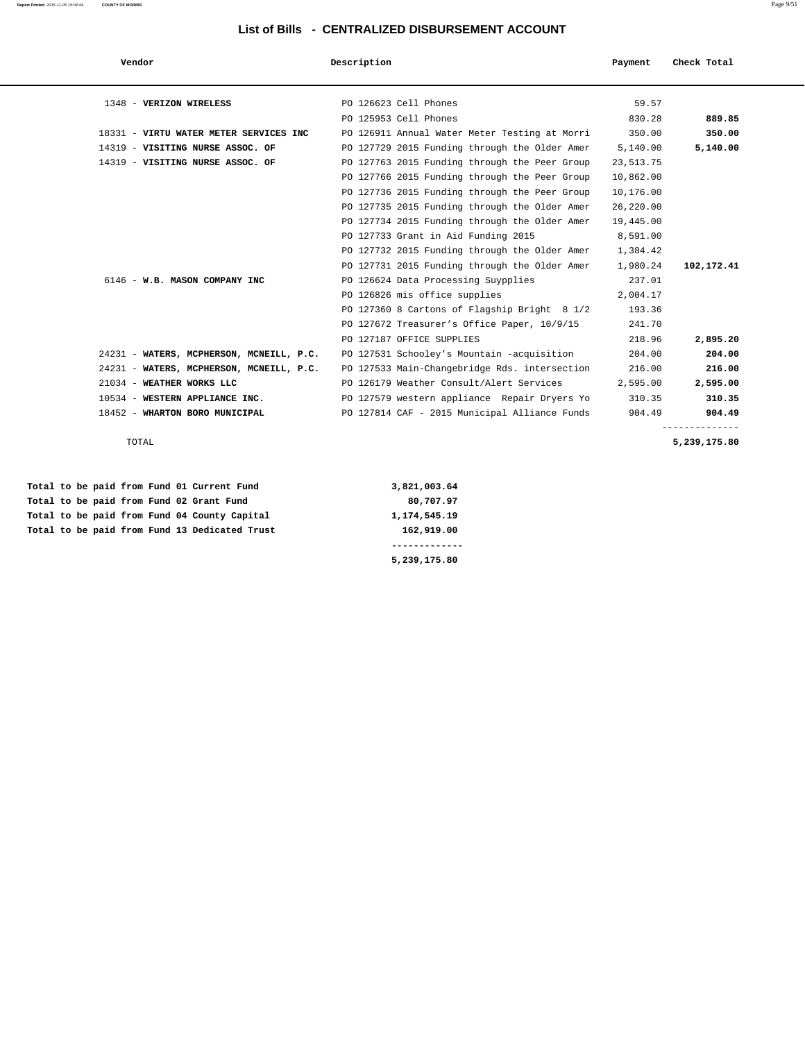# List of Bills - CENTRALIZED DISBURSEMENT ACCOUNT

| Vendor | Description | Payment | Check Total |
|---|---|---|---|
| 1348 - **VERIZON WIRELESS** | PO 126623 Cell Phones | 59.57 | |
| | PO 125953 Cell Phones | 830.28 | **889.85** |
| 18331 - **VIRTU WATER METER SERVICES INC** | PO 126911 Annual Water Meter Testing at Morri | 350.00 | **350.00** |
| 14319 - **VISITING NURSE ASSOC. OF** | PO 127729 2015 Funding through the Older Amer | 5,140.00 | **5,140.00** |
| 14319 - **VISITING NURSE ASSOC. OF** | PO 127763 2015 Funding through the Peer Group | 23,513.75 | |
| | PO 127766 2015 Funding through the Peer Group | 10,862.00 | |
| | PO 127736 2015 Funding through the Peer Group | 10,176.00 | |
| | PO 127735 2015 Funding through the Older Amer | 26,220.00 | |
| | PO 127734 2015 Funding through the Older Amer | 19,445.00 | |
| | PO 127733 Grant in Aid Funding 2015 | 8,591.00 | |
| | PO 127732 2015 Funding through the Older Amer | 1,384.42 | |
| | PO 127731 2015 Funding through the Older Amer | 1,980.24 | **102,172.41** |
| 6146 - **W.B. MASON COMPANY INC** | PO 126624 Data Processing Suypplies | 237.01 | |
| | PO 126826 mis office supplies | 2,004.17 | |
| | PO 127360 8 Cartons of Flagship Bright 8 1/2 | 193.36 | |
| | PO 127672 Treasurer's Office Paper, 10/9/15 | 241.70 | |
| | PO 127187 OFFICE SUPPLIES | 218.96 | **2,895.20** |
| 24231 - **WATERS, MCPHERSON, MCNEILL, P.C.** | PO 127531 Schooley's Mountain -acquisition | 204.00 | **204.00** |
| 24231 - **WATERS, MCPHERSON, MCNEILL, P.C.** | PO 127533 Main-Changebridge Rds. intersection | 216.00 | **216.00** |
| 21034 - **WEATHER WORKS LLC** | PO 126179 Weather Consult/Alert Services | 2,595.00 | **2,595.00** |
| 10534 - **WESTERN APPLIANCE INC.** | PO 127579 western appliance Repair Dryers Yo | 310.35 | **310.35** |
| 18452 - **WHARTON BORO MUNICIPAL** | PO 127814 CAF - 2015 Municipal Alliance Funds | 904.49 | **904.49** |
| TOTAL | | | **5,239,175.80** |

| | |
|---|---|
| **Total to be paid from Fund 01 Current Fund** | **3,821,003.64** |
| **Total to be paid from Fund 02 Grant Fund** | **80,707.97** |
| **Total to be paid from Fund 04 County Capital** | **1,174,545.19** |
| **Total to be paid from Fund 13 Dedicated Trust** | **162,919.00** |
| | **5,239,175.80** |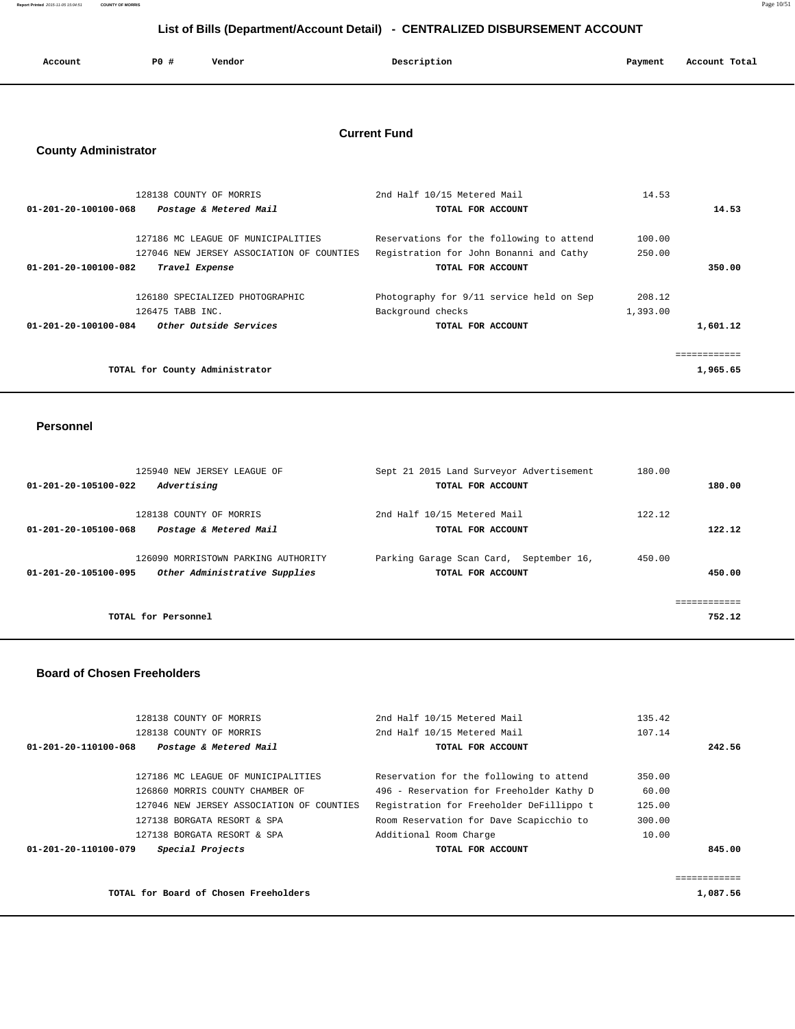# List of Bills (Department/Account Detail) - CENTRALIZED DISBURSEMENT ACCOUNT

## Current Fund

### County Administrator

| Account | PO # | Vendor | Description | Payment | Account Total |
|---|---|---|---|---|---|
| | 128138 | COUNTY OF MORRIS | 2nd Half 10/15 Metered Mail | 14.53 | |
| 01-201-20-100100-068 | | *Postage & Metered Mail* | **TOTAL FOR ACCOUNT** | | **14.53** |
| | 127186 | MC LEAGUE OF MUNICIPALITIES | Reservations for the following to attend | 100.00 | |
| | 127046 | NEW JERSEY ASSOCIATION OF COUNTIES | Registration for John Bonanni and Cathy | 250.00 | |
| 01-201-20-100100-082 | | *Travel Expense* | **TOTAL FOR ACCOUNT** | | **350.00** |
| | 126180 | SPECIALIZED PHOTOGRAPHIC | Photography for 9/11 service held on Sep | 208.12 | |
| | 126475 | TABB INC. | Background checks | 1,393.00 | |
| 01-201-20-100100-084 | | *Other Outside Services* | **TOTAL FOR ACCOUNT** | | **1,601.12** |
| | | **TOTAL for County Administrator** | | | **1,965.65** |

### Personnel

| Account | PO # | Vendor | Description | Payment | Account Total |
|---|---|---|---|---|---|
| | 125940 | NEW JERSEY LEAGUE OF | Sept 21 2015 Land Surveyor Advertisement | 180.00 | |
| 01-201-20-105100-022 | | *Advertising* | **TOTAL FOR ACCOUNT** | | **180.00** |
| | 128138 | COUNTY OF MORRIS | 2nd Half 10/15 Metered Mail | 122.12 | |
| 01-201-20-105100-068 | | *Postage & Metered Mail* | **TOTAL FOR ACCOUNT** | | **122.12** |
| | 126090 | MORRISTOWN PARKING AUTHORITY | Parking Garage Scan Card, September 16, | 450.00 | |
| 01-201-20-105100-095 | | *Other Administrative Supplies* | **TOTAL FOR ACCOUNT** | | **450.00** |
| | | **TOTAL for Personnel** | | | **752.12** |

### Board of Chosen Freeholders

| Account | PO # | Vendor | Description | Payment | Account Total |
|---|---|---|---|---|---|
| | 128138 | COUNTY OF MORRIS | 2nd Half 10/15 Metered Mail | 135.42 | |
| | 128138 | COUNTY OF MORRIS | 2nd Half 10/15 Metered Mail | 107.14 | |
| 01-201-20-110100-068 | | *Postage & Metered Mail* | **TOTAL FOR ACCOUNT** | | **242.56** |
| | 127186 | MC LEAGUE OF MUNICIPALITIES | Reservation for the following to attend | 350.00 | |
| | 126860 | MORRIS COUNTY CHAMBER OF | 496 - Reservation for Freeholder Kathy D | 60.00 | |
| | 127046 | NEW JERSEY ASSOCIATION OF COUNTIES | Registration for Freeholder DeFillippo t | 125.00 | |
| | 127138 | BORGATA RESORT & SPA | Room Reservation for Dave Scapicchio to | 300.00 | |
| | 127138 | BORGATA RESORT & SPA | Additional Room Charge | 10.00 | |
| 01-201-20-110100-079 | | *Special Projects* | **TOTAL FOR ACCOUNT** | | **845.00** |
| | | **TOTAL for Board of Chosen Freeholders** | | | **1,087.56** |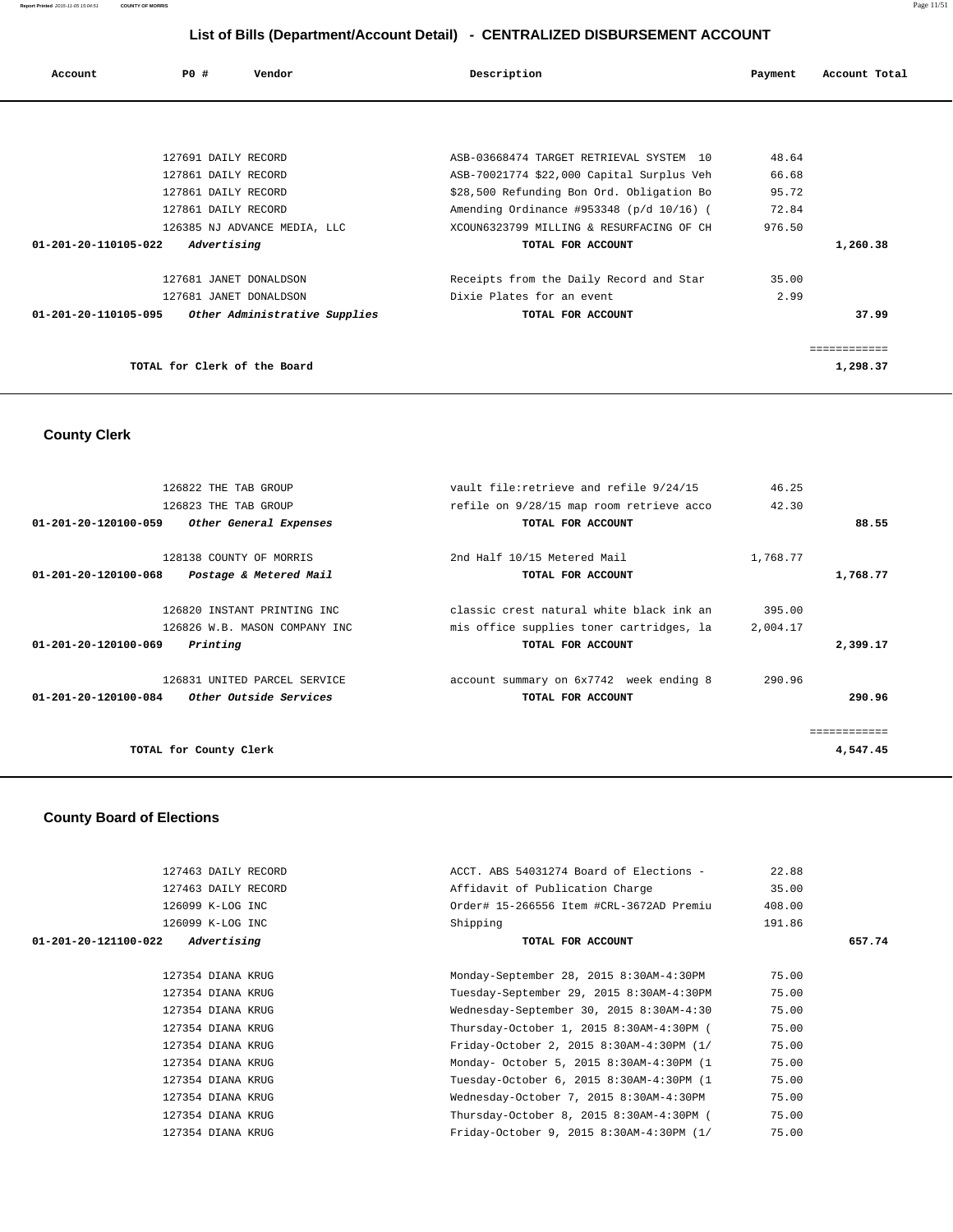## List of Bills (Department/Account Detail) - CENTRALIZED DISBURSEMENT ACCOUNT

| Account | PO # | Vendor | Description | Payment | Account Total |
|---|---|---|---|---|---|
| | 127691 | DAILY RECORD | ASB-03668474 TARGET RETRIEVAL SYSTEM 10 | 48.64 | |
| | 127861 | DAILY RECORD | ASB-70021774 $22,000 Capital Surplus Veh | 66.68 | |
| | 127861 | DAILY RECORD | $28,500 Refunding Bon Ord. Obligation Bo | 95.72 | |
| | 127861 | DAILY RECORD | Amending Ordinance #953348 (p/d 10/16) ( | 72.84 | |
| | 126385 | NJ ADVANCE MEDIA, LLC | XCOUN6323799 MILLING & RESURFACING OF CH | 976.50 | |
| **01-201-20-110105-022** | | *Advertising* | **TOTAL FOR ACCOUNT** | | **1,260.38** |
| | 127681 | JANET DONALDSON | Receipts from the Daily Record and Star | 35.00 | |
| | 127681 | JANET DONALDSON | Dixie Plates for an event | 2.99 | |
| **01-201-20-110105-095** | | *Other Administrative Supplies* | **TOTAL FOR ACCOUNT** | | **37.99** |
| | | | | | ============ |
| | | **TOTAL for Clerk of the Board** | | | **1,298.37** |

## County Clerk

| Account | PO # | Vendor | Description | Payment | Account Total |
|---|---|---|---|---|---|
| | 126822 | THE TAB GROUP | vault file:retrieve and refile 9/24/15 | 46.25 | |
| | 126823 | THE TAB GROUP | refile on 9/28/15 map room retrieve acco | 42.30 | |
| **01-201-20-120100-059** | | *Other General Expenses* | **TOTAL FOR ACCOUNT** | | **88.55** |
| | 128138 | COUNTY OF MORRIS | 2nd Half 10/15 Metered Mail | 1,768.77 | |
| **01-201-20-120100-068** | | *Postage & Metered Mail* | **TOTAL FOR ACCOUNT** | | **1,768.77** |
| | 126820 | INSTANT PRINTING INC | classic crest natural white black ink an | 395.00 | |
| | 126826 | W.B. MASON COMPANY INC | mis office supplies toner cartridges, la | 2,004.17 | |
| **01-201-20-120100-069** | | *Printing* | **TOTAL FOR ACCOUNT** | | **2,399.17** |
| | 126831 | UNITED PARCEL SERVICE | account summary on 6x7742 week ending 8 | 290.96 | |
| **01-201-20-120100-084** | | *Other Outside Services* | **TOTAL FOR ACCOUNT** | | **290.96** |
| | | | | | ============ |
| | | **TOTAL for County Clerk** | | | **4,547.45** |

## County Board of Elections

| Account | PO # | Vendor | Description | Payment | Account Total |
|---|---|---|---|---|---|
| | 127463 | DAILY RECORD | ACCT. ABS 54031274 Board of Elections - | 22.88 | |
| | 127463 | DAILY RECORD | Affidavit of Publication Charge | 35.00 | |
| | 126099 | K-LOG INC | Order# 15-266556 Item #CRL-3672AD Premiu | 408.00 | |
| | 126099 | K-LOG INC | Shipping | 191.86 | |
| **01-201-20-121100-022** | | *Advertising* | **TOTAL FOR ACCOUNT** | | **657.74** |
| | 127354 | DIANA KRUG | Monday-September 28, 2015 8:30AM-4:30PM | 75.00 | |
| | 127354 | DIANA KRUG | Tuesday-September 29, 2015 8:30AM-4:30PM | 75.00 | |
| | 127354 | DIANA KRUG | Wednesday-September 30, 2015 8:30AM-4:30 | 75.00 | |
| | 127354 | DIANA KRUG | Thursday-October 1, 2015 8:30AM-4:30PM ( | 75.00 | |
| | 127354 | DIANA KRUG | Friday-October 2, 2015 8:30AM-4:30PM (1/ | 75.00 | |
| | 127354 | DIANA KRUG | Monday- October 5, 2015 8:30AM-4:30PM (1 | 75.00 | |
| | 127354 | DIANA KRUG | Tuesday-October 6, 2015 8:30AM-4:30PM (1 | 75.00 | |
| | 127354 | DIANA KRUG | Wednesday-October 7, 2015 8:30AM-4:30PM | 75.00 | |
| | 127354 | DIANA KRUG | Thursday-October 8, 2015 8:30AM-4:30PM ( | 75.00 | |
| | 127354 | DIANA KRUG | Friday-October 9, 2015 8:30AM-4:30PM (1/ | 75.00 | |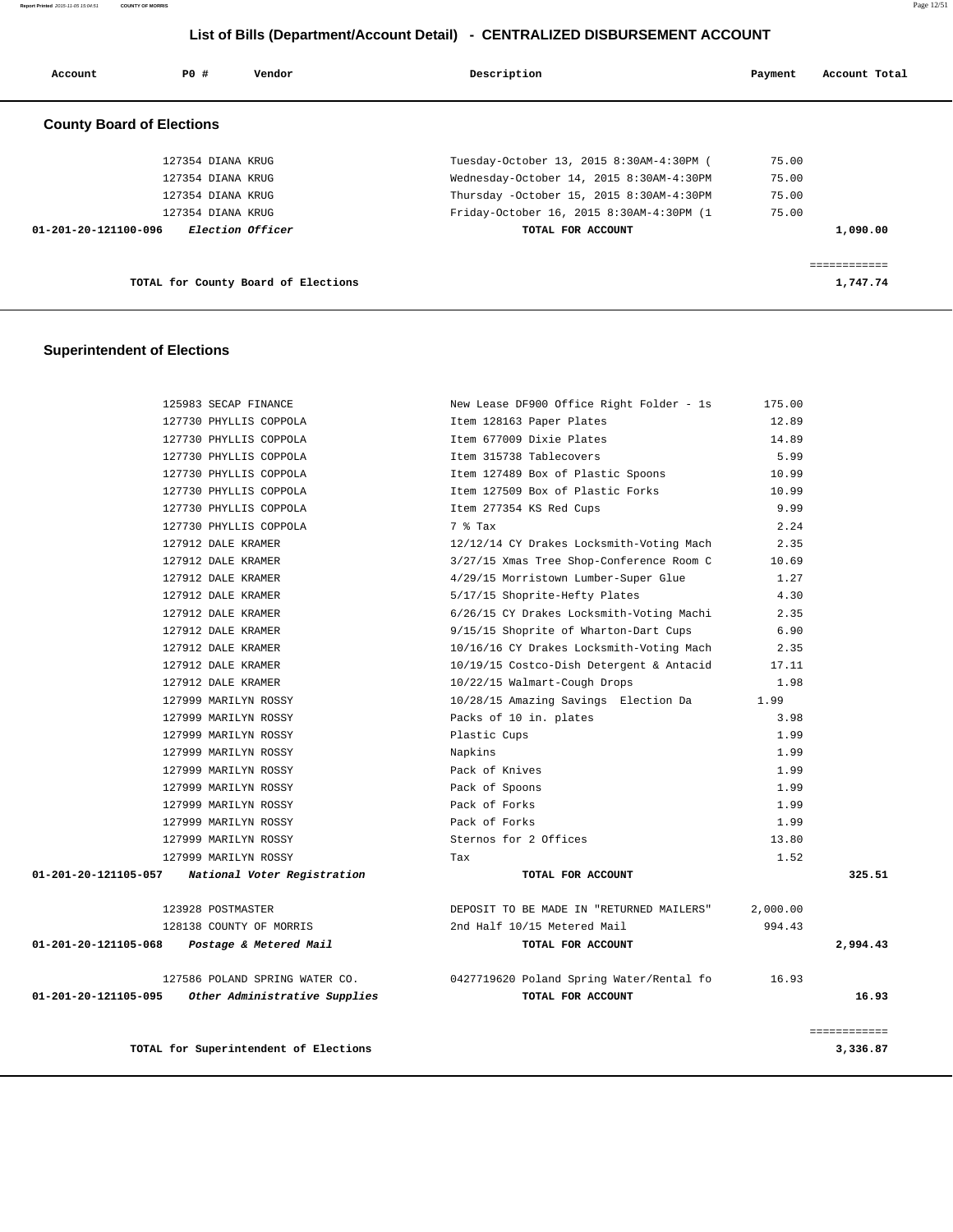# List of Bills (Department/Account Detail) - CENTRALIZED DISBURSEMENT ACCOUNT

| Account | PO # | Vendor | Description | Payment | Account Total |
|---|---|---|---|---|---|

## County Board of Elections

| Account | PO # | Vendor | Description | Payment | Account Total |
|---|---|---|---|---|---|
| | 127354 | DIANA KRUG | Tuesday-October 13, 2015 8:30AM-4:30PM ( | 75.00 | |
| | 127354 | DIANA KRUG | Wednesday-October 14, 2015 8:30AM-4:30PM | 75.00 | |
| | 127354 | DIANA KRUG | Thursday -October 15, 2015 8:30AM-4:30PM | 75.00 | |
| | 127354 | DIANA KRUG | Friday-October 16, 2015 8:30AM-4:30PM (1 | 75.00 | |
| **01-201-20-121100-096** | | ***Election Officer*** | **TOTAL FOR ACCOUNT** | | **1,090.00** |
| | | | | | ============ |
| | | **TOTAL for County Board of Elections** | | | **1,747.74** |

## Superintendent of Elections

| Account | PO # | Vendor | Description | Payment | Account Total |
|---|---|---|---|---|---|
| | 125983 | SECAP FINANCE | New Lease DF900 Office Right Folder - 1s | 175.00 | |
| | 127730 | PHYLLIS COPPOLA | Item 128163 Paper Plates | 12.89 | |
| | 127730 | PHYLLIS COPPOLA | Item 677009 Dixie Plates | 14.89 | |
| | 127730 | PHYLLIS COPPOLA | Item 315738 Tablecovers | 5.99 | |
| | 127730 | PHYLLIS COPPOLA | Item 127489 Box of Plastic Spoons | 10.99 | |
| | 127730 | PHYLLIS COPPOLA | Item 127509 Box of Plastic Forks | 10.99 | |
| | 127730 | PHYLLIS COPPOLA | Item 277354 KS Red Cups | 9.99 | |
| | 127730 | PHYLLIS COPPOLA | 7 % Tax | 2.24 | |
| | 127912 | DALE KRAMER | 12/12/14 CY Drakes Locksmith-Voting Mach | 2.35 | |
| | 127912 | DALE KRAMER | 3/27/15 Xmas Tree Shop-Conference Room C | 10.69 | |
| | 127912 | DALE KRAMER | 4/29/15 Morristown Lumber-Super Glue | 1.27 | |
| | 127912 | DALE KRAMER | 5/17/15 Shoprite-Hefty Plates | 4.30 | |
| | 127912 | DALE KRAMER | 6/26/15 CY Drakes Locksmith-Voting Machi | 2.35 | |
| | 127912 | DALE KRAMER | 9/15/15 Shoprite of Wharton-Dart Cups | 6.90 | |
| | 127912 | DALE KRAMER | 10/16/16 CY Drakes Locksmith-Voting Mach | 2.35 | |
| | 127912 | DALE KRAMER | 10/19/15 Costco-Dish Detergent & Antacid | 17.11 | |
| | 127912 | DALE KRAMER | 10/22/15 Walmart-Cough Drops | 1.98 | |
| | 127999 | MARILYN ROSSY | 10/28/15 Amazing Savings Election Da | 1.99 | |
| | 127999 | MARILYN ROSSY | Packs of 10 in. plates | 3.98 | |
| | 127999 | MARILYN ROSSY | Plastic Cups | 1.99 | |
| | 127999 | MARILYN ROSSY | Napkins | 1.99 | |
| | 127999 | MARILYN ROSSY | Pack of Knives | 1.99 | |
| | 127999 | MARILYN ROSSY | Pack of Spoons | 1.99 | |
| | 127999 | MARILYN ROSSY | Pack of Forks | 1.99 | |
| | 127999 | MARILYN ROSSY | Pack of Forks | 1.99 | |
| | 127999 | MARILYN ROSSY | Sternos for 2 Offices | 13.80 | |
| | 127999 | MARILYN ROSSY | Tax | 1.52 | |
| **01-201-20-121105-057** | | ***National Voter Registration*** | **TOTAL FOR ACCOUNT** | | **325.51** |
| | 123928 | POSTMASTER | DEPOSIT TO BE MADE IN "RETURNED MAILERS" | 2,000.00 | |
| | 128138 | COUNTY OF MORRIS | 2nd Half 10/15 Metered Mail | 994.43 | |
| **01-201-20-121105-068** | | ***Postage & Metered Mail*** | **TOTAL FOR ACCOUNT** | | **2,994.43** |
| | 127586 | POLAND SPRING WATER CO. | 0427719620 Poland Spring Water/Rental fo | 16.93 | |
| **01-201-20-121105-095** | | ***Other Administrative Supplies*** | **TOTAL FOR ACCOUNT** | | **16.93** |
| | | | | | ============ |
| | | **TOTAL for Superintendent of Elections** | | | **3,336.87** |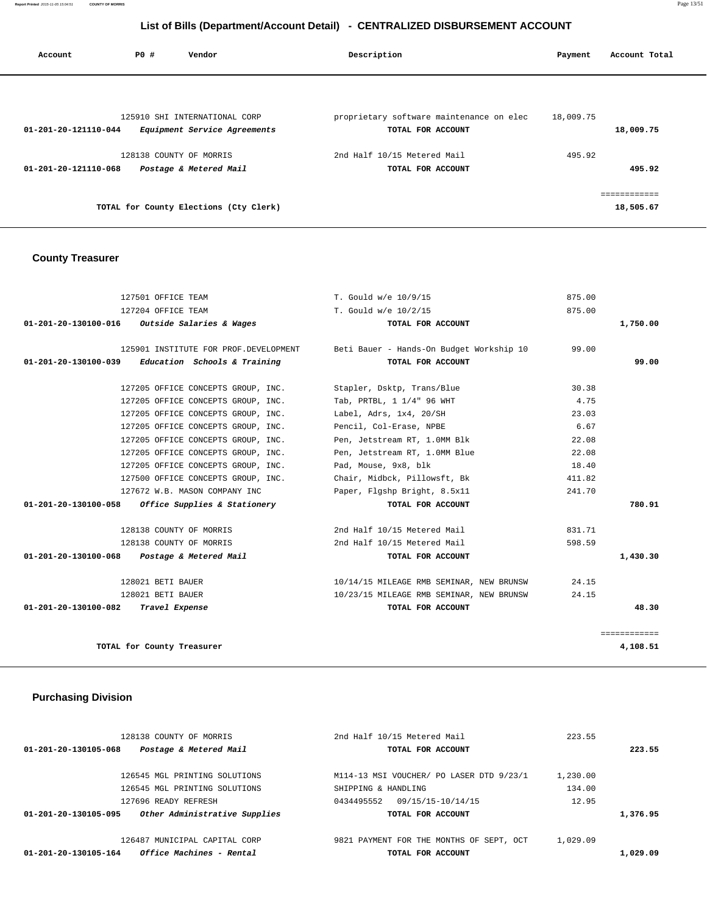## List of Bills (Department/Account Detail) - CENTRALIZED DISBURSEMENT ACCOUNT

| Account | PO # | Vendor | Description | Payment | Account Total |
|---|---|---|---|---|---|
| | 125910 | SHI INTERNATIONAL CORP | proprietary software maintenance on elec | 18,009.75 | |
| 01-201-20-121110-044 | | *Equipment Service Agreements* | TOTAL FOR ACCOUNT | | 18,009.75 |
| | 128138 | COUNTY OF MORRIS | 2nd Half 10/15 Metered Mail | 495.92 | |
| 01-201-20-121110-068 | | *Postage & Metered Mail* | TOTAL FOR ACCOUNT | | 495.92 |
| | | TOTAL for County Elections (Cty Clerk) | | | 18,505.67 |

### County Treasurer

| Account | PO # | Vendor | Description | Payment | Account Total |
|---|---|---|---|---|---|
| | 127501 | OFFICE TEAM | T. Gould w/e 10/9/15 | 875.00 | |
| | 127204 | OFFICE TEAM | T. Gould w/e 10/2/15 | 875.00 | |
| 01-201-20-130100-016 | | *Outside Salaries & Wages* | TOTAL FOR ACCOUNT | | 1,750.00 |
| | 125901 | INSTITUTE FOR PROF.DEVELOPMENT | Beti Bauer - Hands-On Budget Workship 10 | 99.00 | |
| 01-201-20-130100-039 | | *Education Schools & Training* | TOTAL FOR ACCOUNT | | 99.00 |
| | 127205 | OFFICE CONCEPTS GROUP, INC. | Stapler, Dsktp, Trans/Blue | 30.38 | |
| | 127205 | OFFICE CONCEPTS GROUP, INC. | Tab, PRTBL, 1 1/4" 96 WHT | 4.75 | |
| | 127205 | OFFICE CONCEPTS GROUP, INC. | Label, Adrs, 1x4, 20/SH | 23.03 | |
| | 127205 | OFFICE CONCEPTS GROUP, INC. | Pencil, Col-Erase, NPBE | 6.67 | |
| | 127205 | OFFICE CONCEPTS GROUP, INC. | Pen, Jetstream RT, 1.0MM Blk | 22.08 | |
| | 127205 | OFFICE CONCEPTS GROUP, INC. | Pen, Jetstream RT, 1.0MM Blue | 22.08 | |
| | 127205 | OFFICE CONCEPTS GROUP, INC. | Pad, Mouse, 9x8, blk | 18.40 | |
| | 127500 | OFFICE CONCEPTS GROUP, INC. | Chair, Midbck, Pillowsft, Bk | 411.82 | |
| | 127672 | W.B. MASON COMPANY INC | Paper, Flgshp Bright, 8.5x11 | 241.70 | |
| 01-201-20-130100-058 | | *Office Supplies & Stationery* | TOTAL FOR ACCOUNT | | 780.91 |
| | 128138 | COUNTY OF MORRIS | 2nd Half 10/15 Metered Mail | 831.71 | |
| | 128138 | COUNTY OF MORRIS | 2nd Half 10/15 Metered Mail | 598.59 | |
| 01-201-20-130100-068 | | *Postage & Metered Mail* | TOTAL FOR ACCOUNT | | 1,430.30 |
| | 128021 | BETI BAUER | 10/14/15 MILEAGE RMB SEMINAR, NEW BRUNSW | 24.15 | |
| | 128021 | BETI BAUER | 10/23/15 MILEAGE RMB SEMINAR, NEW BRUNSW | 24.15 | |
| 01-201-20-130100-082 | | *Travel Expense* | TOTAL FOR ACCOUNT | | 48.30 |
| | | TOTAL for County Treasurer | | | 4,108.51 |

### Purchasing Division

| Account | PO # | Vendor | Description | Payment | Account Total |
|---|---|---|---|---|---|
| | 128138 | COUNTY OF MORRIS | 2nd Half 10/15 Metered Mail | 223.55 | |
| 01-201-20-130105-068 | | *Postage & Metered Mail* | TOTAL FOR ACCOUNT | | 223.55 |
| | 126545 | MGL PRINTING SOLUTIONS | M114-13 MSI VOUCHER/ PO LASER DTD 9/23/1 | 1,230.00 | |
| | 126545 | MGL PRINTING SOLUTIONS | SHIPPING & HANDLING | 134.00 | |
| | 127696 | READY REFRESH | 0434495552 09/15/15-10/14/15 | 12.95 | |
| 01-201-20-130105-095 | | *Other Administrative Supplies* | TOTAL FOR ACCOUNT | | 1,376.95 |
| | 126487 | MUNICIPAL CAPITAL CORP | 9821 PAYMENT FOR THE MONTHS OF SEPT, OCT | 1,029.09 | |
| 01-201-20-130105-164 | | *Office Machines - Rental* | TOTAL FOR ACCOUNT | | 1,029.09 |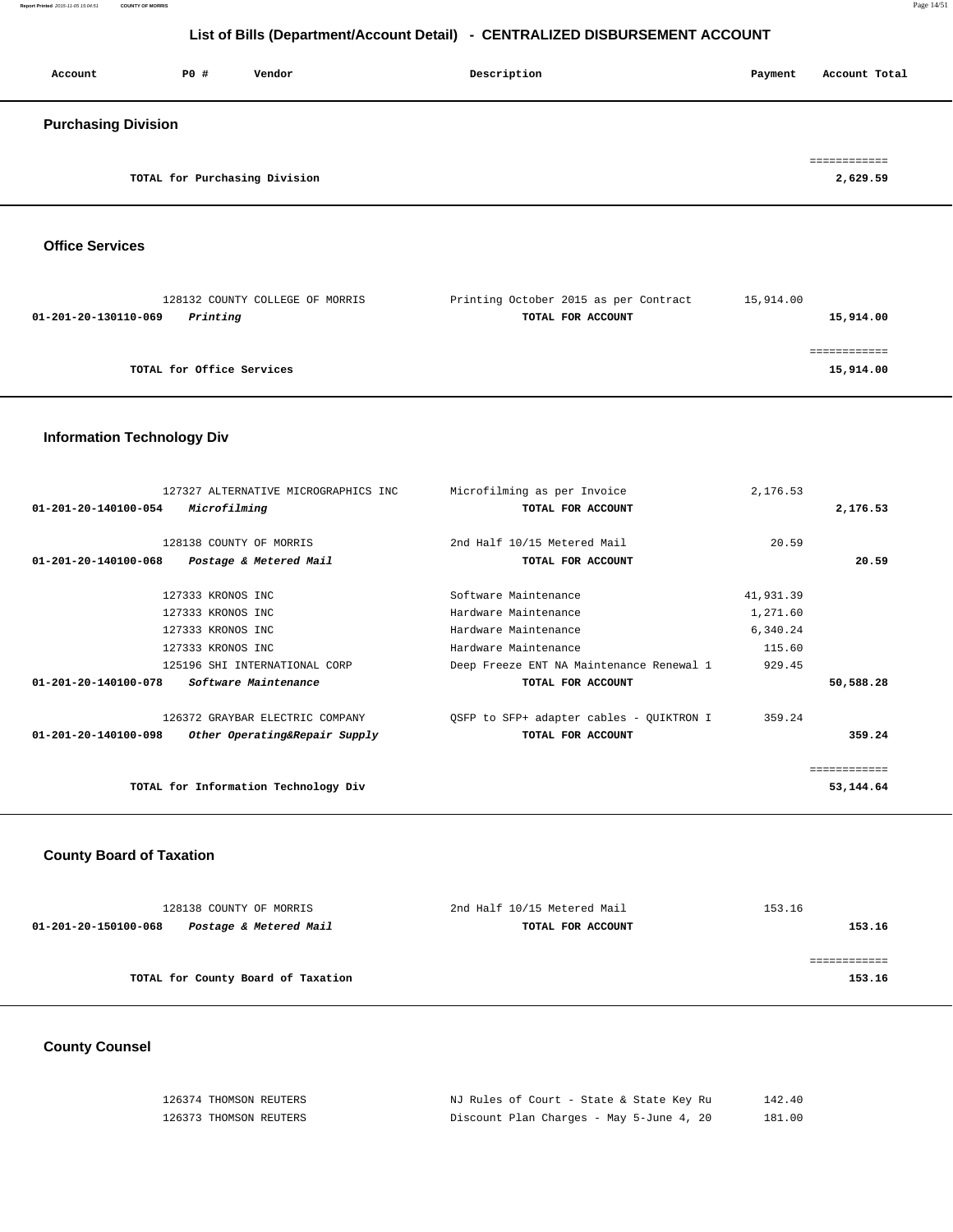# List of Bills (Department/Account Detail) - CENTRALIZED DISBURSEMENT ACCOUNT

| Account | PO # | Vendor | Description | Payment | Account Total |
|---|---|---|---|---|---|

## Purchasing Division

| | | | | | |
|---|---|---|---|---|---|
| | | TOTAL for Purchasing Division | | | ============ 2,629.59 |

## Office Services

| Account | PO # | Vendor | Description | Payment | Account Total |
|---|---|---|---|---|---|
| | 128132 | COUNTY COLLEGE OF MORRIS | Printing October 2015 as per Contract | 15,914.00 | |
| **01-201-20-130110-069** | | ***Printing*** | **TOTAL FOR ACCOUNT** | | **15,914.00** |
| | | **TOTAL for Office Services** | | | ============ **15,914.00** |

## Information Technology Div

| Account | PO # | Vendor | Description | Payment | Account Total |
|---|---|---|---|---|---|
| | 127327 | ALTERNATIVE MICROGRAPHICS INC | Microfilming as per Invoice | 2,176.53 | |
| **01-201-20-140100-054** | | ***Microfilming*** | **TOTAL FOR ACCOUNT** | | **2,176.53** |
| | 128138 | COUNTY OF MORRIS | 2nd Half 10/15 Metered Mail | 20.59 | |
| **01-201-20-140100-068** | | ***Postage & Metered Mail*** | **TOTAL FOR ACCOUNT** | | **20.59** |
| | 127333 | KRONOS INC | Software Maintenance | 41,931.39 | |
| | 127333 | KRONOS INC | Hardware Maintenance | 1,271.60 | |
| | 127333 | KRONOS INC | Hardware Maintenance | 6,340.24 | |
| | 127333 | KRONOS INC | Hardware Maintenance | 115.60 | |
| | 125196 | SHI INTERNATIONAL CORP | Deep Freeze ENT NA Maintenance Renewal 1 | 929.45 | |
| **01-201-20-140100-078** | | ***Software Maintenance*** | **TOTAL FOR ACCOUNT** | | **50,588.28** |
| | 126372 | GRAYBAR ELECTRIC COMPANY | QSFP to SFP+ adapter cables - QUIKTRON I | 359.24 | |
| **01-201-20-140100-098** | | ***Other Operating&Repair Supply*** | **TOTAL FOR ACCOUNT** | | **359.24** |
| | | **TOTAL for Information Technology Div** | | | ============ **53,144.64** |

## County Board of Taxation

| Account | PO # | Vendor | Description | Payment | Account Total |
|---|---|---|---|---|---|
| | 128138 | COUNTY OF MORRIS | 2nd Half 10/15 Metered Mail | 153.16 | |
| **01-201-20-150100-068** | | ***Postage & Metered Mail*** | **TOTAL FOR ACCOUNT** | | **153.16** |
| | | **TOTAL for County Board of Taxation** | | | ============ **153.16** |

## County Counsel

| Account | PO # | Vendor | Description | Payment | Account Total |
|---|---|---|---|---|---|
| | 126374 | THOMSON REUTERS | NJ Rules of Court - State & State Key Ru | 142.40 | |
| | 126373 | THOMSON REUTERS | Discount Plan Charges - May 5-June 4, 20 | 181.00 | |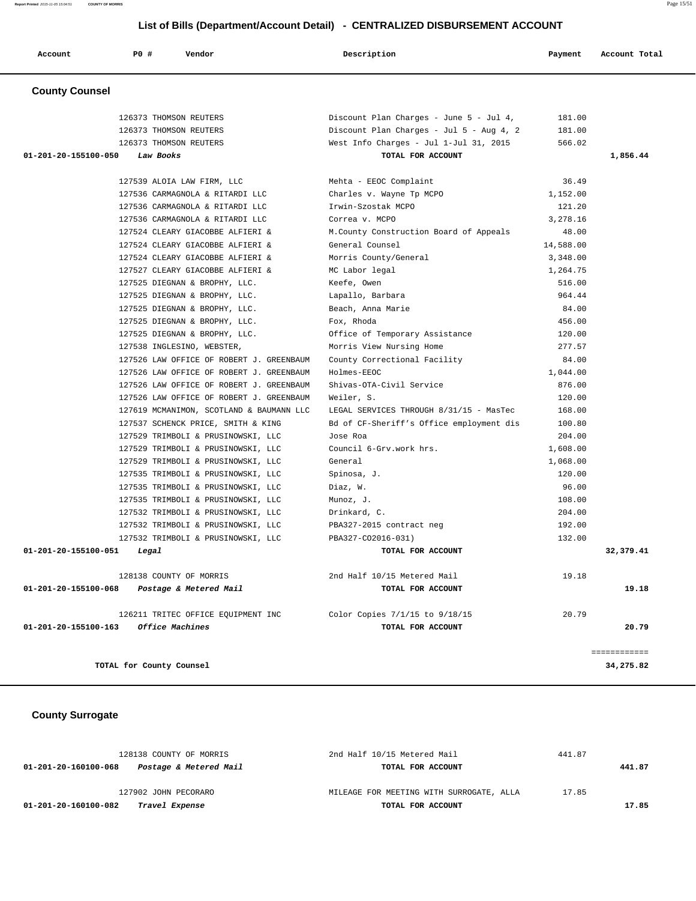# List of Bills (Department/Account Detail) - CENTRALIZED DISBURSEMENT ACCOUNT

| Account | PO # | Vendor | Description | Payment | Account Total |
|---|---|---|---|---|---|

## County Counsel

| Account | PO # | Vendor | Description | Payment | Account Total |
|---|---|---|---|---|---|
| | 126373 | THOMSON REUTERS | Discount Plan Charges - June 5 - Jul 4, | 181.00 | |
| | 126373 | THOMSON REUTERS | Discount Plan Charges - Jul 5 - Aug 4, 2 | 181.00 | |
| | 126373 | THOMSON REUTERS | West Info Charges - Jul 1-Jul 31, 2015 | 566.02 | |
| **01-201-20-155100-050** | | ***Law Books*** | **TOTAL FOR ACCOUNT** | | **1,856.44** |
| | 127539 | ALOIA LAW FIRM, LLC | Mehta - EEOC Complaint | 36.49 | |
| | 127536 | CARMAGNOLA & RITARDI LLC | Charles v. Wayne Tp MCPO | 1,152.00 | |
| | 127536 | CARMAGNOLA & RITARDI LLC | Irwin-Szostak MCPO | 121.20 | |
| | 127536 | CARMAGNOLA & RITARDI LLC | Correa v. MCPO | 3,278.16 | |
| | 127524 | CLEARY GIACOBBE ALFIERI & | M.County Construction Board of Appeals | 48.00 | |
| | 127524 | CLEARY GIACOBBE ALFIERI & | General Counsel | 14,588.00 | |
| | 127524 | CLEARY GIACOBBE ALFIERI & | Morris County/General | 3,348.00 | |
| | 127527 | CLEARY GIACOBBE ALFIERI & | MC Labor legal | 1,264.75 | |
| | 127525 | DIEGNAN & BROPHY, LLC. | Keefe, Owen | 516.00 | |
| | 127525 | DIEGNAN & BROPHY, LLC. | Lapallo, Barbara | 964.44 | |
| | 127525 | DIEGNAN & BROPHY, LLC. | Beach, Anna Marie | 84.00 | |
| | 127525 | DIEGNAN & BROPHY, LLC. | Fox, Rhoda | 456.00 | |
| | 127525 | DIEGNAN & BROPHY, LLC. | Office of Temporary Assistance | 120.00 | |
| | 127538 | INGLESINO, WEBSTER, | Morris View Nursing Home | 277.57 | |
| | 127526 | LAW OFFICE OF ROBERT J. GREENBAUM | County Correctional Facility | 84.00 | |
| | 127526 | LAW OFFICE OF ROBERT J. GREENBAUM | Holmes-EEOC | 1,044.00 | |
| | 127526 | LAW OFFICE OF ROBERT J. GREENBAUM | Shivas-OTA-Civil Service | 876.00 | |
| | 127526 | LAW OFFICE OF ROBERT J. GREENBAUM | Weiler, S. | 120.00 | |
| | 127619 | MCMANIMON, SCOTLAND & BAUMANN LLC | LEGAL SERVICES THROUGH 8/31/15 - MasTec | 168.00 | |
| | 127537 | SCHENCK PRICE, SMITH & KING | Bd of CF-Sheriff's Office employment dis | 100.80 | |
| | 127529 | TRIMBOLI & PRUSINOWSKI, LLC | Jose Roa | 204.00 | |
| | 127529 | TRIMBOLI & PRUSINOWSKI, LLC | Council 6-Grv.work hrs. | 1,608.00 | |
| | 127529 | TRIMBOLI & PRUSINOWSKI, LLC | General | 1,068.00 | |
| | 127535 | TRIMBOLI & PRUSINOWSKI, LLC | Spinosa, J. | 120.00 | |
| | 127535 | TRIMBOLI & PRUSINOWSKI, LLC | Diaz, W. | 96.00 | |
| | 127535 | TRIMBOLI & PRUSINOWSKI, LLC | Munoz, J. | 108.00 | |
| | 127532 | TRIMBOLI & PRUSINOWSKI, LLC | Drinkard, C. | 204.00 | |
| | 127532 | TRIMBOLI & PRUSINOWSKI, LLC | PBA327-2015 contract neg | 192.00 | |
| | 127532 | TRIMBOLI & PRUSINOWSKI, LLC | PBA327-CO2016-031) | 132.00 | |
| **01-201-20-155100-051** | | ***Legal*** | **TOTAL FOR ACCOUNT** | | **32,379.41** |
| | 128138 | COUNTY OF MORRIS | 2nd Half 10/15 Metered Mail | 19.18 | |
| **01-201-20-155100-068** | | ***Postage & Metered Mail*** | **TOTAL FOR ACCOUNT** | | **19.18** |
| | 126211 | TRITEC OFFICE EQUIPMENT INC | Color Copies 7/1/15 to 9/18/15 | 20.79 | |
| **01-201-20-155100-163** | | ***Office Machines*** | **TOTAL FOR ACCOUNT** | | **20.79** |
| | | | | | ============ |
| **TOTAL for County Counsel** | | | | | **34,275.82** |

## County Surrogate

| Account | PO # | Vendor | Description | Payment | Account Total |
|---|---|---|---|---|---|
| | 128138 | COUNTY OF MORRIS | 2nd Half 10/15 Metered Mail | 441.87 | |
| **01-201-20-160100-068** | | ***Postage & Metered Mail*** | **TOTAL FOR ACCOUNT** | | **441.87** |
| | 127902 | JOHN PECORARO | MILEAGE FOR MEETING WITH SURROGATE, ALLA | 17.85 | |
| **01-201-20-160100-082** | | ***Travel Expense*** | **TOTAL FOR ACCOUNT** | | **17.85** |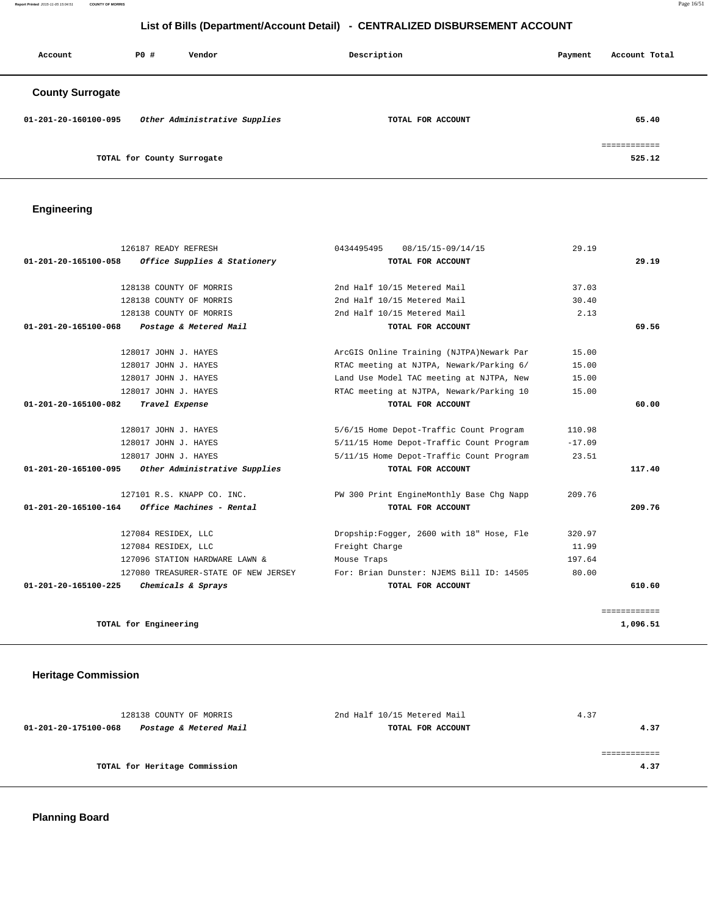## List of Bills (Department/Account Detail) - CENTRALIZED DISBURSEMENT ACCOUNT

| Account | PO # | Vendor | Description | Payment | Account Total |
|---|---|---|---|---|---|

### County Surrogate

| Account | PO # | Vendor | Description | Payment | Account Total |
|---|---|---|---|---|---|
| **01-201-20-160100-095** | | ***Other Administrative Supplies*** | **TOTAL FOR ACCOUNT** | | **65.40** |
| | | **TOTAL for County Surrogate** | | | **525.12** |

### Engineering

| Account | PO # | Vendor | Description | Payment | Account Total |
|---|---|---|---|---|---|
| | 126187 | READY REFRESH | 0434495495 08/15/15-09/14/15 | 29.19 | |
| **01-201-20-165100-058** | | ***Office Supplies & Stationery*** | **TOTAL FOR ACCOUNT** | | **29.19** |
| | 128138 | COUNTY OF MORRIS | 2nd Half 10/15 Metered Mail | 37.03 | |
| | 128138 | COUNTY OF MORRIS | 2nd Half 10/15 Metered Mail | 30.40 | |
| | 128138 | COUNTY OF MORRIS | 2nd Half 10/15 Metered Mail | 2.13 | |
| **01-201-20-165100-068** | | ***Postage & Metered Mail*** | **TOTAL FOR ACCOUNT** | | **69.56** |
| | 128017 | JOHN J. HAYES | ArcGIS Online Training (NJTPA)Newark Par | 15.00 | |
| | 128017 | JOHN J. HAYES | RTAC meeting at NJTPA, Newark/Parking 6/ | 15.00 | |
| | 128017 | JOHN J. HAYES | Land Use Model TAC meeting at NJTPA, New | 15.00 | |
| | 128017 | JOHN J. HAYES | RTAC meeting at NJTPA, Newark/Parking 10 | 15.00 | |
| **01-201-20-165100-082** | | ***Travel Expense*** | **TOTAL FOR ACCOUNT** | | **60.00** |
| | 128017 | JOHN J. HAYES | 5/6/15 Home Depot-Traffic Count Program | 110.98 | |
| | 128017 | JOHN J. HAYES | 5/11/15 Home Depot-Traffic Count Program | -17.09 | |
| | 128017 | JOHN J. HAYES | 5/11/15 Home Depot-Traffic Count Program | 23.51 | |
| **01-201-20-165100-095** | | ***Other Administrative Supplies*** | **TOTAL FOR ACCOUNT** | | **117.40** |
| | 127101 | R.S. KNAPP CO. INC. | PW 300 Print EngineMonthly Base Chg Napp | 209.76 | |
| **01-201-20-165100-164** | | ***Office Machines - Rental*** | **TOTAL FOR ACCOUNT** | | **209.76** |
| | 127084 | RESIDEX, LLC | Dropship:Fogger, 2600 with 18" Hose, Fle | 320.97 | |
| | 127084 | RESIDEX, LLC | Freight Charge | 11.99 | |
| | 127096 | STATION HARDWARE LAWN & | Mouse Traps | 197.64 | |
| | 127080 | TREASURER-STATE OF NEW JERSEY | For: Brian Dunster: NJEMS Bill ID: 14505 | 80.00 | |
| **01-201-20-165100-225** | | ***Chemicals & Sprays*** | **TOTAL FOR ACCOUNT** | | **610.60** |
| | | **TOTAL for Engineering** | | | **1,096.51** |

### Heritage Commission

| Account | PO # | Vendor | Description | Payment | Account Total |
|---|---|---|---|---|---|
| | 128138 | COUNTY OF MORRIS | 2nd Half 10/15 Metered Mail | 4.37 | |
| **01-201-20-175100-068** | | ***Postage & Metered Mail*** | **TOTAL FOR ACCOUNT** | | **4.37** |
| | | **TOTAL for Heritage Commission** | | | **4.37** |

### Planning Board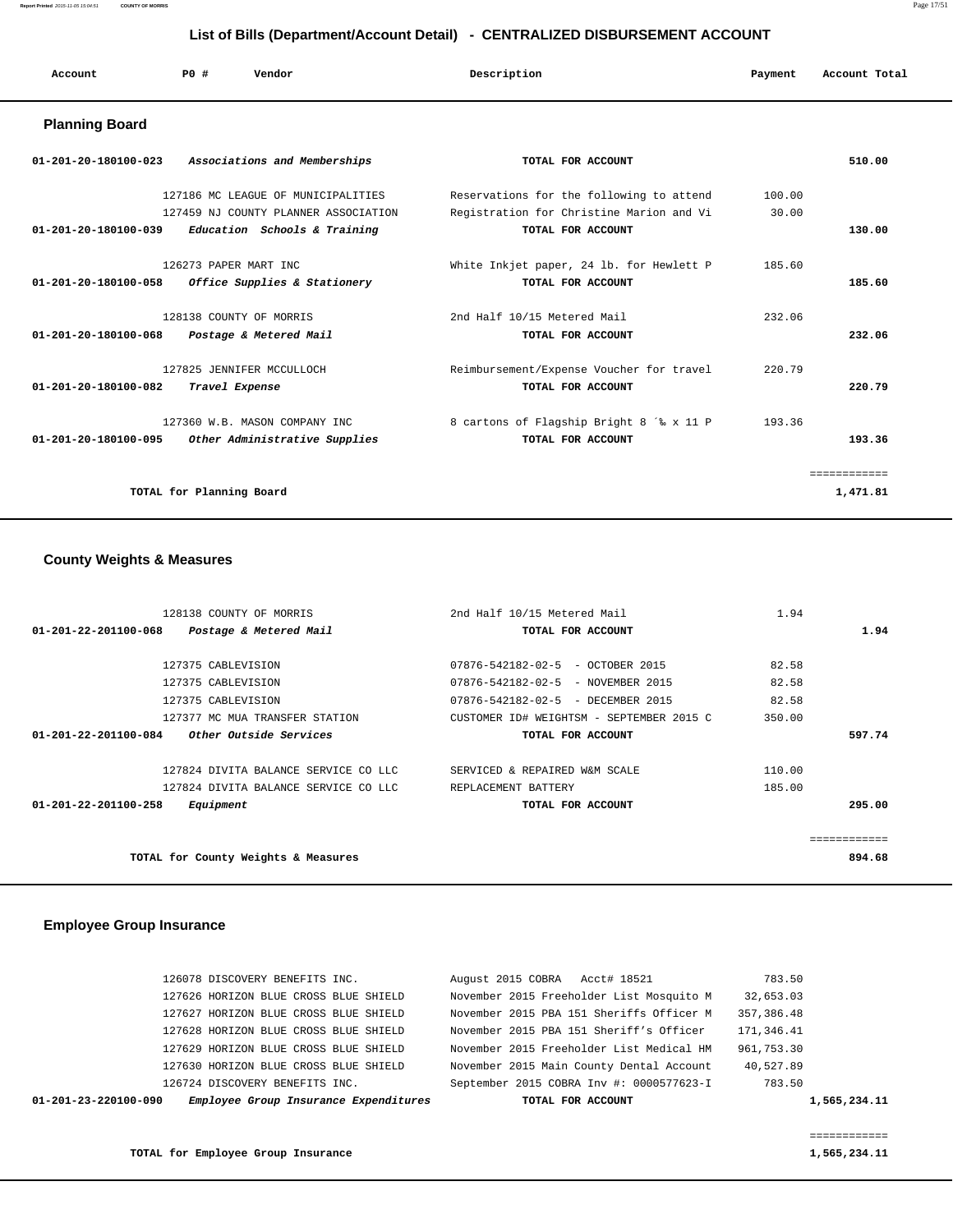# List of Bills (Department/Account Detail) - CENTRALIZED DISBURSEMENT ACCOUNT

| Account | PO # | Vendor | Description | Payment | Account Total |
|---|---|---|---|---|---|

## Planning Board

| Account | PO # | Vendor | Description | Payment | Account Total |
|---|---|---|---|---|---|
| 01-201-20-180100-023 | | *Associations and Memberships* | TOTAL FOR ACCOUNT | | 510.00 |
| | 127186 | MC LEAGUE OF MUNICIPALITIES | Reservations for the following to attend | 100.00 | |
| | 127459 | NJ COUNTY PLANNER ASSOCIATION | Registration for Christine Marion and Vi | 30.00 | |
| 01-201-20-180100-039 | | *Education Schools & Training* | TOTAL FOR ACCOUNT | | 130.00 |
| | 126273 | PAPER MART INC | White Inkjet paper, 24 lb. for Hewlett P | 185.60 | |
| 01-201-20-180100-058 | | *Office Supplies & Stationery* | TOTAL FOR ACCOUNT | | 185.60 |
| | 128138 | COUNTY OF MORRIS | 2nd Half 10/15 Metered Mail | 232.06 | |
| 01-201-20-180100-068 | | *Postage & Metered Mail* | TOTAL FOR ACCOUNT | | 232.06 |
| | 127825 | JENNIFER MCCULLOCH | Reimbursement/Expense Voucher for travel | 220.79 | |
| 01-201-20-180100-082 | | *Travel Expense* | TOTAL FOR ACCOUNT | | 220.79 |
| | 127360 | W.B. MASON COMPANY INC | 8 cartons of Flagship Bright 8 ´‰ x 11 P | 193.36 | |
| 01-201-20-180100-095 | | *Other Administrative Supplies* | TOTAL FOR ACCOUNT | | 193.36 |
| | | | | | ============ |
| TOTAL for Planning Board | | | | | 1,471.81 |

## County Weights & Measures

| Account | PO # | Vendor | Description | Payment | Account Total |
|---|---|---|---|---|---|
| | 128138 | COUNTY OF MORRIS | 2nd Half 10/15 Metered Mail | 1.94 | |
| 01-201-22-201100-068 | | *Postage & Metered Mail* | TOTAL FOR ACCOUNT | | 1.94 |
| | 127375 | CABLEVISION | 07876-542182-02-5 - OCTOBER 2015 | 82.58 | |
| | 127375 | CABLEVISION | 07876-542182-02-5 - NOVEMBER 2015 | 82.58 | |
| | 127375 | CABLEVISION | 07876-542182-02-5 - DECEMBER 2015 | 82.58 | |
| | 127377 | MC MUA TRANSFER STATION | CUSTOMER ID# WEIGHTSM - SEPTEMBER 2015 C | 350.00 | |
| 01-201-22-201100-084 | | *Other Outside Services* | TOTAL FOR ACCOUNT | | 597.74 |
| | 127824 | DIVITA BALANCE SERVICE CO LLC | SERVICED & REPAIRED W&M SCALE | 110.00 | |
| | 127824 | DIVITA BALANCE SERVICE CO LLC | REPLACEMENT BATTERY | 185.00 | |
| 01-201-22-201100-258 | | *Equipment* | TOTAL FOR ACCOUNT | | 295.00 |
| | | | | | ============ |
| TOTAL for County Weights & Measures | | | | | 894.68 |

## Employee Group Insurance

| Account | PO # | Vendor | Description | Payment | Account Total |
|---|---|---|---|---|---|
| | 126078 | DISCOVERY BENEFITS INC. | August 2015 COBRA Acct# 18521 | 783.50 | |
| | 127626 | HORIZON BLUE CROSS BLUE SHIELD | November 2015 Freeholder List Mosquito M | 32,653.03 | |
| | 127627 | HORIZON BLUE CROSS BLUE SHIELD | November 2015 PBA 151 Sheriffs Officer M | 357,386.48 | |
| | 127628 | HORIZON BLUE CROSS BLUE SHIELD | November 2015 PBA 151 Sheriff's Officer | 171,346.41 | |
| | 127629 | HORIZON BLUE CROSS BLUE SHIELD | November 2015 Freeholder List Medical HM | 961,753.30 | |
| | 127630 | HORIZON BLUE CROSS BLUE SHIELD | November 2015 Main County Dental Account | 40,527.89 | |
| | 126724 | DISCOVERY BENEFITS INC. | September 2015 COBRA Inv #: 0000577623-I | 783.50 | |
| 01-201-23-220100-090 | | *Employee Group Insurance Expenditures* | TOTAL FOR ACCOUNT | | 1,565,234.11 |
| | | | | | ============ |
| TOTAL for Employee Group Insurance | | | | | 1,565,234.11 |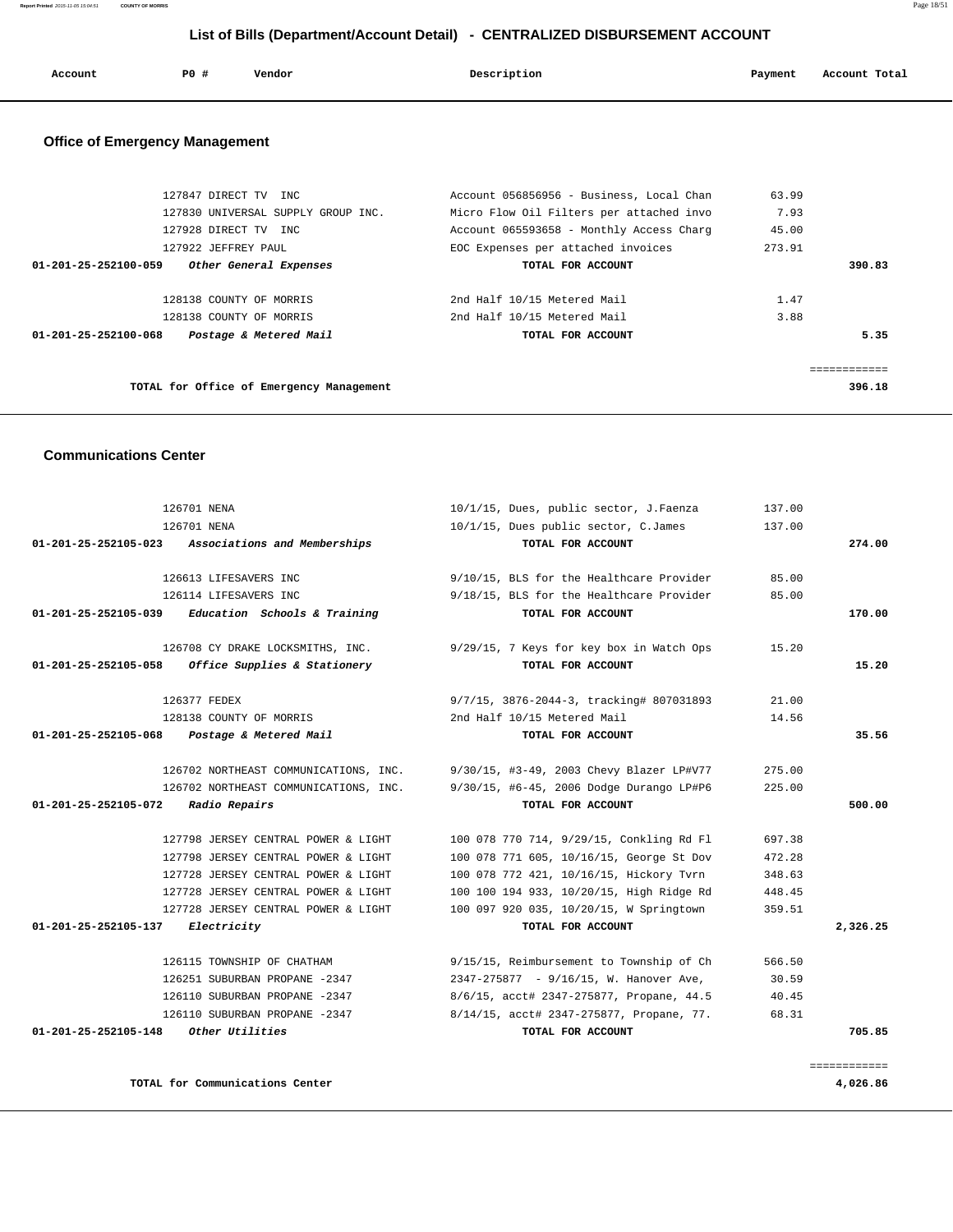# List of Bills (Department/Account Detail) - CENTRALIZED DISBURSEMENT ACCOUNT

| Account | PO # | Vendor | Description | Payment | Account Total |
|---|---|---|---|---|---|

## Office of Emergency Management

| Account | PO # | Vendor | Description | Payment | Account Total |
|---|---|---|---|---|---|
| | 127847 | DIRECT TV INC | Account 056856956 - Business, Local Chan | 63.99 | |
| | 127830 | UNIVERSAL SUPPLY GROUP INC. | Micro Flow Oil Filters per attached invo | 7.93 | |
| | 127928 | DIRECT TV INC | Account 065593658 - Monthly Access Charg | 45.00 | |
| | 127922 | JEFFREY PAUL | EOC Expenses per attached invoices | 273.91 | |
| **01-201-25-252100-059** | | ***Other General Expenses*** | **TOTAL FOR ACCOUNT** | | **390.83** |
| | 128138 | COUNTY OF MORRIS | 2nd Half 10/15 Metered Mail | 1.47 | |
| | 128138 | COUNTY OF MORRIS | 2nd Half 10/15 Metered Mail | 3.88 | |
| **01-201-25-252100-068** | | ***Postage & Metered Mail*** | **TOTAL FOR ACCOUNT** | | **5.35** |
| | | | | | ============ |
| | | **TOTAL for Office of Emergency Management** | | | **396.18** |

## Communications Center

| Account | PO # | Vendor | Description | Payment | Account Total |
|---|---|---|---|---|---|
| | 126701 | NENA | 10/1/15, Dues, public sector, J.Faenza | 137.00 | |
| | 126701 | NENA | 10/1/15, Dues public sector, C.James | 137.00 | |
| **01-201-25-252105-023** | | ***Associations and Memberships*** | **TOTAL FOR ACCOUNT** | | **274.00** |
| | 126613 | LIFESAVERS INC | 9/10/15, BLS for the Healthcare Provider | 85.00 | |
| | 126114 | LIFESAVERS INC | 9/18/15, BLS for the Healthcare Provider | 85.00 | |
| **01-201-25-252105-039** | | ***Education Schools & Training*** | **TOTAL FOR ACCOUNT** | | **170.00** |
| | 126708 | CY DRAKE LOCKSMITHS, INC. | 9/29/15, 7 Keys for key box in Watch Ops | 15.20 | |
| **01-201-25-252105-058** | | ***Office Supplies & Stationery*** | **TOTAL FOR ACCOUNT** | | **15.20** |
| | 126377 | FEDEX | 9/7/15, 3876-2044-3, tracking# 807031893 | 21.00 | |
| | 128138 | COUNTY OF MORRIS | 2nd Half 10/15 Metered Mail | 14.56 | |
| **01-201-25-252105-068** | | ***Postage & Metered Mail*** | **TOTAL FOR ACCOUNT** | | **35.56** |
| | 126702 | NORTHEAST COMMUNICATIONS, INC. | 9/30/15, #3-49, 2003 Chevy Blazer LP#V77 | 275.00 | |
| | 126702 | NORTHEAST COMMUNICATIONS, INC. | 9/30/15, #6-45, 2006 Dodge Durango LP#P6 | 225.00 | |
| **01-201-25-252105-072** | | ***Radio Repairs*** | **TOTAL FOR ACCOUNT** | | **500.00** |
| | 127798 | JERSEY CENTRAL POWER & LIGHT | 100 078 770 714, 9/29/15, Conkling Rd Fl | 697.38 | |
| | 127798 | JERSEY CENTRAL POWER & LIGHT | 100 078 771 605, 10/16/15, George St Dov | 472.28 | |
| | 127728 | JERSEY CENTRAL POWER & LIGHT | 100 078 772 421, 10/16/15, Hickory Tvrn | 348.63 | |
| | 127728 | JERSEY CENTRAL POWER & LIGHT | 100 100 194 933, 10/20/15, High Ridge Rd | 448.45 | |
| | 127728 | JERSEY CENTRAL POWER & LIGHT | 100 097 920 035, 10/20/15, W Springtown | 359.51 | |
| **01-201-25-252105-137** | | ***Electricity*** | **TOTAL FOR ACCOUNT** | | **2,326.25** |
| | 126115 | TOWNSHIP OF CHATHAM | 9/15/15, Reimbursement to Township of Ch | 566.50 | |
| | 126251 | SUBURBAN PROPANE -2347 | 2347-275877 - 9/16/15, W. Hanover Ave, | 30.59 | |
| | 126110 | SUBURBAN PROPANE -2347 | 8/6/15, acct# 2347-275877, Propane, 44.5 | 40.45 | |
| | 126110 | SUBURBAN PROPANE -2347 | 8/14/15, acct# 2347-275877, Propane, 77. | 68.31 | |
| **01-201-25-252105-148** | | ***Other Utilities*** | **TOTAL FOR ACCOUNT** | | **705.85** |
| | | | | | ============ |
| | | **TOTAL for Communications Center** | | | **4,026.86** |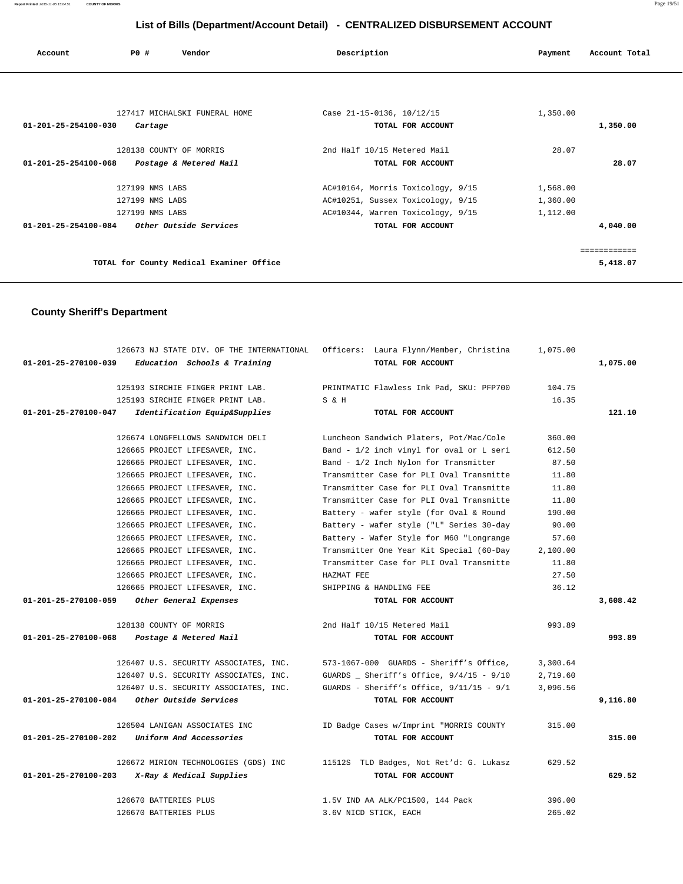## List of Bills (Department/Account Detail) - CENTRALIZED DISBURSEMENT ACCOUNT

| Account | PO # | Vendor | Description | Payment | Account Total |
|---|---|---|---|---|---|
| | 127417 | MICHALSKI FUNERAL HOME | Case 21-15-0136, 10/12/15 | 1,350.00 | |
| 01-201-25-254100-030 | | *Cartage* | TOTAL FOR ACCOUNT | | 1,350.00 |
| | 128138 | COUNTY OF MORRIS | 2nd Half 10/15 Metered Mail | 28.07 | |
| 01-201-25-254100-068 | | *Postage & Metered Mail* | TOTAL FOR ACCOUNT | | 28.07 |
| | 127199 | NMS LABS | AC#10164, Morris Toxicology, 9/15 | 1,568.00 | |
| | 127199 | NMS LABS | AC#10251, Sussex Toxicology, 9/15 | 1,360.00 | |
| | 127199 | NMS LABS | AC#10344, Warren Toxicology, 9/15 | 1,112.00 | |
| 01-201-25-254100-084 | | *Other Outside Services* | TOTAL FOR ACCOUNT | | 4,040.00 |
| | | | | | ============ |
| | | **TOTAL for County Medical Examiner Office** | | | 5,418.07 |

### County Sheriff's Department

| Account | PO # | Vendor | Description | Payment | Account Total |
|---|---|---|---|---|---|
| | 126673 | NJ STATE DIV. OF THE INTERNATIONAL | Officers: Laura Flynn/Member, Christina | 1,075.00 | |
| 01-201-25-270100-039 | | *Education Schools & Training* | TOTAL FOR ACCOUNT | | 1,075.00 |
| | 125193 | SIRCHIE FINGER PRINT LAB. | PRINTMATIC Flawless Ink Pad, SKU: PFP700 | 104.75 | |
| | 125193 | SIRCHIE FINGER PRINT LAB. | S & H | 16.35 | |
| 01-201-25-270100-047 | | *Identification Equip&Supplies* | TOTAL FOR ACCOUNT | | 121.10 |
| | 126674 | LONGFELLOWS SANDWICH DELI | Luncheon Sandwich Platers, Pot/Mac/Cole | 360.00 | |
| | 126665 | PROJECT LIFESAVER, INC. | Band - 1/2 inch vinyl for oval or L seri | 612.50 | |
| | 126665 | PROJECT LIFESAVER, INC. | Band - 1/2 Inch Nylon for Transmitter | 87.50 | |
| | 126665 | PROJECT LIFESAVER, INC. | Transmitter Case for PLI Oval Transmitte | 11.80 | |
| | 126665 | PROJECT LIFESAVER, INC. | Transmitter Case for PLI Oval Transmitte | 11.80 | |
| | 126665 | PROJECT LIFESAVER, INC. | Transmitter Case for PLI Oval Transmitte | 11.80 | |
| | 126665 | PROJECT LIFESAVER, INC. | Battery - wafer style (for Oval & Round | 190.00 | |
| | 126665 | PROJECT LIFESAVER, INC. | Battery - wafer style ("L" Series 30-day | 90.00 | |
| | 126665 | PROJECT LIFESAVER, INC. | Battery - Wafer Style for M60 "Longrange | 57.60 | |
| | 126665 | PROJECT LIFESAVER, INC. | Transmitter One Year Kit Special (60-Day | 2,100.00 | |
| | 126665 | PROJECT LIFESAVER, INC. | Transmitter Case for PLI Oval Transmitte | 11.80 | |
| | 126665 | PROJECT LIFESAVER, INC. | HAZMAT FEE | 27.50 | |
| | 126665 | PROJECT LIFESAVER, INC. | SHIPPING & HANDLING FEE | 36.12 | |
| 01-201-25-270100-059 | | *Other General Expenses* | TOTAL FOR ACCOUNT | | 3,608.42 |
| | 128138 | COUNTY OF MORRIS | 2nd Half 10/15 Metered Mail | 993.89 | |
| 01-201-25-270100-068 | | *Postage & Metered Mail* | TOTAL FOR ACCOUNT | | 993.89 |
| | 126407 | U.S. SECURITY ASSOCIATES, INC. | 573-1067-000 GUARDS - Sheriff's Office, | 3,300.64 | |
| | 126407 | U.S. SECURITY ASSOCIATES, INC. | GUARDS _ Sheriff's Office, 9/4/15 - 9/10 | 2,719.60 | |
| | 126407 | U.S. SECURITY ASSOCIATES, INC. | GUARDS - Sheriff's Office, 9/11/15 - 9/1 | 3,096.56 | |
| 01-201-25-270100-084 | | *Other Outside Services* | TOTAL FOR ACCOUNT | | 9,116.80 |
| | 126504 | LANIGAN ASSOCIATES INC | ID Badge Cases w/Imprint "MORRIS COUNTY | 315.00 | |
| 01-201-25-270100-202 | | *Uniform And Accessories* | TOTAL FOR ACCOUNT | | 315.00 |
| | 126672 | MIRION TECHNOLOGIES (GDS) INC | 11512S TLD Badges, Not Ret'd: G. Lukasz | 629.52 | |
| 01-201-25-270100-203 | | *X-Ray & Medical Supplies* | TOTAL FOR ACCOUNT | | 629.52 |
| | 126670 | BATTERIES PLUS | 1.5V IND AA ALK/PC1500, 144 Pack | 396.00 | |
| | 126670 | BATTERIES PLUS | 3.6V NICD STICK, EACH | 265.02 | |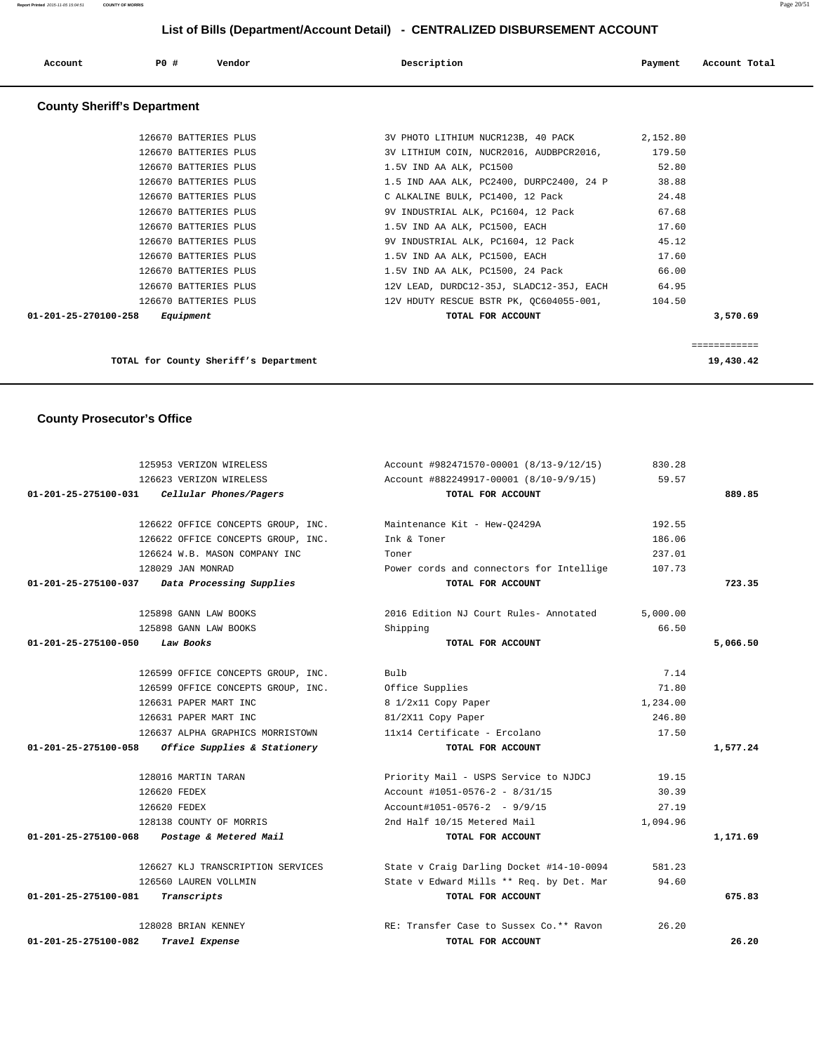## List of Bills (Department/Account Detail) - CENTRALIZED DISBURSEMENT ACCOUNT

| Account | PO # | Vendor | Description | Payment | Account Total |
|---|---|---|---|---|---|

### County Sheriff's Department

| Account | PO # | Vendor | Description | Payment | Account Total |
|---|---|---|---|---|---|
| | 126670 | BATTERIES PLUS | 3V PHOTO LITHIUM NUCR123B, 40 PACK | 2,152.80 | |
| | 126670 | BATTERIES PLUS | 3V LITHIUM COIN, NUCR2016, AUDBPCR2016, | 179.50 | |
| | 126670 | BATTERIES PLUS | 1.5V IND AA ALK, PC1500 | 52.80 | |
| | 126670 | BATTERIES PLUS | 1.5 IND AAA ALK, PC2400, DURPC2400, 24 P | 38.88 | |
| | 126670 | BATTERIES PLUS | C ALKALINE BULK, PC1400, 12 Pack | 24.48 | |
| | 126670 | BATTERIES PLUS | 9V INDUSTRIAL ALK, PC1604, 12 Pack | 67.68 | |
| | 126670 | BATTERIES PLUS | 1.5V IND AA ALK, PC1500, EACH | 17.60 | |
| | 126670 | BATTERIES PLUS | 9V INDUSTRIAL ALK, PC1604, 12 Pack | 45.12 | |
| | 126670 | BATTERIES PLUS | 1.5V IND AA ALK, PC1500, EACH | 17.60 | |
| | 126670 | BATTERIES PLUS | 1.5V IND AA ALK, PC1500, 24 Pack | 66.00 | |
| | 126670 | BATTERIES PLUS | 12V LEAD, DURDC12-35J, SLADC12-35J, EACH | 64.95 | |
| | 126670 | BATTERIES PLUS | 12V HDUTY RESCUE BSTR PK, QC604055-001, | 104.50 | |
| 01-201-25-270100-258 | | *Equipment* | TOTAL FOR ACCOUNT | | 3,570.69 |
| | | TOTAL for County Sheriff's Department | | | 19,430.42 |

### County Prosecutor's Office

| Account | PO # | Vendor | Description | Payment | Account Total |
|---|---|---|---|---|---|
| | 125953 | VERIZON WIRELESS | Account #982471570-00001 (8/13-9/12/15) | 830.28 | |
| | 126623 | VERIZON WIRELESS | Account #882249917-00001 (8/10-9/9/15) | 59.57 | |
| 01-201-25-275100-031 | | *Cellular Phones/Pagers* | TOTAL FOR ACCOUNT | | 889.85 |
| | 126622 | OFFICE CONCEPTS GROUP, INC. | Maintenance Kit - Hew-Q2429A | 192.55 | |
| | 126622 | OFFICE CONCEPTS GROUP, INC. | Ink & Toner | 186.06 | |
| | 126624 | W.B. MASON COMPANY INC | Toner | 237.01 | |
| | 128029 | JAN MONRAD | Power cords and connectors for Intellige | 107.73 | |
| 01-201-25-275100-037 | | *Data Processing Supplies* | TOTAL FOR ACCOUNT | | 723.35 |
| | 125898 | GANN LAW BOOKS | 2016 Edition NJ Court Rules- Annotated | 5,000.00 | |
| | 125898 | GANN LAW BOOKS | Shipping | 66.50 | |
| 01-201-25-275100-050 | | *Law Books* | TOTAL FOR ACCOUNT | | 5,066.50 |
| | 126599 | OFFICE CONCEPTS GROUP, INC. | Bulb | 7.14 | |
| | 126599 | OFFICE CONCEPTS GROUP, INC. | Office Supplies | 71.80 | |
| | 126631 | PAPER MART INC | 8 1/2x11 Copy Paper | 1,234.00 | |
| | 126631 | PAPER MART INC | 81/2X11 Copy Paper | 246.80 | |
| | 126637 | ALPHA GRAPHICS MORRISTOWN | 11x14 Certificate - Ercolano | 17.50 | |
| 01-201-25-275100-058 | | *Office Supplies & Stationery* | TOTAL FOR ACCOUNT | | 1,577.24 |
| | 128016 | MARTIN TARAN | Priority Mail - USPS Service to NJDCJ | 19.15 | |
| | 126620 | FEDEX | Account #1051-0576-2 - 8/31/15 | 30.39 | |
| | 126620 | FEDEX | Account#1051-0576-2 - 9/9/15 | 27.19 | |
| | 128138 | COUNTY OF MORRIS | 2nd Half 10/15 Metered Mail | 1,094.96 | |
| 01-201-25-275100-068 | | *Postage & Metered Mail* | TOTAL FOR ACCOUNT | | 1,171.69 |
| | 126627 | KLJ TRANSCRIPTION SERVICES | State v Craig Darling Docket #14-10-0094 | 581.23 | |
| | 126560 | LAUREN VOLLMIN | State v Edward Mills ** Req. by Det. Mar | 94.60 | |
| 01-201-25-275100-081 | | *Transcripts* | TOTAL FOR ACCOUNT | | 675.83 |
| | 128028 | BRIAN KENNEY | RE: Transfer Case to Sussex Co.** Ravon | 26.20 | |
| 01-201-25-275100-082 | | *Travel Expense* | TOTAL FOR ACCOUNT | | 26.20 |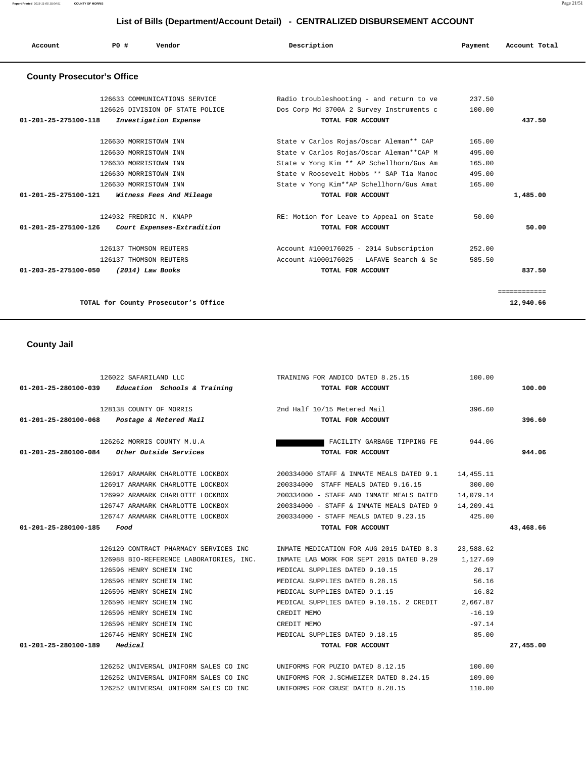## List of Bills (Department/Account Detail) - CENTRALIZED DISBURSEMENT ACCOUNT

| Account | PO # | Vendor | Description | Payment | Account Total |
|---|---|---|---|---|---|

### County Prosecutor's Office

| Account | PO # | Vendor | Description | Payment | Account Total |
|---|---|---|---|---|---|
| | 126633 | COMMUNICATIONS SERVICE | Radio troubleshooting - and return to ve | 237.50 | |
| | 126626 | DIVISION OF STATE POLICE | Dos Corp Md 3700A 2 Survey Instruments c | 100.00 | |
| 01-201-25-275100-118 | | *Investigation Expense* | TOTAL FOR ACCOUNT | | 437.50 |
| | 126630 | MORRISTOWN INN | State v Carlos Rojas/Oscar Aleman** CAP | 165.00 | |
| | 126630 | MORRISTOWN INN | State v Carlos Rojas/Oscar Aleman**CAP M | 495.00 | |
| | 126630 | MORRISTOWN INN | State v Yong Kim ** AP Schellhorn/Gus Am | 165.00 | |
| | 126630 | MORRISTOWN INN | State v Roosevelt Hobbs ** SAP Tia Manoc | 495.00 | |
| | 126630 | MORRISTOWN INN | State v Yong Kim**AP Schellhorn/Gus Amat | 165.00 | |
| 01-201-25-275100-121 | | *Witness Fees And Mileage* | TOTAL FOR ACCOUNT | | 1,485.00 |
| | 124932 | FREDRIC M. KNAPP | RE: Motion for Leave to Appeal on State | 50.00 | |
| 01-201-25-275100-126 | | *Court Expenses-Extradition* | TOTAL FOR ACCOUNT | | 50.00 |
| | 126137 | THOMSON REUTERS | Account #1000176025 - 2014 Subscription | 252.00 | |
| | 126137 | THOMSON REUTERS | Account #1000176025 - LAFAVE Search & Se | 585.50 | |
| 01-203-25-275100-050 | | *(2014) Law Books* | TOTAL FOR ACCOUNT | | 837.50 |
| | | | | | ============ |
| | | TOTAL for County Prosecutor's Office | | | 12,940.66 |

### County Jail

| Account | PO # | Vendor | Description | Payment | Account Total |
|---|---|---|---|---|---|
| | 126022 | SAFARILAND LLC | TRAINING FOR ANDICO DATED 8.25.15 | 100.00 | |
| 01-201-25-280100-039 | | *Education Schools & Training* | TOTAL FOR ACCOUNT | | 100.00 |
| | 128138 | COUNTY OF MORRIS | 2nd Half 10/15 Metered Mail | 396.60 | |
| 01-201-25-280100-068 | | *Postage & Metered Mail* | TOTAL FOR ACCOUNT | | 396.60 |
| | 126262 | MORRIS COUNTY M.U.A | [REDACTED] FACILITY GARBAGE TIPPING FE | 944.06 | |
| 01-201-25-280100-084 | | *Other Outside Services* | TOTAL FOR ACCOUNT | | 944.06 |
| | 126917 | ARAMARK CHARLOTTE LOCKBOX | 200334000 STAFF & INMATE MEALS DATED 9.1 | 14,455.11 | |
| | 126917 | ARAMARK CHARLOTTE LOCKBOX | 200334000 STAFF MEALS DATED 9.16.15 | 300.00 | |
| | 126992 | ARAMARK CHARLOTTE LOCKBOX | 200334000 - STAFF AND INMATE MEALS DATED | 14,079.14 | |
| | 126747 | ARAMARK CHARLOTTE LOCKBOX | 200334000 - STAFF & INMATE MEALS DATED 9 | 14,209.41 | |
| | 126747 | ARAMARK CHARLOTTE LOCKBOX | 200334000 - STAFF MEALS DATED 9.23.15 | 425.00 | |
| 01-201-25-280100-185 | | *Food* | TOTAL FOR ACCOUNT | | 43,468.66 |
| | 126120 | CONTRACT PHARMACY SERVICES INC | INMATE MEDICATION FOR AUG 2015 DATED 8.3 | 23,588.62 | |
| | 126988 | BIO-REFERENCE LABORATORIES, INC. | INMATE LAB WORK FOR SEPT 2015 DATED 9.29 | 1,127.69 | |
| | 126596 | HENRY SCHEIN INC | MEDICAL SUPPLIES DATED 9.10.15 | 26.17 | |
| | 126596 | HENRY SCHEIN INC | MEDICAL SUPPLIES DATED 8.28.15 | 56.16 | |
| | 126596 | HENRY SCHEIN INC | MEDICAL SUPPLIES DATED 9.1.15 | 16.82 | |
| | 126596 | HENRY SCHEIN INC | MEDICAL SUPPLIES DATED 9.10.15. 2 CREDIT | 2,667.87 | |
| | 126596 | HENRY SCHEIN INC | CREDIT MEMO | -16.19 | |
| | 126596 | HENRY SCHEIN INC | CREDIT MEMO | -97.14 | |
| | 126746 | HENRY SCHEIN INC | MEDICAL SUPPLIES DATED 9.18.15 | 85.00 | |
| 01-201-25-280100-189 | | *Medical* | TOTAL FOR ACCOUNT | | 27,455.00 |
| | 126252 | UNIVERSAL UNIFORM SALES CO INC | UNIFORMS FOR PUZIO DATED 8.12.15 | 100.00 | |
| | 126252 | UNIVERSAL UNIFORM SALES CO INC | UNIFORMS FOR J.SCHWEIZER DATED 8.24.15 | 109.00 | |
| | 126252 | UNIVERSAL UNIFORM SALES CO INC | UNIFORMS FOR CRUSE DATED 8.28.15 | 110.00 | |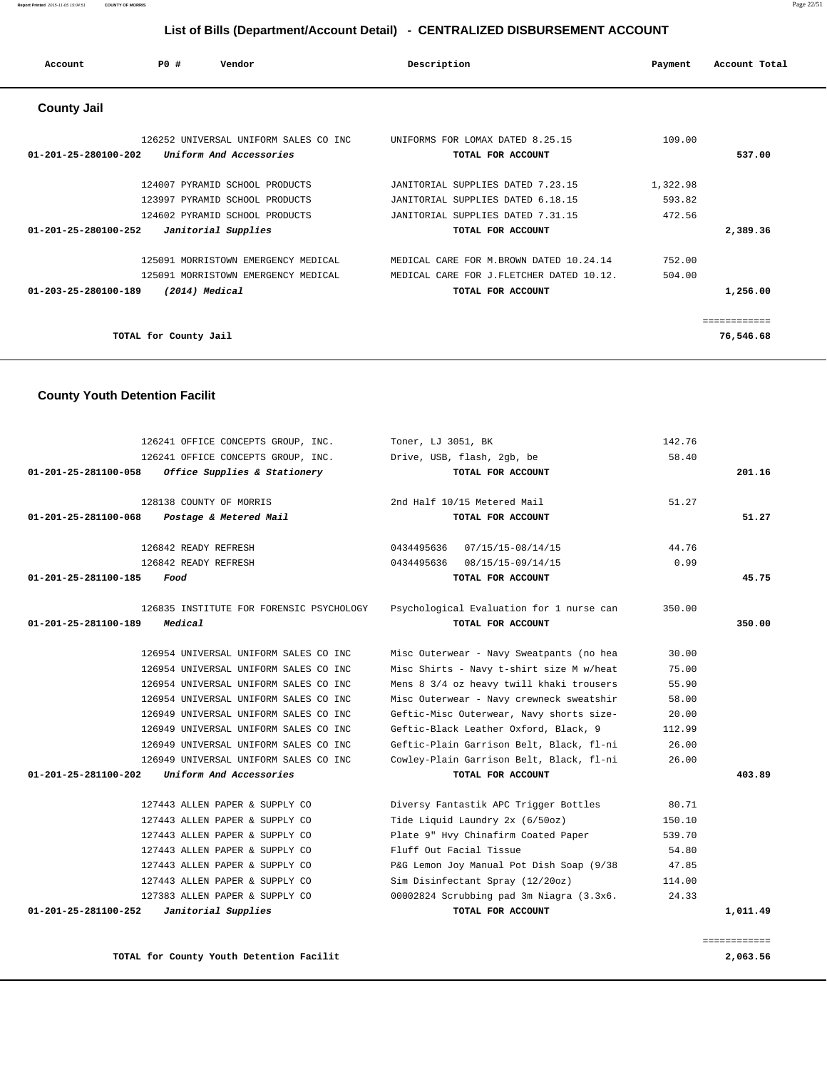# List of Bills (Department/Account Detail) - CENTRALIZED DISBURSEMENT ACCOUNT

| Account | PO # | Vendor | Description | Payment | Account Total |
|---|---|---|---|---|---|

## County Jail

| Account | PO # | Vendor | Description | Payment | Account Total |
|---|---|---|---|---|---|
| | 126252 | UNIVERSAL UNIFORM SALES CO INC | UNIFORMS FOR LOMAX DATED 8.25.15 | 109.00 | |
| **01-201-25-280100-202** | | *Uniform And Accessories* | **TOTAL FOR ACCOUNT** | | **537.00** |
| | 124007 | PYRAMID SCHOOL PRODUCTS | JANITORIAL SUPPLIES DATED 7.23.15 | 1,322.98 | |
| | 123997 | PYRAMID SCHOOL PRODUCTS | JANITORIAL SUPPLIES DATED 6.18.15 | 593.82 | |
| | 124602 | PYRAMID SCHOOL PRODUCTS | JANITORIAL SUPPLIES DATED 7.31.15 | 472.56 | |
| **01-201-25-280100-252** | | *Janitorial Supplies* | **TOTAL FOR ACCOUNT** | | **2,389.36** |
| | 125091 | MORRISTOWN EMERGENCY MEDICAL | MEDICAL CARE FOR M.BROWN DATED 10.24.14 | 752.00 | |
| | 125091 | MORRISTOWN EMERGENCY MEDICAL | MEDICAL CARE FOR J.FLETCHER DATED 10.12. | 504.00 | |
| **01-203-25-280100-189** | | *(2014) Medical* | **TOTAL FOR ACCOUNT** | | **1,256.00** |
| | | | | | ============ |
| | | **TOTAL for County Jail** | | | **76,546.68** |

## County Youth Detention Facilit

| Account | PO # | Vendor | Description | Payment | Account Total |
|---|---|---|---|---|---|
| | 126241 | OFFICE CONCEPTS GROUP, INC. | Toner, LJ 3051, BK | 142.76 | |
| | 126241 | OFFICE CONCEPTS GROUP, INC. | Drive, USB, flash, 2gb, be | 58.40 | |
| **01-201-25-281100-058** | | *Office Supplies & Stationery* | **TOTAL FOR ACCOUNT** | | **201.16** |
| | 128138 | COUNTY OF MORRIS | 2nd Half 10/15 Metered Mail | 51.27 | |
| **01-201-25-281100-068** | | *Postage & Metered Mail* | **TOTAL FOR ACCOUNT** | | **51.27** |
| | 126842 | READY REFRESH | 0434495636 07/15/15-08/14/15 | 44.76 | |
| | 126842 | READY REFRESH | 0434495636 08/15/15-09/14/15 | 0.99 | |
| **01-201-25-281100-185** | | *Food* | **TOTAL FOR ACCOUNT** | | **45.75** |
| | 126835 | INSTITUTE FOR FORENSIC PSYCHOLOGY | Psychological Evaluation for 1 nurse can | 350.00 | |
| **01-201-25-281100-189** | | *Medical* | **TOTAL FOR ACCOUNT** | | **350.00** |
| | 126954 | UNIVERSAL UNIFORM SALES CO INC | Misc Outerwear - Navy Sweatpants (no hea | 30.00 | |
| | 126954 | UNIVERSAL UNIFORM SALES CO INC | Misc Shirts - Navy t-shirt size M w/heat | 75.00 | |
| | 126954 | UNIVERSAL UNIFORM SALES CO INC | Mens 8 3/4 oz heavy twill khaki trousers | 55.90 | |
| | 126954 | UNIVERSAL UNIFORM SALES CO INC | Misc Outerwear - Navy crewneck sweatshir | 58.00 | |
| | 126949 | UNIVERSAL UNIFORM SALES CO INC | Geftic-Misc Outerwear, Navy shorts size- | 20.00 | |
| | 126949 | UNIVERSAL UNIFORM SALES CO INC | Geftic-Black Leather Oxford, Black, 9 | 112.99 | |
| | 126949 | UNIVERSAL UNIFORM SALES CO INC | Geftic-Plain Garrison Belt, Black, fl-ni | 26.00 | |
| | 126949 | UNIVERSAL UNIFORM SALES CO INC | Cowley-Plain Garrison Belt, Black, fl-ni | 26.00 | |
| **01-201-25-281100-202** | | *Uniform And Accessories* | **TOTAL FOR ACCOUNT** | | **403.89** |
| | 127443 | ALLEN PAPER & SUPPLY CO | Diversy Fantastik APC Trigger Bottles | 80.71 | |
| | 127443 | ALLEN PAPER & SUPPLY CO | Tide Liquid Laundry 2x (6/50oz) | 150.10 | |
| | 127443 | ALLEN PAPER & SUPPLY CO | Plate 9" Hvy Chinafirm Coated Paper | 539.70 | |
| | 127443 | ALLEN PAPER & SUPPLY CO | Fluff Out Facial Tissue | 54.80 | |
| | 127443 | ALLEN PAPER & SUPPLY CO | P&G Lemon Joy Manual Pot Dish Soap (9/38 | 47.85 | |
| | 127443 | ALLEN PAPER & SUPPLY CO | Sim Disinfectant Spray (12/20oz) | 114.00 | |
| | 127383 | ALLEN PAPER & SUPPLY CO | 00002824 Scrubbing pad 3m Niagra (3.3x6. | 24.33 | |
| **01-201-25-281100-252** | | *Janitorial Supplies* | **TOTAL FOR ACCOUNT** | | **1,011.49** |
| | | | | | ============ |
| | | **TOTAL for County Youth Detention Facilit** | | | **2,063.56** |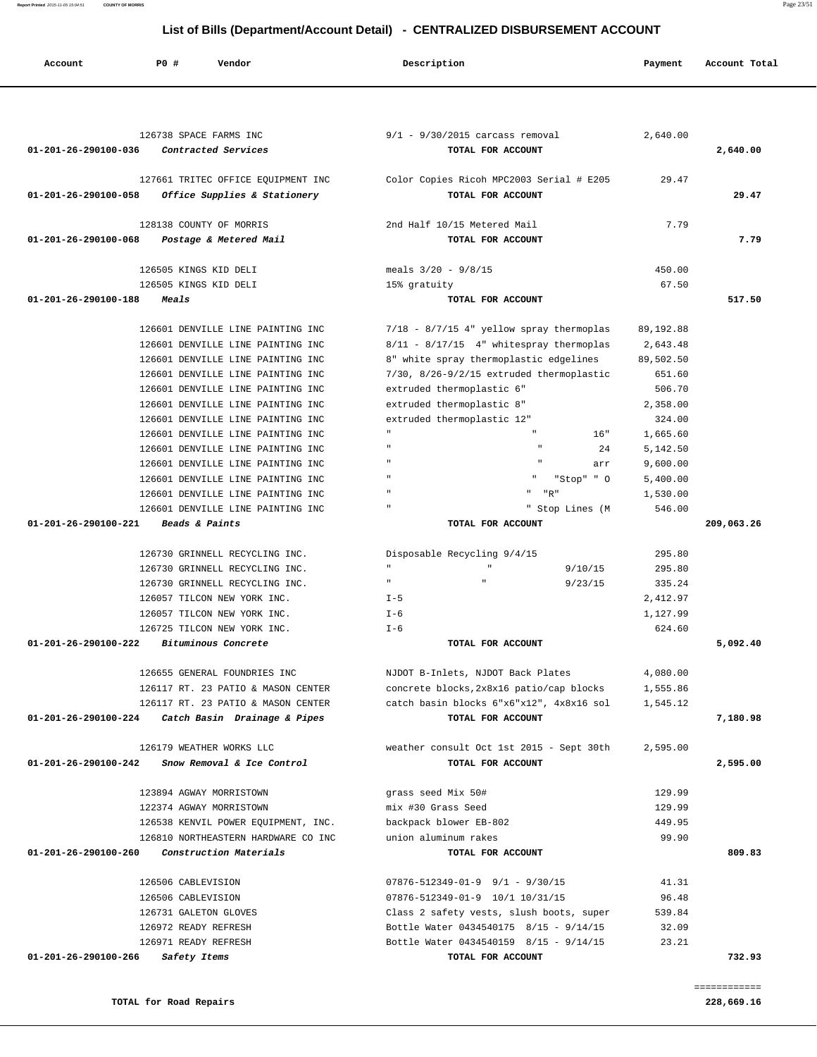## List of Bills (Department/Account Detail) - CENTRALIZED DISBURSEMENT ACCOUNT

| Account | PO # | Vendor | Description | Payment | Account Total |
|---|---|---|---|---|---|
| | 126738 | SPACE FARMS INC | 9/1 - 9/30/2015 carcass removal | 2,640.00 | |
| 01-201-26-290100-036 | | *Contracted Services* | **TOTAL FOR ACCOUNT** | | **2,640.00** |
| | 127661 | TRITEC OFFICE EQUIPMENT INC | Color Copies Ricoh MPC2003 Serial # E205 | 29.47 | |
| 01-201-26-290100-058 | | *Office Supplies & Stationery* | **TOTAL FOR ACCOUNT** | | **29.47** |
| | 128138 | COUNTY OF MORRIS | 2nd Half 10/15 Metered Mail | 7.79 | |
| 01-201-26-290100-068 | | *Postage & Metered Mail* | **TOTAL FOR ACCOUNT** | | **7.79** |
| | 126505 | KINGS KID DELI | meals 3/20 - 9/8/15 | 450.00 | |
| | 126505 | KINGS KID DELI | 15% gratuity | 67.50 | |
| 01-201-26-290100-188 | | *Meals* | **TOTAL FOR ACCOUNT** | | **517.50** |
| | 126601 | DENVILLE LINE PAINTING INC | 7/18 - 8/7/15 4" yellow spray thermoplas | 89,192.88 | |
| | 126601 | DENVILLE LINE PAINTING INC | 8/11 - 8/17/15 4" whitespray thermoplas | 2,643.48 | |
| | 126601 | DENVILLE LINE PAINTING INC | 8" white spray thermoplastic edgelines | 89,502.50 | |
| | 126601 | DENVILLE LINE PAINTING INC | 7/30, 8/26-9/2/15 extruded thermoplastic | 651.60 | |
| | 126601 | DENVILLE LINE PAINTING INC | extruded thermoplastic 6" | 506.70 | |
| | 126601 | DENVILLE LINE PAINTING INC | extruded thermoplastic 8" | 2,358.00 | |
| | 126601 | DENVILLE LINE PAINTING INC | extruded thermoplastic 12" | 324.00 | |
| | 126601 | DENVILLE LINE PAINTING INC | " " 16" | 1,665.60 | |
| | 126601 | DENVILLE LINE PAINTING INC | " " 24 | 5,142.50 | |
| | 126601 | DENVILLE LINE PAINTING INC | " " arr | 9,600.00 | |
| | 126601 | DENVILLE LINE PAINTING INC | " " "Stop" " O | 5,400.00 | |
| | 126601 | DENVILLE LINE PAINTING INC | " " "R" | 1,530.00 | |
| | 126601 | DENVILLE LINE PAINTING INC | " " Stop Lines (M | 546.00 | |
| 01-201-26-290100-221 | | *Beads & Paints* | **TOTAL FOR ACCOUNT** | | **209,063.26** |
| | 126730 | GRINNELL RECYCLING INC. | Disposable Recycling 9/4/15 | 295.80 | |
| | 126730 | GRINNELL RECYCLING INC. | " " 9/10/15 | 295.80 | |
| | 126730 | GRINNELL RECYCLING INC. | " " 9/23/15 | 335.24 | |
| | 126057 | TILCON NEW YORK INC. | I-5 | 2,412.97 | |
| | 126057 | TILCON NEW YORK INC. | I-6 | 1,127.99 | |
| | 126725 | TILCON NEW YORK INC. | I-6 | 624.60 | |
| 01-201-26-290100-222 | | *Bituminous Concrete* | **TOTAL FOR ACCOUNT** | | **5,092.40** |
| | 126655 | GENERAL FOUNDRIES INC | NJDOT B-Inlets, NJDOT Back Plates | 4,080.00 | |
| | 126117 | RT. 23 PATIO & MASON CENTER | concrete blocks,2x8x16 patio/cap blocks | 1,555.86 | |
| | 126117 | RT. 23 PATIO & MASON CENTER | catch basin blocks 6"x6"x12", 4x8x16 sol | 1,545.12 | |
| 01-201-26-290100-224 | | *Catch Basin Drainage & Pipes* | **TOTAL FOR ACCOUNT** | | **7,180.98** |
| | 126179 | WEATHER WORKS LLC | weather consult Oct 1st 2015 - Sept 30th | 2,595.00 | |
| 01-201-26-290100-242 | | *Snow Removal & Ice Control* | **TOTAL FOR ACCOUNT** | | **2,595.00** |
| | 123894 | AGWAY MORRISTOWN | grass seed Mix 50# | 129.99 | |
| | 122374 | AGWAY MORRISTOWN | mix #30 Grass Seed | 129.99 | |
| | 126538 | KENVIL POWER EQUIPMENT, INC. | backpack blower EB-802 | 449.95 | |
| | 126810 | NORTHEASTERN HARDWARE CO INC | union aluminum rakes | 99.90 | |
| 01-201-26-290100-260 | | *Construction Materials* | **TOTAL FOR ACCOUNT** | | **809.83** |
| | 126506 | CABLEVISION | 07876-512349-01-9 9/1 - 9/30/15 | 41.31 | |
| | 126506 | CABLEVISION | 07876-512349-01-9 10/1 10/31/15 | 96.48 | |
| | 126731 | GALETON GLOVES | Class 2 safety vests, slush boots, super | 539.84 | |
| | 126972 | READY REFRESH | Bottle Water 0434540175 8/15 - 9/14/15 | 32.09 | |
| | 126971 | READY REFRESH | Bottle Water 0434540159 8/15 - 9/14/15 | 23.21 | |
| 01-201-26-290100-266 | | *Safety Items* | **TOTAL FOR ACCOUNT** | | **732.93** |

**TOTAL for Road Repairs** **228,669.16**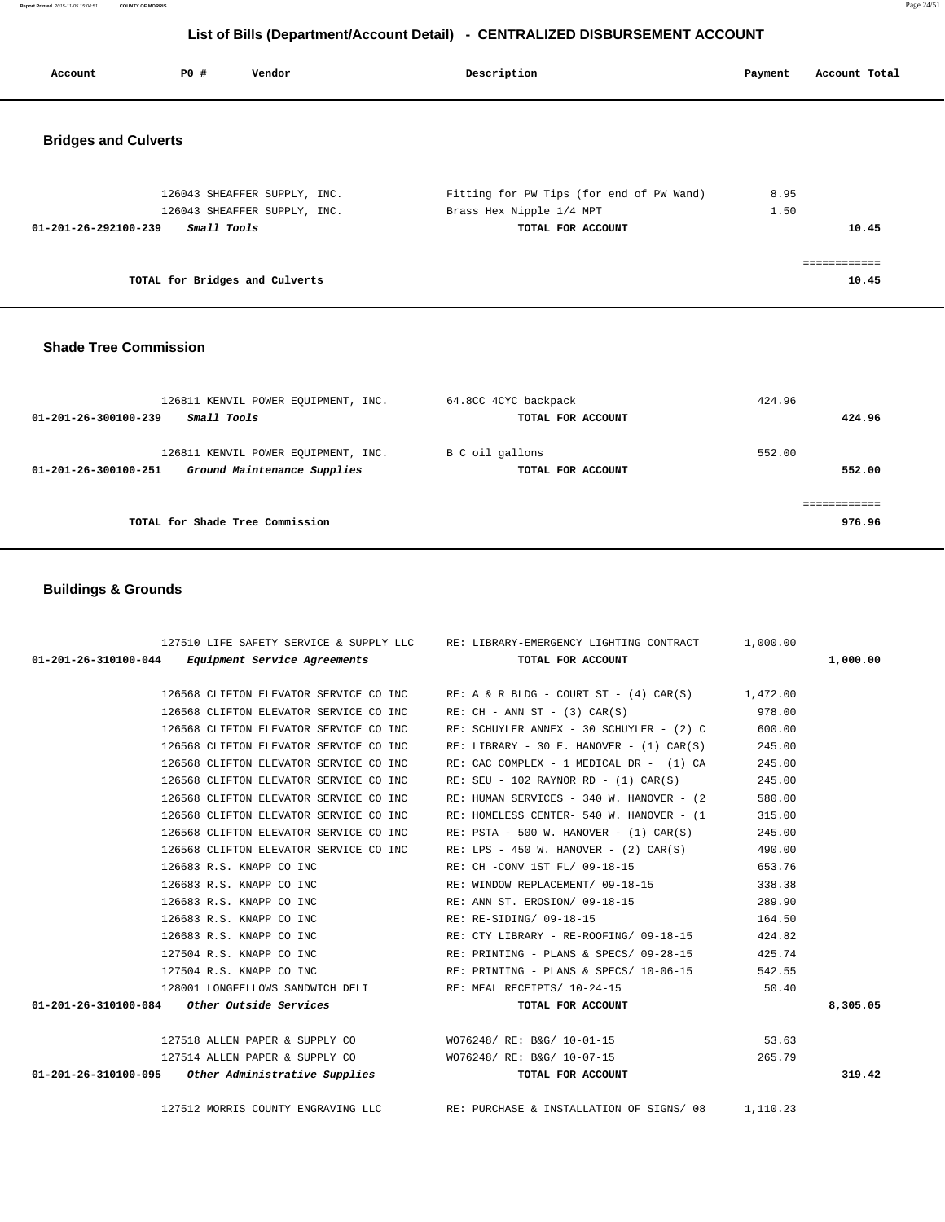# List of Bills (Department/Account Detail) - CENTRALIZED DISBURSEMENT ACCOUNT

| Account | PO # | Vendor | Description | Payment | Account Total |
|---|---|---|---|---|---|

## Bridges and Culverts

| Account | PO # | Vendor | Description | Payment | Account Total |
|---|---|---|---|---|---|
| | 126043 | SHEAFFER SUPPLY, INC. | Fitting for PW Tips (for end of PW Wand) | 8.95 | |
| | 126043 | SHEAFFER SUPPLY, INC. | Brass Hex Nipple 1/4 MPT | 1.50 | |
| **01-201-26-292100-239** | | ***Small Tools*** | **TOTAL FOR ACCOUNT** | | **10.45** |
| | | | | | ============ |
| | | **TOTAL for Bridges and Culverts** | | | **10.45** |

## Shade Tree Commission

| Account | PO # | Vendor | Description | Payment | Account Total |
|---|---|---|---|---|---|
| | 126811 | KENVIL POWER EQUIPMENT, INC. | 64.8CC 4CYC backpack | 424.96 | |
| **01-201-26-300100-239** | | ***Small Tools*** | **TOTAL FOR ACCOUNT** | | **424.96** |
| | 126811 | KENVIL POWER EQUIPMENT, INC. | B C oil gallons | 552.00 | |
| **01-201-26-300100-251** | | ***Ground Maintenance Supplies*** | **TOTAL FOR ACCOUNT** | | **552.00** |
| | | | | | ============ |
| | | **TOTAL for Shade Tree Commission** | | | **976.96** |

## Buildings & Grounds

| Account | PO # | Vendor | Description | Payment | Account Total |
|---|---|---|---|---|---|
| | 127510 | LIFE SAFETY SERVICE & SUPPLY LLC | RE: LIBRARY-EMERGENCY LIGHTING CONTRACT | 1,000.00 | |
| **01-201-26-310100-044** | | ***Equipment Service Agreements*** | **TOTAL FOR ACCOUNT** | | **1,000.00** |
| | 126568 | CLIFTON ELEVATOR SERVICE CO INC | RE: A & R BLDG - COURT ST - (4) CAR(S) | 1,472.00 | |
| | 126568 | CLIFTON ELEVATOR SERVICE CO INC | RE: CH - ANN ST - (3) CAR(S) | 978.00 | |
| | 126568 | CLIFTON ELEVATOR SERVICE CO INC | RE: SCHUYLER ANNEX - 30 SCHUYLER - (2) C | 600.00 | |
| | 126568 | CLIFTON ELEVATOR SERVICE CO INC | RE: LIBRARY - 30 E. HANOVER - (1) CAR(S) | 245.00 | |
| | 126568 | CLIFTON ELEVATOR SERVICE CO INC | RE: CAC COMPLEX - 1 MEDICAL DR - (1) CA | 245.00 | |
| | 126568 | CLIFTON ELEVATOR SERVICE CO INC | RE: SEU - 102 RAYNOR RD - (1) CAR(S) | 245.00 | |
| | 126568 | CLIFTON ELEVATOR SERVICE CO INC | RE: HUMAN SERVICES - 340 W. HANOVER - (2 | 580.00 | |
| | 126568 | CLIFTON ELEVATOR SERVICE CO INC | RE: HOMELESS CENTER- 540 W. HANOVER - (1 | 315.00 | |
| | 126568 | CLIFTON ELEVATOR SERVICE CO INC | RE: PSTA - 500 W. HANOVER - (1) CAR(S) | 245.00 | |
| | 126568 | CLIFTON ELEVATOR SERVICE CO INC | RE: LPS - 450 W. HANOVER - (2) CAR(S) | 490.00 | |
| | 126683 | R.S. KNAPP CO INC | RE: CH -CONV 1ST FL/ 09-18-15 | 653.76 | |
| | 126683 | R.S. KNAPP CO INC | RE: WINDOW REPLACEMENT/ 09-18-15 | 338.38 | |
| | 126683 | R.S. KNAPP CO INC | RE: ANN ST. EROSION/ 09-18-15 | 289.90 | |
| | 126683 | R.S. KNAPP CO INC | RE: RE-SIDING/ 09-18-15 | 164.50 | |
| | 126683 | R.S. KNAPP CO INC | RE: CTY LIBRARY - RE-ROOFING/ 09-18-15 | 424.82 | |
| | 127504 | R.S. KNAPP CO INC | RE: PRINTING - PLANS & SPECS/ 09-28-15 | 425.74 | |
| | 127504 | R.S. KNAPP CO INC | RE: PRINTING - PLANS & SPECS/ 10-06-15 | 542.55 | |
| | 128001 | LONGFELLOWS SANDWICH DELI | RE: MEAL RECEIPTS/ 10-24-15 | 50.40 | |
| **01-201-26-310100-084** | | ***Other Outside Services*** | **TOTAL FOR ACCOUNT** | | **8,305.05** |
| | 127518 | ALLEN PAPER & SUPPLY CO | WO76248/ RE: B&G/ 10-01-15 | 53.63 | |
| | 127514 | ALLEN PAPER & SUPPLY CO | WO76248/ RE: B&G/ 10-07-15 | 265.79 | |
| **01-201-26-310100-095** | | ***Other Administrative Supplies*** | **TOTAL FOR ACCOUNT** | | **319.42** |
| | 127512 | MORRIS COUNTY ENGRAVING LLC | RE: PURCHASE & INSTALLATION OF SIGNS/ 08 | 1,110.23 | |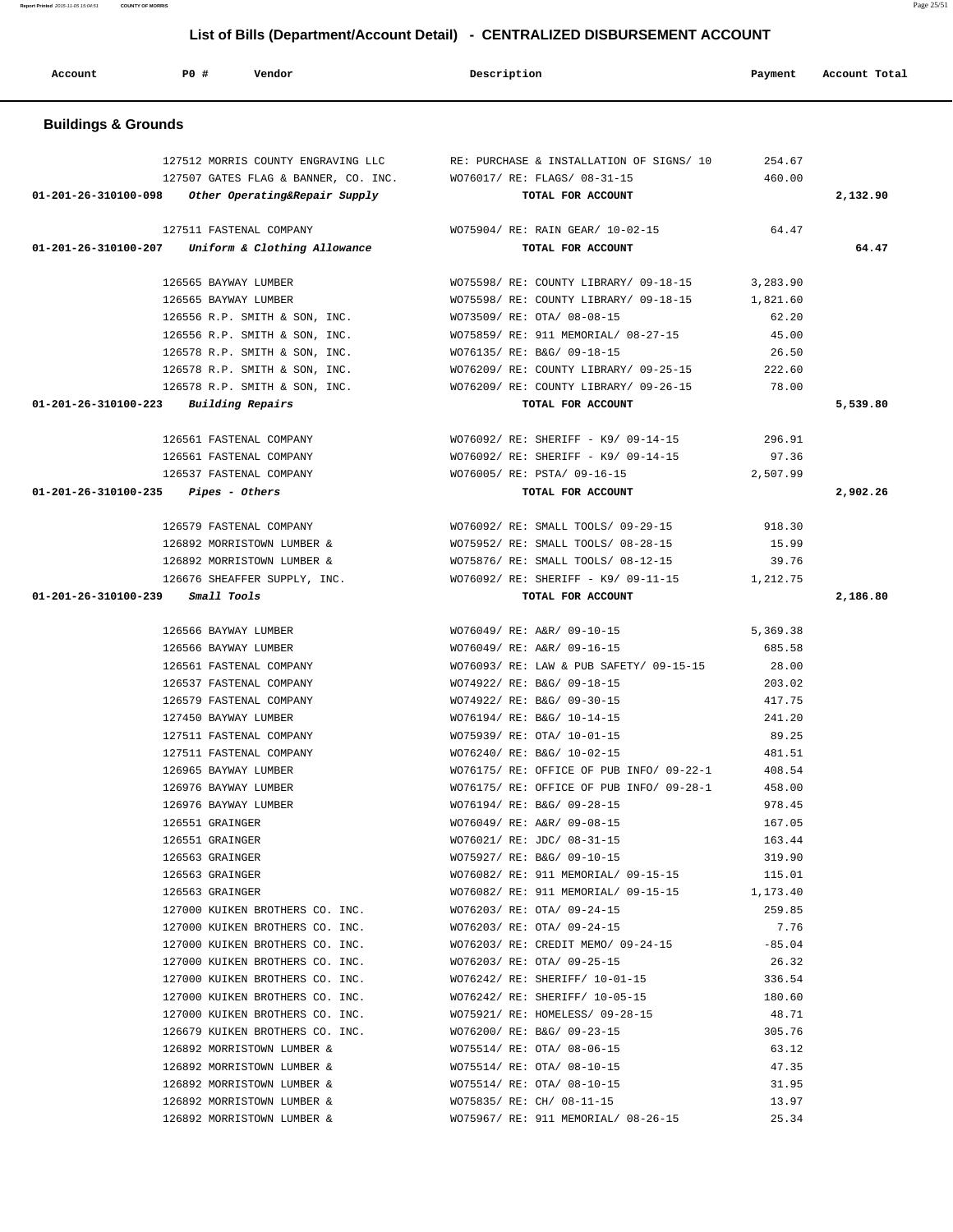# List of Bills (Department/Account Detail) - CENTRALIZED DISBURSEMENT ACCOUNT

| Account | PO # | Vendor | Description | Payment | Account Total |
|---|---|---|---|---|---|

## Buildings & Grounds

| Account | PO # | Vendor | Description | Payment | Account Total |
|---|---|---|---|---|---|
| | 127512 | MORRIS COUNTY ENGRAVING LLC | RE: PURCHASE & INSTALLATION OF SIGNS/ 10 | 254.67 | |
| | 127507 | GATES FLAG & BANNER, CO. INC. | WO76017/ RE: FLAGS/ 08-31-15 | 460.00 | |
| **01-201-26-310100-098** | | ***Other Operating&Repair Supply*** | **TOTAL FOR ACCOUNT** | | **2,132.90** |
| | 127511 | FASTENAL COMPANY | WO75904/ RE: RAIN GEAR/ 10-02-15 | 64.47 | |
| **01-201-26-310100-207** | | ***Uniform & Clothing Allowance*** | **TOTAL FOR ACCOUNT** | | **64.47** |
| | 126565 | BAYWAY LUMBER | WO75598/ RE: COUNTY LIBRARY/ 09-18-15 | 3,283.90 | |
| | 126565 | BAYWAY LUMBER | WO75598/ RE: COUNTY LIBRARY/ 09-18-15 | 1,821.60 | |
| | 126556 | R.P. SMITH & SON, INC. | WO73509/ RE: OTA/ 08-08-15 | 62.20 | |
| | 126556 | R.P. SMITH & SON, INC. | WO75859/ RE: 911 MEMORIAL/ 08-27-15 | 45.00 | |
| | 126578 | R.P. SMITH & SON, INC. | WO76135/ RE: B&G/ 09-18-15 | 26.50 | |
| | 126578 | R.P. SMITH & SON, INC. | WO76209/ RE: COUNTY LIBRARY/ 09-25-15 | 222.60 | |
| | 126578 | R.P. SMITH & SON, INC. | WO76209/ RE: COUNTY LIBRARY/ 09-26-15 | 78.00 | |
| **01-201-26-310100-223** | | ***Building Repairs*** | **TOTAL FOR ACCOUNT** | | **5,539.80** |
| | 126561 | FASTENAL COMPANY | WO76092/ RE: SHERIFF - K9/ 09-14-15 | 296.91 | |
| | 126561 | FASTENAL COMPANY | WO76092/ RE: SHERIFF - K9/ 09-14-15 | 97.36 | |
| | 126537 | FASTENAL COMPANY | WO76005/ RE: PSTA/ 09-16-15 | 2,507.99 | |
| **01-201-26-310100-235** | | ***Pipes - Others*** | **TOTAL FOR ACCOUNT** | | **2,902.26** |
| | 126579 | FASTENAL COMPANY | WO76092/ RE: SMALL TOOLS/ 09-29-15 | 918.30 | |
| | 126892 | MORRISTOWN LUMBER & | WO75952/ RE: SMALL TOOLS/ 08-28-15 | 15.99 | |
| | 126892 | MORRISTOWN LUMBER & | WO75876/ RE: SMALL TOOLS/ 08-12-15 | 39.76 | |
| | 126676 | SHEAFFER SUPPLY, INC. | WO76092/ RE: SHERIFF - K9/ 09-11-15 | 1,212.75 | |
| **01-201-26-310100-239** | | ***Small Tools*** | **TOTAL FOR ACCOUNT** | | **2,186.80** |
| | 126566 | BAYWAY LUMBER | WO76049/ RE: A&R/ 09-10-15 | 5,369.38 | |
| | 126566 | BAYWAY LUMBER | WO76049/ RE: A&R/ 09-16-15 | 685.58 | |
| | 126561 | FASTENAL COMPANY | WO76093/ RE: LAW & PUB SAFETY/ 09-15-15 | 28.00 | |
| | 126537 | FASTENAL COMPANY | WO74922/ RE: B&G/ 09-18-15 | 203.02 | |
| | 126579 | FASTENAL COMPANY | WO74922/ RE: B&G/ 09-30-15 | 417.75 | |
| | 127450 | BAYWAY LUMBER | WO76194/ RE: B&G/ 10-14-15 | 241.20 | |
| | 127511 | FASTENAL COMPANY | WO75939/ RE: OTA/ 10-01-15 | 89.25 | |
| | 127511 | FASTENAL COMPANY | WO76240/ RE: B&G/ 10-02-15 | 481.51 | |
| | 126965 | BAYWAY LUMBER | WO76175/ RE: OFFICE OF PUB INFO/ 09-22-1 | 408.54 | |
| | 126976 | BAYWAY LUMBER | WO76175/ RE: OFFICE OF PUB INFO/ 09-28-1 | 458.00 | |
| | 126976 | BAYWAY LUMBER | WO76194/ RE: B&G/ 09-28-15 | 978.45 | |
| | 126551 | GRAINGER | WO76049/ RE: A&R/ 09-08-15 | 167.05 | |
| | 126551 | GRAINGER | WO76021/ RE: JDC/ 08-31-15 | 163.44 | |
| | 126563 | GRAINGER | WO75927/ RE: B&G/ 09-10-15 | 319.90 | |
| | 126563 | GRAINGER | WO76082/ RE: 911 MEMORIAL/ 09-15-15 | 115.01 | |
| | 126563 | GRAINGER | WO76082/ RE: 911 MEMORIAL/ 09-15-15 | 1,173.40 | |
| | 127000 | KUIKEN BROTHERS CO. INC. | WO76203/ RE: OTA/ 09-24-15 | 259.85 | |
| | 127000 | KUIKEN BROTHERS CO. INC. | WO76203/ RE: OTA/ 09-24-15 | 7.76 | |
| | 127000 | KUIKEN BROTHERS CO. INC. | WO76203/ RE: CREDIT MEMO/ 09-24-15 | -85.04 | |
| | 127000 | KUIKEN BROTHERS CO. INC. | WO76203/ RE: OTA/ 09-25-15 | 26.32 | |
| | 127000 | KUIKEN BROTHERS CO. INC. | WO76242/ RE: SHERIFF/ 10-01-15 | 336.54 | |
| | 127000 | KUIKEN BROTHERS CO. INC. | WO76242/ RE: SHERIFF/ 10-05-15 | 180.60 | |
| | 127000 | KUIKEN BROTHERS CO. INC. | WO75921/ RE: HOMELESS/ 09-28-15 | 48.71 | |
| | 126679 | KUIKEN BROTHERS CO. INC. | WO76200/ RE: B&G/ 09-23-15 | 305.76 | |
| | 126892 | MORRISTOWN LUMBER & | WO75514/ RE: OTA/ 08-06-15 | 63.12 | |
| | 126892 | MORRISTOWN LUMBER & | WO75514/ RE: OTA/ 08-10-15 | 47.35 | |
| | 126892 | MORRISTOWN LUMBER & | WO75514/ RE: OTA/ 08-10-15 | 31.95 | |
| | 126892 | MORRISTOWN LUMBER & | WO75835/ RE: CH/ 08-11-15 | 13.97 | |
| | 126892 | MORRISTOWN LUMBER & | WO75967/ RE: 911 MEMORIAL/ 08-26-15 | 25.34 | |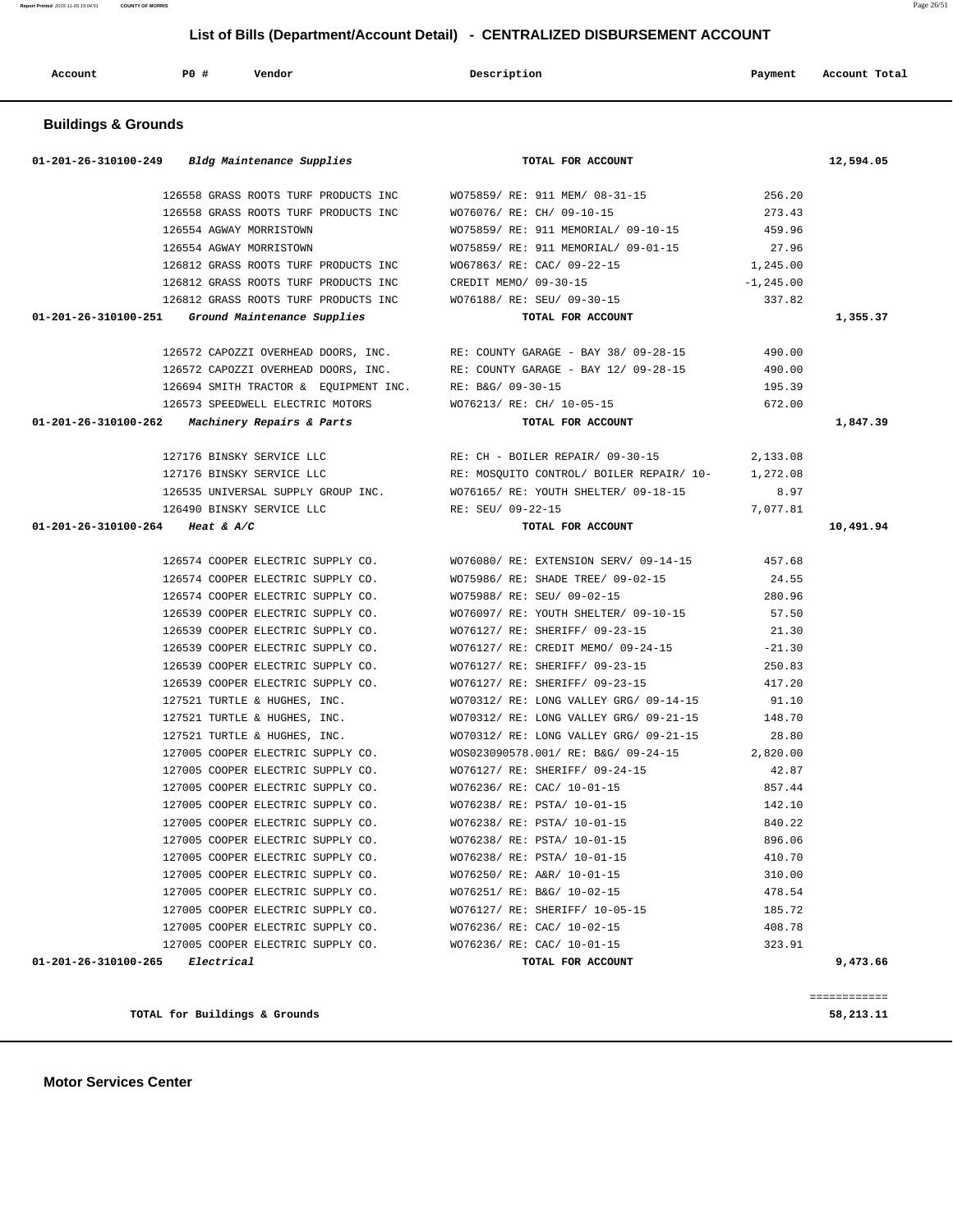## List of Bills (Department/Account Detail) - CENTRALIZED DISBURSEMENT ACCOUNT

| Account | PO # | Vendor | Description | Payment | Account Total |
|---|---|---|---|---|---|

### Buildings & Grounds

| Account | PO # | Vendor | Description | Payment | Account Total |
|---|---|---|---|---|---|
| 01-201-26-310100-249 *Bldg Maintenance Supplies* | | | TOTAL FOR ACCOUNT | | 12,594.05 |
| | 126558 | GRASS ROOTS TURF PRODUCTS INC | WO75859/ RE: 911 MEM/ 08-31-15 | 256.20 | |
| | 126558 | GRASS ROOTS TURF PRODUCTS INC | WO76076/ RE: CH/ 09-10-15 | 273.43 | |
| | 126554 | AGWAY MORRISTOWN | WO75859/ RE: 911 MEMORIAL/ 09-10-15 | 459.96 | |
| | 126554 | AGWAY MORRISTOWN | WO75859/ RE: 911 MEMORIAL/ 09-01-15 | 27.96 | |
| | 126812 | GRASS ROOTS TURF PRODUCTS INC | WO67863/ RE: CAC/ 09-22-15 | 1,245.00 | |
| | 126812 | GRASS ROOTS TURF PRODUCTS INC | CREDIT MEMO/ 09-30-15 | -1,245.00 | |
| | 126812 | GRASS ROOTS TURF PRODUCTS INC | WO76188/ RE: SEU/ 09-30-15 | 337.82 | |
| 01-201-26-310100-251 *Ground Maintenance Supplies* | | | TOTAL FOR ACCOUNT | | 1,355.37 |
| | 126572 | CAPOZZI OVERHEAD DOORS, INC. | RE: COUNTY GARAGE - BAY 38/ 09-28-15 | 490.00 | |
| | 126572 | CAPOZZI OVERHEAD DOORS, INC. | RE: COUNTY GARAGE - BAY 12/ 09-28-15 | 490.00 | |
| | 126694 | SMITH TRACTOR & EQUIPMENT INC. | RE: B&G/ 09-30-15 | 195.39 | |
| | 126573 | SPEEDWELL ELECTRIC MOTORS | WO76213/ RE: CH/ 10-05-15 | 672.00 | |
| 01-201-26-310100-262 *Machinery Repairs & Parts* | | | TOTAL FOR ACCOUNT | | 1,847.39 |
| | 127176 | BINSKY SERVICE LLC | RE: CH - BOILER REPAIR/ 09-30-15 | 2,133.08 | |
| | 127176 | BINSKY SERVICE LLC | RE: MOSQUITO CONTROL/ BOILER REPAIR/ 10- | 1,272.08 | |
| | 126535 | UNIVERSAL SUPPLY GROUP INC. | WO76165/ RE: YOUTH SHELTER/ 09-18-15 | 8.97 | |
| | 126490 | BINSKY SERVICE LLC | RE: SEU/ 09-22-15 | 7,077.81 | |
| 01-201-26-310100-264 *Heat & A/C* | | | TOTAL FOR ACCOUNT | | 10,491.94 |
| | 126574 | COOPER ELECTRIC SUPPLY CO. | WO76080/ RE: EXTENSION SERV/ 09-14-15 | 457.68 | |
| | 126574 | COOPER ELECTRIC SUPPLY CO. | WO75986/ RE: SHADE TREE/ 09-02-15 | 24.55 | |
| | 126574 | COOPER ELECTRIC SUPPLY CO. | WO75988/ RE: SEU/ 09-02-15 | 280.96 | |
| | 126539 | COOPER ELECTRIC SUPPLY CO. | WO76097/ RE: YOUTH SHELTER/ 09-10-15 | 57.50 | |
| | 126539 | COOPER ELECTRIC SUPPLY CO. | WO76127/ RE: SHERIFF/ 09-23-15 | 21.30 | |
| | 126539 | COOPER ELECTRIC SUPPLY CO. | WO76127/ RE: CREDIT MEMO/ 09-24-15 | -21.30 | |
| | 126539 | COOPER ELECTRIC SUPPLY CO. | WO76127/ RE: SHERIFF/ 09-23-15 | 250.83 | |
| | 126539 | COOPER ELECTRIC SUPPLY CO. | WO76127/ RE: SHERIFF/ 09-23-15 | 417.20 | |
| | 127521 | TURTLE & HUGHES, INC. | WO70312/ RE: LONG VALLEY GRG/ 09-14-15 | 91.10 | |
| | 127521 | TURTLE & HUGHES, INC. | WO70312/ RE: LONG VALLEY GRG/ 09-21-15 | 148.70 | |
| | 127521 | TURTLE & HUGHES, INC. | WO70312/ RE: LONG VALLEY GRG/ 09-21-15 | 28.80 | |
| | 127005 | COOPER ELECTRIC SUPPLY CO. | WOS023090578.001/ RE: B&G/ 09-24-15 | 2,820.00 | |
| | 127005 | COOPER ELECTRIC SUPPLY CO. | WO76127/ RE: SHERIFF/ 09-24-15 | 42.87 | |
| | 127005 | COOPER ELECTRIC SUPPLY CO. | WO76236/ RE: CAC/ 10-01-15 | 857.44 | |
| | 127005 | COOPER ELECTRIC SUPPLY CO. | WO76238/ RE: PSTA/ 10-01-15 | 142.10 | |
| | 127005 | COOPER ELECTRIC SUPPLY CO. | WO76238/ RE: PSTA/ 10-01-15 | 840.22 | |
| | 127005 | COOPER ELECTRIC SUPPLY CO. | WO76238/ RE: PSTA/ 10-01-15 | 896.06 | |
| | 127005 | COOPER ELECTRIC SUPPLY CO. | WO76238/ RE: PSTA/ 10-01-15 | 410.70 | |
| | 127005 | COOPER ELECTRIC SUPPLY CO. | WO76250/ RE: A&R/ 10-01-15 | 310.00 | |
| | 127005 | COOPER ELECTRIC SUPPLY CO. | WO76251/ RE: B&G/ 10-02-15 | 478.54 | |
| | 127005 | COOPER ELECTRIC SUPPLY CO. | WO76127/ RE: SHERIFF/ 10-05-15 | 185.72 | |
| | 127005 | COOPER ELECTRIC SUPPLY CO. | WO76236/ RE: CAC/ 10-02-15 | 408.78 | |
| | 127005 | COOPER ELECTRIC SUPPLY CO. | WO76236/ RE: CAC/ 10-01-15 | 323.91 | |
| 01-201-26-310100-265 *Electrical* | | | TOTAL FOR ACCOUNT | | 9,473.66 |

TOTAL for Buildings & Grounds: 58,213.11

### Motor Services Center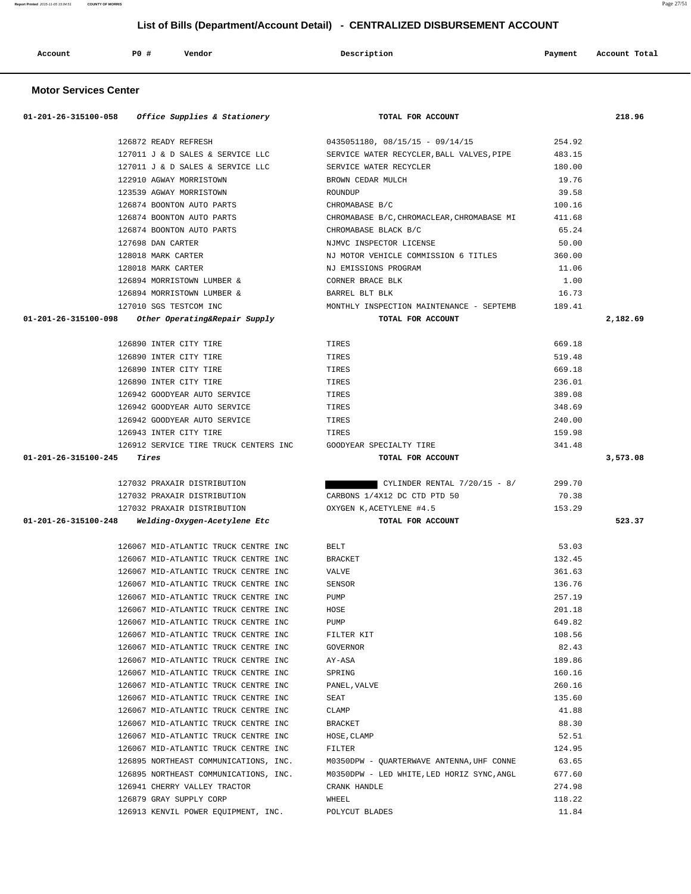# List of Bills (Department/Account Detail) - CENTRALIZED DISBURSEMENT ACCOUNT

| Account | PO # | Vendor | Description | Payment | Account Total |
|---|---|---|---|---|---|

## Motor Services Center

| Account | PO # | Vendor | Description | Payment | Account Total |
|---|---|---|---|---|---|
| 01-201-26-315100-058 *Office Supplies & Stationery* | | | TOTAL FOR ACCOUNT | | 218.96 |
| | 126872 | READY REFRESH | 0435051180, 08/15/15 - 09/14/15 | 254.92 | |
| | 127011 | J & D SALES & SERVICE LLC | SERVICE WATER RECYCLER,BALL VALVES,PIPE | 483.15 | |
| | 127011 | J & D SALES & SERVICE LLC | SERVICE WATER RECYCLER | 180.00 | |
| | 122910 | AGWAY MORRISTOWN | BROWN CEDAR MULCH | 19.76 | |
| | 123539 | AGWAY MORRISTOWN | ROUNDUP | 39.58 | |
| | 126874 | BOONTON AUTO PARTS | CHROMABASE B/C | 100.16 | |
| | 126874 | BOONTON AUTO PARTS | CHROMABASE B/C,CHROMACLEAR,CHROMABASE MI | 411.68 | |
| | 126874 | BOONTON AUTO PARTS | CHROMABASE BLACK B/C | 65.24 | |
| | 127698 | DAN CARTER | NJMVC INSPECTOR LICENSE | 50.00 | |
| | 128018 | MARK CARTER | NJ MOTOR VEHICLE COMMISSION 6 TITLES | 360.00 | |
| | 128018 | MARK CARTER | NJ EMISSIONS PROGRAM | 11.06 | |
| | 126894 | MORRISTOWN LUMBER & | CORNER BRACE BLK | 1.00 | |
| | 126894 | MORRISTOWN LUMBER & | BARREL BLT BLK | 16.73 | |
| | 127010 | SGS TESTCOM INC | MONTHLY INSPECTION MAINTENANCE - SEPTEMB | 189.41 | |
| 01-201-26-315100-098 *Other Operating&Repair Supply* | | | TOTAL FOR ACCOUNT | | 2,182.69 |
| | 126890 | INTER CITY TIRE | TIRES | 669.18 | |
| | 126890 | INTER CITY TIRE | TIRES | 519.48 | |
| | 126890 | INTER CITY TIRE | TIRES | 669.18 | |
| | 126890 | INTER CITY TIRE | TIRES | 236.01 | |
| | 126942 | GOODYEAR AUTO SERVICE | TIRES | 389.08 | |
| | 126942 | GOODYEAR AUTO SERVICE | TIRES | 348.69 | |
| | 126942 | GOODYEAR AUTO SERVICE | TIRES | 240.00 | |
| | 126943 | INTER CITY TIRE | TIRES | 159.98 | |
| | 126912 | SERVICE TIRE TRUCK CENTERS INC | GOODYEAR SPECIALTY TIRE | 341.48 | |
| 01-201-26-315100-245 *Tires* | | | TOTAL FOR ACCOUNT | | 3,573.08 |
| | 127032 | PRAXAIR DISTRIBUTION | [REDACTED] CYLINDER RENTAL 7/20/15 - 8/ | 299.70 | |
| | 127032 | PRAXAIR DISTRIBUTION | CARBONS 1/4X12 DC CTD PTD 50 | 70.38 | |
| | 127032 | PRAXAIR DISTRIBUTION | OXYGEN K,ACETYLENE #4.5 | 153.29 | |
| 01-201-26-315100-248 *Welding-Oxygen-Acetylene Etc* | | | TOTAL FOR ACCOUNT | | 523.37 |
| | 126067 | MID-ATLANTIC TRUCK CENTRE INC | BELT | 53.03 | |
| | 126067 | MID-ATLANTIC TRUCK CENTRE INC | BRACKET | 132.45 | |
| | 126067 | MID-ATLANTIC TRUCK CENTRE INC | VALVE | 361.63 | |
| | 126067 | MID-ATLANTIC TRUCK CENTRE INC | SENSOR | 136.76 | |
| | 126067 | MID-ATLANTIC TRUCK CENTRE INC | PUMP | 257.19 | |
| | 126067 | MID-ATLANTIC TRUCK CENTRE INC | HOSE | 201.18 | |
| | 126067 | MID-ATLANTIC TRUCK CENTRE INC | PUMP | 649.82 | |
| | 126067 | MID-ATLANTIC TRUCK CENTRE INC | FILTER KIT | 108.56 | |
| | 126067 | MID-ATLANTIC TRUCK CENTRE INC | GOVERNOR | 82.43 | |
| | 126067 | MID-ATLANTIC TRUCK CENTRE INC | AY-ASA | 189.86 | |
| | 126067 | MID-ATLANTIC TRUCK CENTRE INC | SPRING | 160.16 | |
| | 126067 | MID-ATLANTIC TRUCK CENTRE INC | PANEL,VALVE | 260.16 | |
| | 126067 | MID-ATLANTIC TRUCK CENTRE INC | SEAT | 135.60 | |
| | 126067 | MID-ATLANTIC TRUCK CENTRE INC | CLAMP | 41.88 | |
| | 126067 | MID-ATLANTIC TRUCK CENTRE INC | BRACKET | 88.30 | |
| | 126067 | MID-ATLANTIC TRUCK CENTRE INC | HOSE,CLAMP | 52.51 | |
| | 126067 | MID-ATLANTIC TRUCK CENTRE INC | FILTER | 124.95 | |
| | 126895 | NORTHEAST COMMUNICATIONS, INC. | M0350DPW - QUARTERWAVE ANTENNA,UHF CONNE | 63.65 | |
| | 126895 | NORTHEAST COMMUNICATIONS, INC. | M0350DPW - LED WHITE,LED HORIZ SYNC,ANGL | 677.60 | |
| | 126941 | CHERRY VALLEY TRACTOR | CRANK HANDLE | 274.98 | |
| | 126879 | GRAY SUPPLY CORP | WHEEL | 118.22 | |
| | 126913 | KENVIL POWER EQUIPMENT, INC. | POLYCUT BLADES | 11.84 | |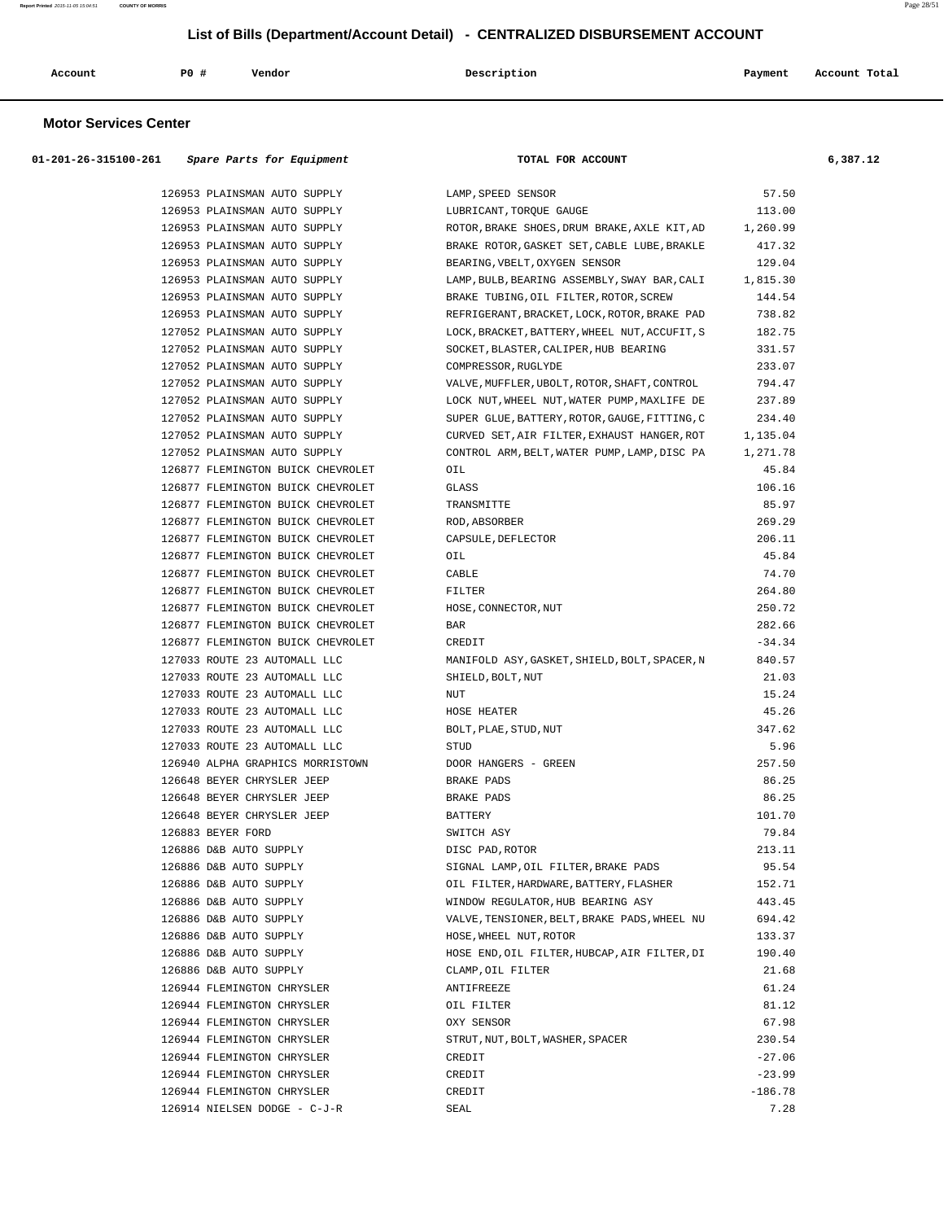# List of Bills (Department/Account Detail) - CENTRALIZED DISBURSEMENT ACCOUNT

| Account | PO # | Vendor | Description | Payment | Account Total |
|---|---|---|---|---|---|

## Motor Services Center

| Account | PO # | Vendor | Description | Payment | Account Total |
|---|---|---|---|---|---|
| 01-201-26-315100-261 | | *Spare Parts for Equipment* | TOTAL FOR ACCOUNT | | 6,387.12 |
| | 126953 | PLAINSMAN AUTO SUPPLY | LAMP,SPEED SENSOR | 57.50 | |
| | 126953 | PLAINSMAN AUTO SUPPLY | LUBRICANT,TORQUE GAUGE | 113.00 | |
| | 126953 | PLAINSMAN AUTO SUPPLY | ROTOR,BRAKE SHOES,DRUM BRAKE,AXLE KIT,AD | 1,260.99 | |
| | 126953 | PLAINSMAN AUTO SUPPLY | BRAKE ROTOR,GASKET SET,CABLE LUBE,BRAKLE | 417.32 | |
| | 126953 | PLAINSMAN AUTO SUPPLY | BEARING,VBELT,OXYGEN SENSOR | 129.04 | |
| | 126953 | PLAINSMAN AUTO SUPPLY | LAMP,BULB,BEARING ASSEMBLY,SWAY BAR,CALI | 1,815.30 | |
| | 126953 | PLAINSMAN AUTO SUPPLY | BRAKE TUBING,OIL FILTER,ROTOR,SCREW | 144.54 | |
| | 126953 | PLAINSMAN AUTO SUPPLY | REFRIGERANT,BRACKET,LOCK,ROTOR,BRAKE PAD | 738.82 | |
| | 127052 | PLAINSMAN AUTO SUPPLY | LOCK,BRACKET,BATTERY,WHEEL NUT,ACCUFIT,S | 182.75 | |
| | 127052 | PLAINSMAN AUTO SUPPLY | SOCKET,BLASTER,CALIPER,HUB BEARING | 331.57 | |
| | 127052 | PLAINSMAN AUTO SUPPLY | COMPRESSOR,RUGLYDE | 233.07 | |
| | 127052 | PLAINSMAN AUTO SUPPLY | VALVE,MUFFLER,UBOLT,ROTOR,SHAFT,CONTROL | 794.47 | |
| | 127052 | PLAINSMAN AUTO SUPPLY | LOCK NUT,WHEEL NUT,WATER PUMP,MAXLIFE DE | 237.89 | |
| | 127052 | PLAINSMAN AUTO SUPPLY | SUPER GLUE,BATTERY,ROTOR,GAUGE,FITTING,C | 234.40 | |
| | 127052 | PLAINSMAN AUTO SUPPLY | CURVED SET,AIR FILTER,EXHAUST HANGER,ROT | 1,135.04 | |
| | 127052 | PLAINSMAN AUTO SUPPLY | CONTROL ARM,BELT,WATER PUMP,LAMP,DISC PA | 1,271.78 | |
| | 126877 | FLEMINGTON BUICK CHEVROLET | OIL | 45.84 | |
| | 126877 | FLEMINGTON BUICK CHEVROLET | GLASS | 106.16 | |
| | 126877 | FLEMINGTON BUICK CHEVROLET | TRANSMITTE | 85.97 | |
| | 126877 | FLEMINGTON BUICK CHEVROLET | ROD,ABSORBER | 269.29 | |
| | 126877 | FLEMINGTON BUICK CHEVROLET | CAPSULE,DEFLECTOR | 206.11 | |
| | 126877 | FLEMINGTON BUICK CHEVROLET | OIL | 45.84 | |
| | 126877 | FLEMINGTON BUICK CHEVROLET | CABLE | 74.70 | |
| | 126877 | FLEMINGTON BUICK CHEVROLET | FILTER | 264.80 | |
| | 126877 | FLEMINGTON BUICK CHEVROLET | HOSE,CONNECTOR,NUT | 250.72 | |
| | 126877 | FLEMINGTON BUICK CHEVROLET | BAR | 282.66 | |
| | 126877 | FLEMINGTON BUICK CHEVROLET | CREDIT | -34.34 | |
| | 127033 | ROUTE 23 AUTOMALL LLC | MANIFOLD ASY,GASKET,SHIELD,BOLT,SPACER,N | 840.57 | |
| | 127033 | ROUTE 23 AUTOMALL LLC | SHIELD,BOLT,NUT | 21.03 | |
| | 127033 | ROUTE 23 AUTOMALL LLC | NUT | 15.24 | |
| | 127033 | ROUTE 23 AUTOMALL LLC | HOSE HEATER | 45.26 | |
| | 127033 | ROUTE 23 AUTOMALL LLC | BOLT,PLAE,STUD,NUT | 347.62 | |
| | 127033 | ROUTE 23 AUTOMALL LLC | STUD | 5.96 | |
| | 126940 | ALPHA GRAPHICS MORRISTOWN | DOOR HANGERS - GREEN | 257.50 | |
| | 126648 | BEYER CHRYSLER JEEP | BRAKE PADS | 86.25 | |
| | 126648 | BEYER CHRYSLER JEEP | BRAKE PADS | 86.25 | |
| | 126648 | BEYER CHRYSLER JEEP | BATTERY | 101.70 | |
| | 126883 | BEYER FORD | SWITCH ASY | 79.84 | |
| | 126886 | D&B AUTO SUPPLY | DISC PAD,ROTOR | 213.11 | |
| | 126886 | D&B AUTO SUPPLY | SIGNAL LAMP,OIL FILTER,BRAKE PADS | 95.54 | |
| | 126886 | D&B AUTO SUPPLY | OIL FILTER,HARDWARE,BATTERY,FLASHER | 152.71 | |
| | 126886 | D&B AUTO SUPPLY | WINDOW REGULATOR,HUB BEARING ASY | 443.45 | |
| | 126886 | D&B AUTO SUPPLY | VALVE,TENSIONER,BELT,BRAKE PADS,WHEEL NU | 694.42 | |
| | 126886 | D&B AUTO SUPPLY | HOSE,WHEEL NUT,ROTOR | 133.37 | |
| | 126886 | D&B AUTO SUPPLY | HOSE END,OIL FILTER,HUBCAP,AIR FILTER,DI | 190.40 | |
| | 126886 | D&B AUTO SUPPLY | CLAMP,OIL FILTER | 21.68 | |
| | 126944 | FLEMINGTON CHRYSLER | ANTIFREEZE | 61.24 | |
| | 126944 | FLEMINGTON CHRYSLER | OIL FILTER | 81.12 | |
| | 126944 | FLEMINGTON CHRYSLER | OXY SENSOR | 67.98 | |
| | 126944 | FLEMINGTON CHRYSLER | STRUT,NUT,BOLT,WASHER,SPACER | 230.54 | |
| | 126944 | FLEMINGTON CHRYSLER | CREDIT | -27.06 | |
| | 126944 | FLEMINGTON CHRYSLER | CREDIT | -23.99 | |
| | 126944 | FLEMINGTON CHRYSLER | CREDIT | -186.78 | |
| | 126914 | NIELSEN DODGE - C-J-R | SEAL | 7.28 | |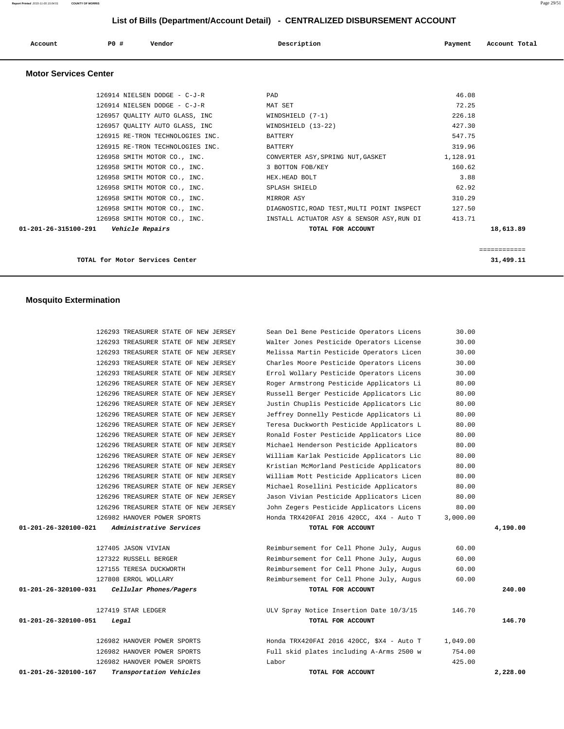## List of Bills (Department/Account Detail) - CENTRALIZED DISBURSEMENT ACCOUNT

| Account | PO # | Vendor | Description | Payment | Account Total |
|---|---|---|---|---|---|

### Motor Services Center

| Account | PO # | Vendor | Description | Payment | Account Total |
|---|---|---|---|---|---|
| | 126914 | NIELSEN DODGE - C-J-R | PAD | 46.08 | |
| | 126914 | NIELSEN DODGE - C-J-R | MAT SET | 72.25 | |
| | 126957 | QUALITY AUTO GLASS, INC | WINDSHIELD (7-1) | 226.18 | |
| | 126957 | QUALITY AUTO GLASS, INC | WINDSHIELD (13-22) | 427.30 | |
| | 126915 | RE-TRON TECHNOLOGIES INC. | BATTERY | 547.75 | |
| | 126915 | RE-TRON TECHNOLOGIES INC. | BATTERY | 319.96 | |
| | 126958 | SMITH MOTOR CO., INC. | CONVERTER ASY,SPRING NUT,GASKET | 1,128.91 | |
| | 126958 | SMITH MOTOR CO., INC. | 3 BOTTON FOB/KEY | 160.62 | |
| | 126958 | SMITH MOTOR CO., INC. | HEX.HEAD BOLT | 3.88 | |
| | 126958 | SMITH MOTOR CO., INC. | SPLASH SHIELD | 62.92 | |
| | 126958 | SMITH MOTOR CO., INC. | MIRROR ASY | 310.29 | |
| | 126958 | SMITH MOTOR CO., INC. | DIAGNOSTIC,ROAD TEST,MULTI POINT INSPECT | 127.50 | |
| | 126958 | SMITH MOTOR CO., INC. | INSTALL ACTUATOR ASY & SENSOR ASY,RUN DI | 413.71 | |
| **01-201-26-315100-291** | | *Vehicle Repairs* | **TOTAL FOR ACCOUNT** | | **18,613.89** |

**TOTAL for Motor Services Center** ============ **31,499.11**

### Mosquito Extermination

| Account | PO # | Vendor | Description | Payment | Account Total |
|---|---|---|---|---|---|
| | 126293 | TREASURER STATE OF NEW JERSEY | Sean Del Bene Pesticide Operators Licens | 30.00 | |
| | 126293 | TREASURER STATE OF NEW JERSEY | Walter Jones Pesticide Operators License | 30.00 | |
| | 126293 | TREASURER STATE OF NEW JERSEY | Melissa Martin Pesticide Operators Licen | 30.00 | |
| | 126293 | TREASURER STATE OF NEW JERSEY | Charles Moore Pesticide Operators Licens | 30.00 | |
| | 126293 | TREASURER STATE OF NEW JERSEY | Errol Wollary Pesticide Operators Licens | 30.00 | |
| | 126296 | TREASURER STATE OF NEW JERSEY | Roger Armstrong Pesticide Applicators Li | 80.00 | |
| | 126296 | TREASURER STATE OF NEW JERSEY | Russell Berger Pesticide Applicators Lic | 80.00 | |
| | 126296 | TREASURER STATE OF NEW JERSEY | Justin Chuplis Pesticide Applicators Lic | 80.00 | |
| | 126296 | TREASURER STATE OF NEW JERSEY | Jeffrey Donnelly Pesticde Applicators Li | 80.00 | |
| | 126296 | TREASURER STATE OF NEW JERSEY | Teresa Duckworth Pesticide Applicators L | 80.00 | |
| | 126296 | TREASURER STATE OF NEW JERSEY | Ronald Foster Pesticide Applicators Lice | 80.00 | |
| | 126296 | TREASURER STATE OF NEW JERSEY | Michael Henderson Pesticide Applicators | 80.00 | |
| | 126296 | TREASURER STATE OF NEW JERSEY | William Karlak Pesticide Applicators Lic | 80.00 | |
| | 126296 | TREASURER STATE OF NEW JERSEY | Kristian McMorland Pesticide Applicators | 80.00 | |
| | 126296 | TREASURER STATE OF NEW JERSEY | William Mott Pesticide Applicators Licen | 80.00 | |
| | 126296 | TREASURER STATE OF NEW JERSEY | Michael Rosellini Pesticide Applicators | 80.00 | |
| | 126296 | TREASURER STATE OF NEW JERSEY | Jason Vivian Pesticide Applicators Licen | 80.00 | |
| | 126296 | TREASURER STATE OF NEW JERSEY | John Zegers Pesticide Applicators Licens | 80.00 | |
| | 126982 | HANOVER POWER SPORTS | Honda TRX420FAI 2016 420CC, 4X4 - Auto T | 3,000.00 | |
| **01-201-26-320100-021** | | *Administrative Services* | **TOTAL FOR ACCOUNT** | | **4,190.00** |
| | 127405 | JASON VIVIAN | Reimbursement for Cell Phone July, Augus | 60.00 | |
| | 127322 | RUSSELL BERGER | Reimbursement for Cell Phone July, Augus | 60.00 | |
| | 127155 | TERESA DUCKWORTH | Reimbursement for Cell Phone July, Augus | 60.00 | |
| | 127808 | ERROL WOLLARY | Reimbursement for Cell Phone July, Augus | 60.00 | |
| **01-201-26-320100-031** | | *Cellular Phones/Pagers* | **TOTAL FOR ACCOUNT** | | **240.00** |
| | 127419 | STAR LEDGER | ULV Spray Notice Insertion Date 10/3/15 | 146.70 | |
| **01-201-26-320100-051** | | *Legal* | **TOTAL FOR ACCOUNT** | | **146.70** |
| | 126982 | HANOVER POWER SPORTS | Honda TRX420FAI 2016 420CC, $X4 - Auto T | 1,049.00 | |
| | 126982 | HANOVER POWER SPORTS | Full skid plates including A-Arms 2500 w | 754.00 | |
| | 126982 | HANOVER POWER SPORTS | Labor | 425.00 | |
| **01-201-26-320100-167** | | *Transportation Vehicles* | **TOTAL FOR ACCOUNT** | | **2,228.00** |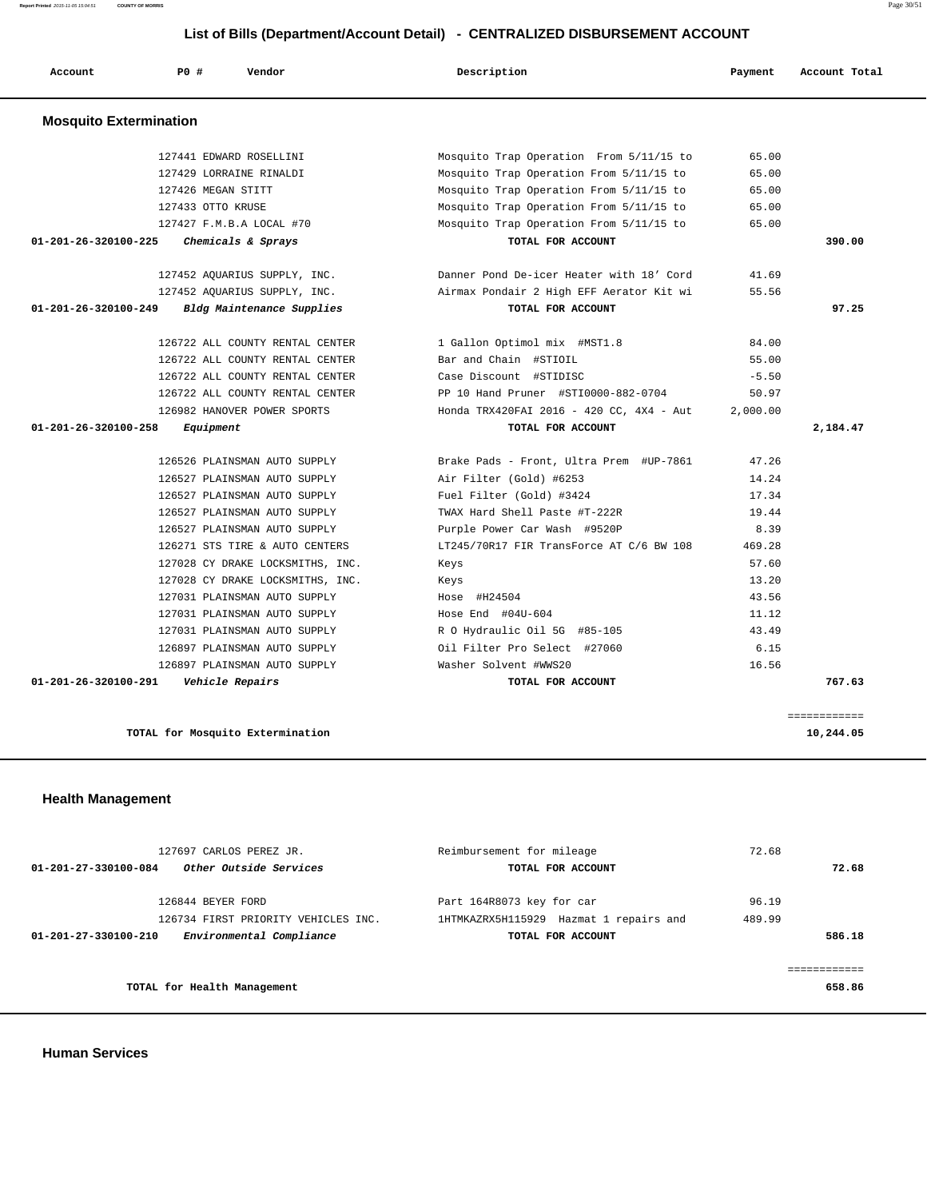## List of Bills (Department/Account Detail) - CENTRALIZED DISBURSEMENT ACCOUNT

| Account | PO # | Vendor | Description | Payment | Account Total |
|---|---|---|---|---|---|

### Mosquito Extermination

| Account | PO # | Vendor | Description | Payment | Account Total |
|---|---|---|---|---|---|
| | 127441 | EDWARD ROSELLINI | Mosquito Trap Operation From 5/11/15 to | 65.00 | |
| | 127429 | LORRAINE RINALDI | Mosquito Trap Operation From 5/11/15 to | 65.00 | |
| | 127426 | MEGAN STITT | Mosquito Trap Operation From 5/11/15 to | 65.00 | |
| | 127433 | OTTO KRUSE | Mosquito Trap Operation From 5/11/15 to | 65.00 | |
| | 127427 | F.M.B.A LOCAL #70 | Mosquito Trap Operation From 5/11/15 to | 65.00 | |
| 01-201-26-320100-225 | | *Chemicals & Sprays* | TOTAL FOR ACCOUNT | | 390.00 |
| | 127452 | AQUARIUS SUPPLY, INC. | Danner Pond De-icer Heater with 18' Cord | 41.69 | |
| | 127452 | AQUARIUS SUPPLY, INC. | Airmax Pondair 2 High EFF Aerator Kit wi | 55.56 | |
| 01-201-26-320100-249 | | *Bldg Maintenance Supplies* | TOTAL FOR ACCOUNT | | 97.25 |
| | 126722 | ALL COUNTY RENTAL CENTER | 1 Gallon Optimol mix #MST1.8 | 84.00 | |
| | 126722 | ALL COUNTY RENTAL CENTER | Bar and Chain #STIOIL | 55.00 | |
| | 126722 | ALL COUNTY RENTAL CENTER | Case Discount #STIDISC | -5.50 | |
| | 126722 | ALL COUNTY RENTAL CENTER | PP 10 Hand Pruner #STI0000-882-0704 | 50.97 | |
| | 126982 | HANOVER POWER SPORTS | Honda TRX420FAI 2016 - 420 CC, 4X4 - Aut | 2,000.00 | |
| 01-201-26-320100-258 | | *Equipment* | TOTAL FOR ACCOUNT | | 2,184.47 |
| | 126526 | PLAINSMAN AUTO SUPPLY | Brake Pads - Front, Ultra Prem #UP-7861 | 47.26 | |
| | 126527 | PLAINSMAN AUTO SUPPLY | Air Filter (Gold) #6253 | 14.24 | |
| | 126527 | PLAINSMAN AUTO SUPPLY | Fuel Filter (Gold) #3424 | 17.34 | |
| | 126527 | PLAINSMAN AUTO SUPPLY | TWAX Hard Shell Paste #T-222R | 19.44 | |
| | 126527 | PLAINSMAN AUTO SUPPLY | Purple Power Car Wash #9520P | 8.39 | |
| | 126271 | STS TIRE & AUTO CENTERS | LT245/70R17 FIR TransForce AT C/6 BW 108 | 469.28 | |
| | 127028 | CY DRAKE LOCKSMITHS, INC. | Keys | 57.60 | |
| | 127028 | CY DRAKE LOCKSMITHS, INC. | Keys | 13.20 | |
| | 127031 | PLAINSMAN AUTO SUPPLY | Hose #H24504 | 43.56 | |
| | 127031 | PLAINSMAN AUTO SUPPLY | Hose End #04U-604 | 11.12 | |
| | 127031 | PLAINSMAN AUTO SUPPLY | R O Hydraulic Oil 5G #85-105 | 43.49 | |
| | 126897 | PLAINSMAN AUTO SUPPLY | Oil Filter Pro Select #27060 | 6.15 | |
| | 126897 | PLAINSMAN AUTO SUPPLY | Washer Solvent #WWS20 | 16.56 | |
| 01-201-26-320100-291 | | *Vehicle Repairs* | TOTAL FOR ACCOUNT | | 767.63 |

**TOTAL for Mosquito Extermination** — 10,244.05

### Health Management

| Account | PO # | Vendor | Description | Payment | Account Total |
|---|---|---|---|---|---|
| | 127697 | CARLOS PEREZ JR. | Reimbursement for mileage | 72.68 | |
| 01-201-27-330100-084 | | *Other Outside Services* | TOTAL FOR ACCOUNT | | 72.68 |
| | 126844 | BEYER FORD | Part 164R8073 key for car | 96.19 | |
| | 126734 | FIRST PRIORITY VEHICLES INC. | 1HTMKAZRX5H115929 Hazmat 1 repairs and | 489.99 | |
| 01-201-27-330100-210 | | *Environmental Compliance* | TOTAL FOR ACCOUNT | | 586.18 |

**TOTAL for Health Management** — 658.86

### Human Services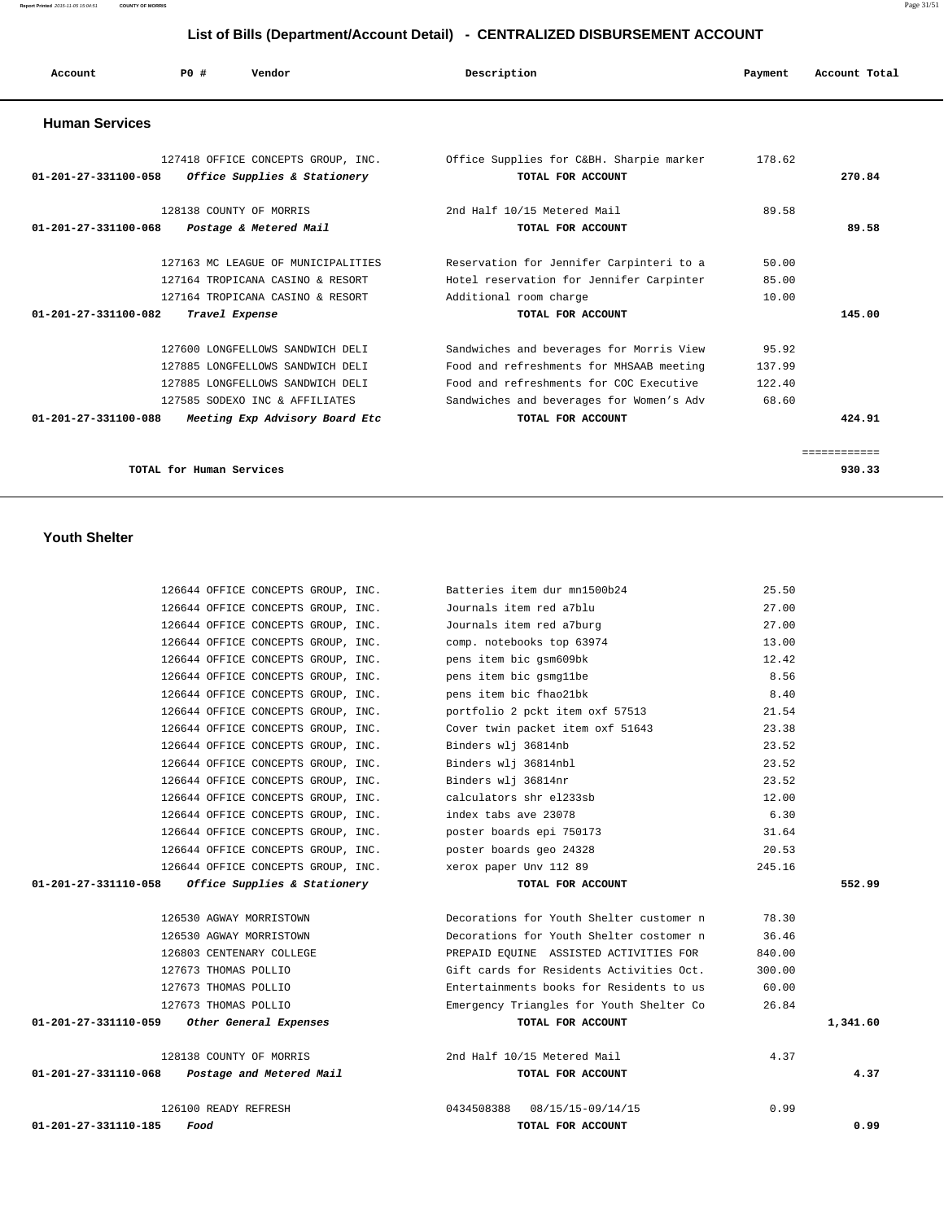## List of Bills (Department/Account Detail) - CENTRALIZED DISBURSEMENT ACCOUNT

| Account | PO # | Vendor | Description | Payment | Account Total |
|---|---|---|---|---|---|

### Human Services

| Account | PO # | Vendor | Description | Payment | Account Total |
|---|---|---|---|---|---|
| | 127418 | OFFICE CONCEPTS GROUP, INC. | Office Supplies for C&BH. Sharpie marker | 178.62 | |
| 01-201-27-331100-058 | | *Office Supplies & Stationery* | TOTAL FOR ACCOUNT | | 270.84 |
| | 128138 | COUNTY OF MORRIS | 2nd Half 10/15 Metered Mail | 89.58 | |
| 01-201-27-331100-068 | | *Postage & Metered Mail* | TOTAL FOR ACCOUNT | | 89.58 |
| | 127163 | MC LEAGUE OF MUNICIPALITIES | Reservation for Jennifer Carpinteri to a | 50.00 | |
| | 127164 | TROPICANA CASINO & RESORT | Hotel reservation for Jennifer Carpinter | 85.00 | |
| | 127164 | TROPICANA CASINO & RESORT | Additional room charge | 10.00 | |
| 01-201-27-331100-082 | | *Travel Expense* | TOTAL FOR ACCOUNT | | 145.00 |
| | 127600 | LONGFELLOWS SANDWICH DELI | Sandwiches and beverages for Morris View | 95.92 | |
| | 127885 | LONGFELLOWS SANDWICH DELI | Food and refreshments for MHSAAB meeting | 137.99 | |
| | 127885 | LONGFELLOWS SANDWICH DELI | Food and refreshments for COC Executive | 122.40 | |
| | 127585 | SODEXO INC & AFFILIATES | Sandwiches and beverages for Women's Adv | 68.60 | |
| 01-201-27-331100-088 | | *Meeting Exp Advisory Board Etc* | TOTAL FOR ACCOUNT | | 424.91 |
| | | | | | ============ |
| | | TOTAL for Human Services | | | 930.33 |

### Youth Shelter

| Account | PO # | Vendor | Description | Payment | Account Total |
|---|---|---|---|---|---|
| | 126644 | OFFICE CONCEPTS GROUP, INC. | Batteries item dur mn1500b24 | 25.50 | |
| | 126644 | OFFICE CONCEPTS GROUP, INC. | Journals item red a7blu | 27.00 | |
| | 126644 | OFFICE CONCEPTS GROUP, INC. | Journals item red a7burg | 27.00 | |
| | 126644 | OFFICE CONCEPTS GROUP, INC. | comp. notebooks top 63974 | 13.00 | |
| | 126644 | OFFICE CONCEPTS GROUP, INC. | pens item bic gsm609bk | 12.42 | |
| | 126644 | OFFICE CONCEPTS GROUP, INC. | pens item bic gsmg11be | 8.56 | |
| | 126644 | OFFICE CONCEPTS GROUP, INC. | pens item bic fhao21bk | 8.40 | |
| | 126644 | OFFICE CONCEPTS GROUP, INC. | portfolio 2 pckt item oxf 57513 | 21.54 | |
| | 126644 | OFFICE CONCEPTS GROUP, INC. | Cover twin packet item oxf 51643 | 23.38 | |
| | 126644 | OFFICE CONCEPTS GROUP, INC. | Binders wlj 36814nb | 23.52 | |
| | 126644 | OFFICE CONCEPTS GROUP, INC. | Binders wlj 36814nbl | 23.52 | |
| | 126644 | OFFICE CONCEPTS GROUP, INC. | Binders wlj 36814nr | 23.52 | |
| | 126644 | OFFICE CONCEPTS GROUP, INC. | calculators shr el233sb | 12.00 | |
| | 126644 | OFFICE CONCEPTS GROUP, INC. | index tabs ave 23078 | 6.30 | |
| | 126644 | OFFICE CONCEPTS GROUP, INC. | poster boards epi 750173 | 31.64 | |
| | 126644 | OFFICE CONCEPTS GROUP, INC. | poster boards geo 24328 | 20.53 | |
| | 126644 | OFFICE CONCEPTS GROUP, INC. | xerox paper Unv 112 89 | 245.16 | |
| 01-201-27-331110-058 | | *Office Supplies & Stationery* | TOTAL FOR ACCOUNT | | 552.99 |
| | 126530 | AGWAY MORRISTOWN | Decorations for Youth Shelter customer n | 78.30 | |
| | 126530 | AGWAY MORRISTOWN | Decorations for Youth Shelter costomer n | 36.46 | |
| | 126803 | CENTENARY COLLEGE | PREPAID EQUINE ASSISTED ACTIVITIES FOR | 840.00 | |
| | 127673 | THOMAS POLLIO | Gift cards for Residents Activities Oct. | 300.00 | |
| | 127673 | THOMAS POLLIO | Entertainments books for Residents to us | 60.00 | |
| | 127673 | THOMAS POLLIO | Emergency Triangles for Youth Shelter Co | 26.84 | |
| 01-201-27-331110-059 | | *Other General Expenses* | TOTAL FOR ACCOUNT | | 1,341.60 |
| | 128138 | COUNTY OF MORRIS | 2nd Half 10/15 Metered Mail | 4.37 | |
| 01-201-27-331110-068 | | *Postage and Metered Mail* | TOTAL FOR ACCOUNT | | 4.37 |
| | 126100 | READY REFRESH | 0434508388 08/15/15-09/14/15 | 0.99 | |
| 01-201-27-331110-185 | | *Food* | TOTAL FOR ACCOUNT | | 0.99 |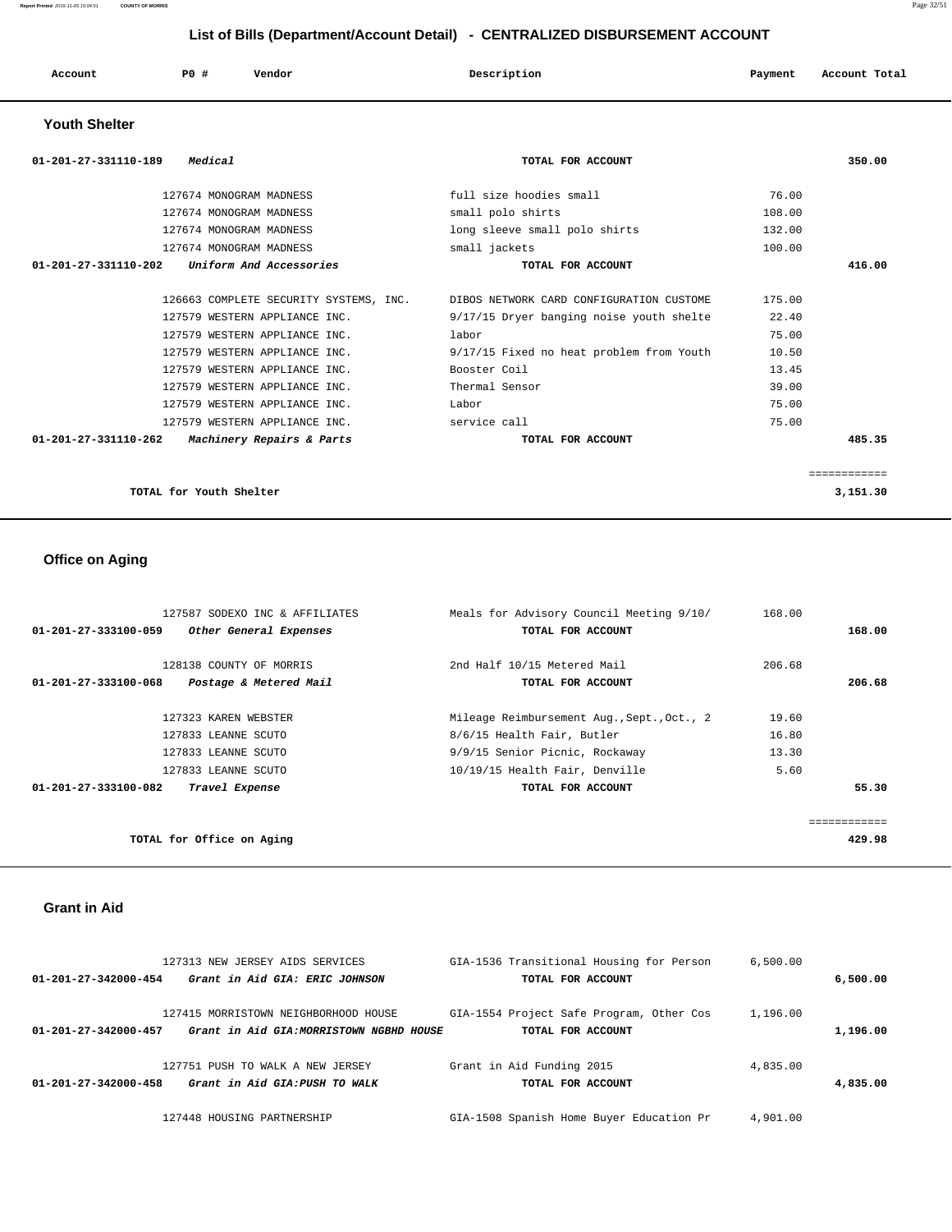## List of Bills (Department/Account Detail) - CENTRALIZED DISBURSEMENT ACCOUNT

| Account | PO # | Vendor | Description | Payment | Account Total |
|---|---|---|---|---|---|

### Youth Shelter

| Account | PO # | Vendor | Description | Payment | Account Total |
|---|---|---|---|---|---|
| 01-201-27-331110-189 | | *Medical* | TOTAL FOR ACCOUNT | | 350.00 |
| | 127674 | MONOGRAM MADNESS | full size hoodies small | 76.00 | |
| | 127674 | MONOGRAM MADNESS | small polo shirts | 108.00 | |
| | 127674 | MONOGRAM MADNESS | long sleeve small polo shirts | 132.00 | |
| | 127674 | MONOGRAM MADNESS | small jackets | 100.00 | |
| 01-201-27-331110-202 | | *Uniform And Accessories* | TOTAL FOR ACCOUNT | | 416.00 |
| | 126663 | COMPLETE SECURITY SYSTEMS, INC. | DIBOS NETWORK CARD CONFIGURATION CUSTOME | 175.00 | |
| | 127579 | WESTERN APPLIANCE INC. | 9/17/15 Dryer banging noise youth shelte | 22.40 | |
| | 127579 | WESTERN APPLIANCE INC. | labor | 75.00 | |
| | 127579 | WESTERN APPLIANCE INC. | 9/17/15 Fixed no heat problem from Youth | 10.50 | |
| | 127579 | WESTERN APPLIANCE INC. | Booster Coil | 13.45 | |
| | 127579 | WESTERN APPLIANCE INC. | Thermal Sensor | 39.00 | |
| | 127579 | WESTERN APPLIANCE INC. | Labor | 75.00 | |
| | 127579 | WESTERN APPLIANCE INC. | service call | 75.00 | |
| 01-201-27-331110-262 | | *Machinery Repairs & Parts* | TOTAL FOR ACCOUNT | | 485.35 |
| | | TOTAL for Youth Shelter | | | 3,151.30 |

### Office on Aging

| Account | PO # | Vendor | Description | Payment | Account Total |
|---|---|---|---|---|---|
| | 127587 | SODEXO INC & AFFILIATES | Meals for Advisory Council Meeting 9/10/ | 168.00 | |
| 01-201-27-333100-059 | | *Other General Expenses* | TOTAL FOR ACCOUNT | | 168.00 |
| | 128138 | COUNTY OF MORRIS | 2nd Half 10/15 Metered Mail | 206.68 | |
| 01-201-27-333100-068 | | *Postage & Metered Mail* | TOTAL FOR ACCOUNT | | 206.68 |
| | 127323 | KAREN WEBSTER | Mileage Reimbursement Aug.,Sept.,Oct., 2 | 19.60 | |
| | 127833 | LEANNE SCUTO | 8/6/15 Health Fair, Butler | 16.80 | |
| | 127833 | LEANNE SCUTO | 9/9/15 Senior Picnic, Rockaway | 13.30 | |
| | 127833 | LEANNE SCUTO | 10/19/15 Health Fair, Denville | 5.60 | |
| 01-201-27-333100-082 | | *Travel Expense* | TOTAL FOR ACCOUNT | | 55.30 |
| | | TOTAL for Office on Aging | | | 429.98 |

### Grant in Aid

| Account | PO # | Vendor | Description | Payment | Account Total |
|---|---|---|---|---|---|
| | 127313 | NEW JERSEY AIDS SERVICES | GIA-1536 Transitional Housing for Person | 6,500.00 | |
| 01-201-27-342000-454 | | *Grant in Aid GIA: ERIC JOHNSON* | TOTAL FOR ACCOUNT | | 6,500.00 |
| | 127415 | MORRISTOWN NEIGHBORHOOD HOUSE | GIA-1554 Project Safe Program, Other Cos | 1,196.00 | |
| 01-201-27-342000-457 | | *Grant in Aid GIA:MORRISTOWN NGBHD HOUSE* | TOTAL FOR ACCOUNT | | 1,196.00 |
| | 127751 | PUSH TO WALK A NEW JERSEY | Grant in Aid Funding 2015 | 4,835.00 | |
| 01-201-27-342000-458 | | *Grant in Aid GIA:PUSH TO WALK* | TOTAL FOR ACCOUNT | | 4,835.00 |
| | 127448 | HOUSING PARTNERSHIP | GIA-1508 Spanish Home Buyer Education Pr | 4,901.00 | |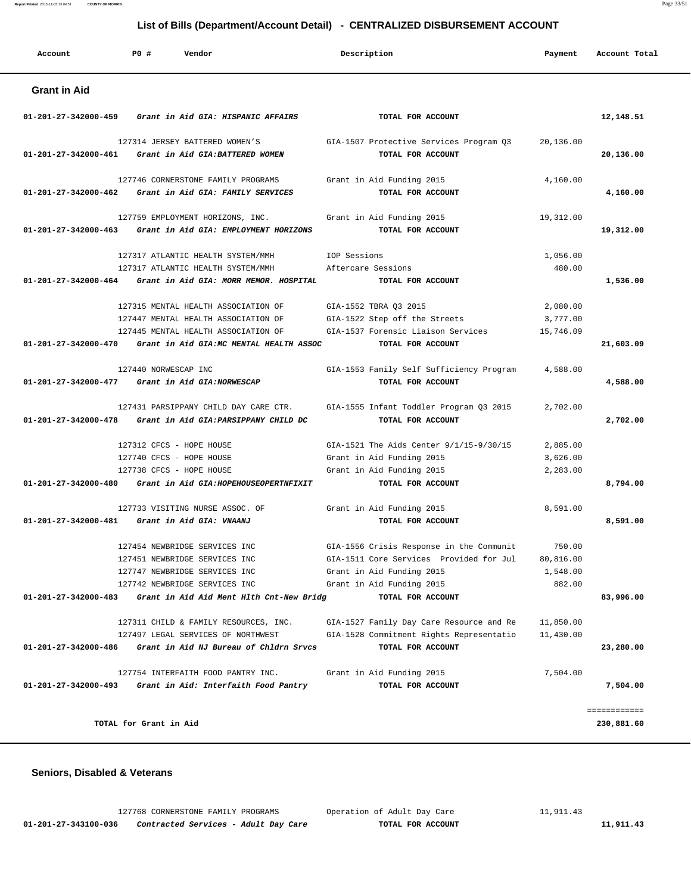## List of Bills (Department/Account Detail) - CENTRALIZED DISBURSEMENT ACCOUNT

| Account | PO # | Vendor | Description | Payment | Account Total |
|---|---|---|---|---|---|

### Grant in Aid

| Account | PO # | Vendor | Description | Payment | Account Total |
|---|---|---|---|---|---|
| 01-201-27-342000-459 | | *Grant in Aid GIA: HISPANIC AFFAIRS* | **TOTAL FOR ACCOUNT** | | **12,148.51** |
| | 127314 | JERSEY BATTERED WOMEN'S | GIA-1507 Protective Services Program Q3 | 20,136.00 | |
| 01-201-27-342000-461 | | *Grant in Aid GIA:BATTERED WOMEN* | **TOTAL FOR ACCOUNT** | | **20,136.00** |
| | 127746 | CORNERSTONE FAMILY PROGRAMS | Grant in Aid Funding 2015 | 4,160.00 | |
| 01-201-27-342000-462 | | *Grant in Aid GIA: FAMILY SERVICES* | **TOTAL FOR ACCOUNT** | | **4,160.00** |
| | 127759 | EMPLOYMENT HORIZONS, INC. | Grant in Aid Funding 2015 | 19,312.00 | |
| 01-201-27-342000-463 | | *Grant in Aid GIA: EMPLOYMENT HORIZONS* | **TOTAL FOR ACCOUNT** | | **19,312.00** |
| | 127317 | ATLANTIC HEALTH SYSTEM/MMH | IOP Sessions | 1,056.00 | |
| | 127317 | ATLANTIC HEALTH SYSTEM/MMH | Aftercare Sessions | 480.00 | |
| 01-201-27-342000-464 | | *Grant in Aid GIA: MORR MEMOR. HOSPITAL* | **TOTAL FOR ACCOUNT** | | **1,536.00** |
| | 127315 | MENTAL HEALTH ASSOCIATION OF | GIA-1552 TBRA Q3 2015 | 2,080.00 | |
| | 127447 | MENTAL HEALTH ASSOCIATION OF | GIA-1522 Step off the Streets | 3,777.00 | |
| | 127445 | MENTAL HEALTH ASSOCIATION OF | GIA-1537 Forensic Liaison Services | 15,746.09 | |
| 01-201-27-342000-470 | | *Grant in Aid GIA:MC MENTAL HEALTH ASSOC* | **TOTAL FOR ACCOUNT** | | **21,603.09** |
| | 127440 | NORWESCAP INC | GIA-1553 Family Self Sufficiency Program | 4,588.00 | |
| 01-201-27-342000-477 | | *Grant in Aid GIA:NORWESCAP* | **TOTAL FOR ACCOUNT** | | **4,588.00** |
| | 127431 | PARSIPPANY CHILD DAY CARE CTR. | GIA-1555 Infant Toddler Program Q3 2015 | 2,702.00 | |
| 01-201-27-342000-478 | | *Grant in Aid GIA:PARSIPPANY CHILD DC* | **TOTAL FOR ACCOUNT** | | **2,702.00** |
| | 127312 | CFCS - HOPE HOUSE | GIA-1521 The Aids Center 9/1/15-9/30/15 | 2,885.00 | |
| | 127740 | CFCS - HOPE HOUSE | Grant in Aid Funding 2015 | 3,626.00 | |
| | 127738 | CFCS - HOPE HOUSE | Grant in Aid Funding 2015 | 2,283.00 | |
| 01-201-27-342000-480 | | *Grant in Aid GIA:HOPEHOUSEOPERTNFIXIT* | **TOTAL FOR ACCOUNT** | | **8,794.00** |
| | 127733 | VISITING NURSE ASSOC. OF | Grant in Aid Funding 2015 | 8,591.00 | |
| 01-201-27-342000-481 | | *Grant in Aid GIA: VNAANJ* | **TOTAL FOR ACCOUNT** | | **8,591.00** |
| | 127454 | NEWBRIDGE SERVICES INC | GIA-1556 Crisis Response in the Communit | 750.00 | |
| | 127451 | NEWBRIDGE SERVICES INC | GIA-1511 Core Services Provided for Jul | 80,816.00 | |
| | 127747 | NEWBRIDGE SERVICES INC | Grant in Aid Funding 2015 | 1,548.00 | |
| | 127742 | NEWBRIDGE SERVICES INC | Grant in Aid Funding 2015 | 882.00 | |
| 01-201-27-342000-483 | | *Grant in Aid Aid Ment Hlth Cnt-New Bridg* | **TOTAL FOR ACCOUNT** | | **83,996.00** |
| | 127311 | CHILD & FAMILY RESOURCES, INC. | GIA-1527 Family Day Care Resource and Re | 11,850.00 | |
| | 127497 | LEGAL SERVICES OF NORTHWEST | GIA-1528 Commitment Rights Representatio | 11,430.00 | |
| 01-201-27-342000-486 | | *Grant in Aid NJ Bureau of Chldrn Srvcs* | **TOTAL FOR ACCOUNT** | | **23,280.00** |
| | 127754 | INTERFAITH FOOD PANTRY INC. | Grant in Aid Funding 2015 | 7,504.00 | |
| 01-201-27-342000-493 | | *Grant in Aid: Interfaith Food Pantry* | **TOTAL FOR ACCOUNT** | | **7,504.00** |
| | | | | | ============ |
| **TOTAL for Grant in Aid** | | | | | **230,881.60** |

### Seniors, Disabled & Veterans

| Account | PO # | Vendor | Description | Payment | Account Total |
|---|---|---|---|---|---|
| | 127768 | CORNERSTONE FAMILY PROGRAMS | Operation of Adult Day Care | 11,911.43 | |
| 01-201-27-343100-036 | | *Contracted Services - Adult Day Care* | **TOTAL FOR ACCOUNT** | | **11,911.43** |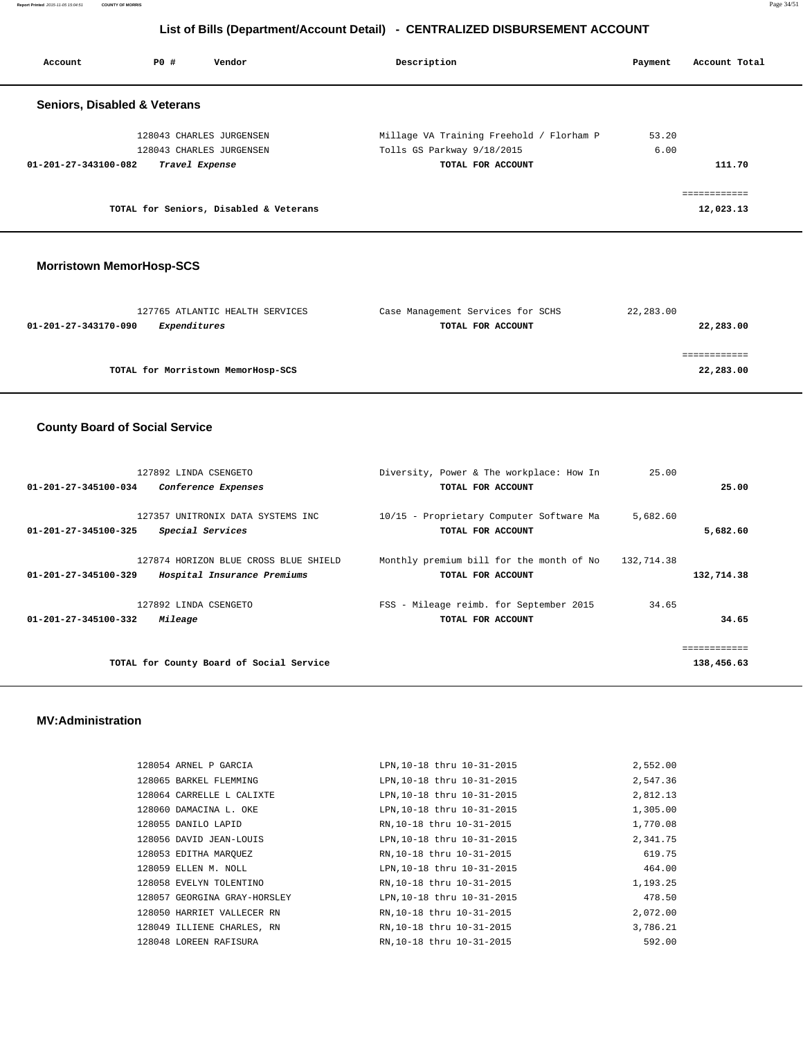## List of Bills (Department/Account Detail) - CENTRALIZED DISBURSEMENT ACCOUNT

| Account | PO # | Vendor | Description | Payment | Account Total |
|---|---|---|---|---|---|

### Seniors, Disabled & Veterans

| Account | PO # | Vendor | Description | Payment | Account Total |
|---|---|---|---|---|---|
| | 128043 | CHARLES JURGENSEN | Millage VA Training Freehold / Florham P | 53.20 | |
| | 128043 | CHARLES JURGENSEN | Tolls GS Parkway 9/18/2015 | 6.00 | |
| 01-201-27-343100-082 | | *Travel Expense* | TOTAL FOR ACCOUNT | | 111.70 |
| | | | | | ============ |
| | | TOTAL for Seniors, Disabled & Veterans | | | 12,023.13 |

### Morristown MemorHosp-SCS

| Account | PO # | Vendor | Description | Payment | Account Total |
|---|---|---|---|---|---|
| | 127765 | ATLANTIC HEALTH SERVICES | Case Management Services for SCHS | 22,283.00 | |
| 01-201-27-343170-090 | | *Expenditures* | TOTAL FOR ACCOUNT | | 22,283.00 |
| | | | | | ============ |
| | | TOTAL for Morristown MemorHosp-SCS | | | 22,283.00 |

### County Board of Social Service

| Account | PO # | Vendor | Description | Payment | Account Total |
|---|---|---|---|---|---|
| | 127892 | LINDA CSENGETO | Diversity, Power & The workplace: How In | 25.00 | |
| 01-201-27-345100-034 | | *Conference Expenses* | TOTAL FOR ACCOUNT | | 25.00 |
| | 127357 | UNITRONIX DATA SYSTEMS INC | 10/15 - Proprietary Computer Software Ma | 5,682.60 | |
| 01-201-27-345100-325 | | *Special Services* | TOTAL FOR ACCOUNT | | 5,682.60 |
| | 127874 | HORIZON BLUE CROSS BLUE SHIELD | Monthly premium bill for the month of No | 132,714.38 | |
| 01-201-27-345100-329 | | *Hospital Insurance Premiums* | TOTAL FOR ACCOUNT | | 132,714.38 |
| | 127892 | LINDA CSENGETO | FSS - Mileage reimb. for September 2015 | 34.65 | |
| 01-201-27-345100-332 | | *Mileage* | TOTAL FOR ACCOUNT | | 34.65 |
| | | | | | ============ |
| | | TOTAL for County Board of Social Service | | | 138,456.63 |

### MV:Administration

| Account | PO # | Vendor | Description | Payment | Account Total |
|---|---|---|---|---|---|
| | 128054 | ARNEL P GARCIA | LPN,10-18 thru 10-31-2015 | 2,552.00 | |
| | 128065 | BARKEL FLEMMING | LPN,10-18 thru 10-31-2015 | 2,547.36 | |
| | 128064 | CARRELLE L CALIXTE | LPN,10-18 thru 10-31-2015 | 2,812.13 | |
| | 128060 | DAMACINA L. OKE | LPN,10-18 thru 10-31-2015 | 1,305.00 | |
| | 128055 | DANILO LAPID | RN,10-18 thru 10-31-2015 | 1,770.08 | |
| | 128056 | DAVID JEAN-LOUIS | LPN,10-18 thru 10-31-2015 | 2,341.75 | |
| | 128053 | EDITHA MARQUEZ | RN,10-18 thru 10-31-2015 | 619.75 | |
| | 128059 | ELLEN M. NOLL | LPN,10-18 thru 10-31-2015 | 464.00 | |
| | 128058 | EVELYN TOLENTINO | RN,10-18 thru 10-31-2015 | 1,193.25 | |
| | 128057 | GEORGINA GRAY-HORSLEY | LPN,10-18 thru 10-31-2015 | 478.50 | |
| | 128050 | HARRIET VALLECER RN | RN,10-18 thru 10-31-2015 | 2,072.00 | |
| | 128049 | ILLIENE CHARLES, RN | RN,10-18 thru 10-31-2015 | 3,786.21 | |
| | 128048 | LOREEN RAFISURA | RN,10-18 thru 10-31-2015 | 592.00 | |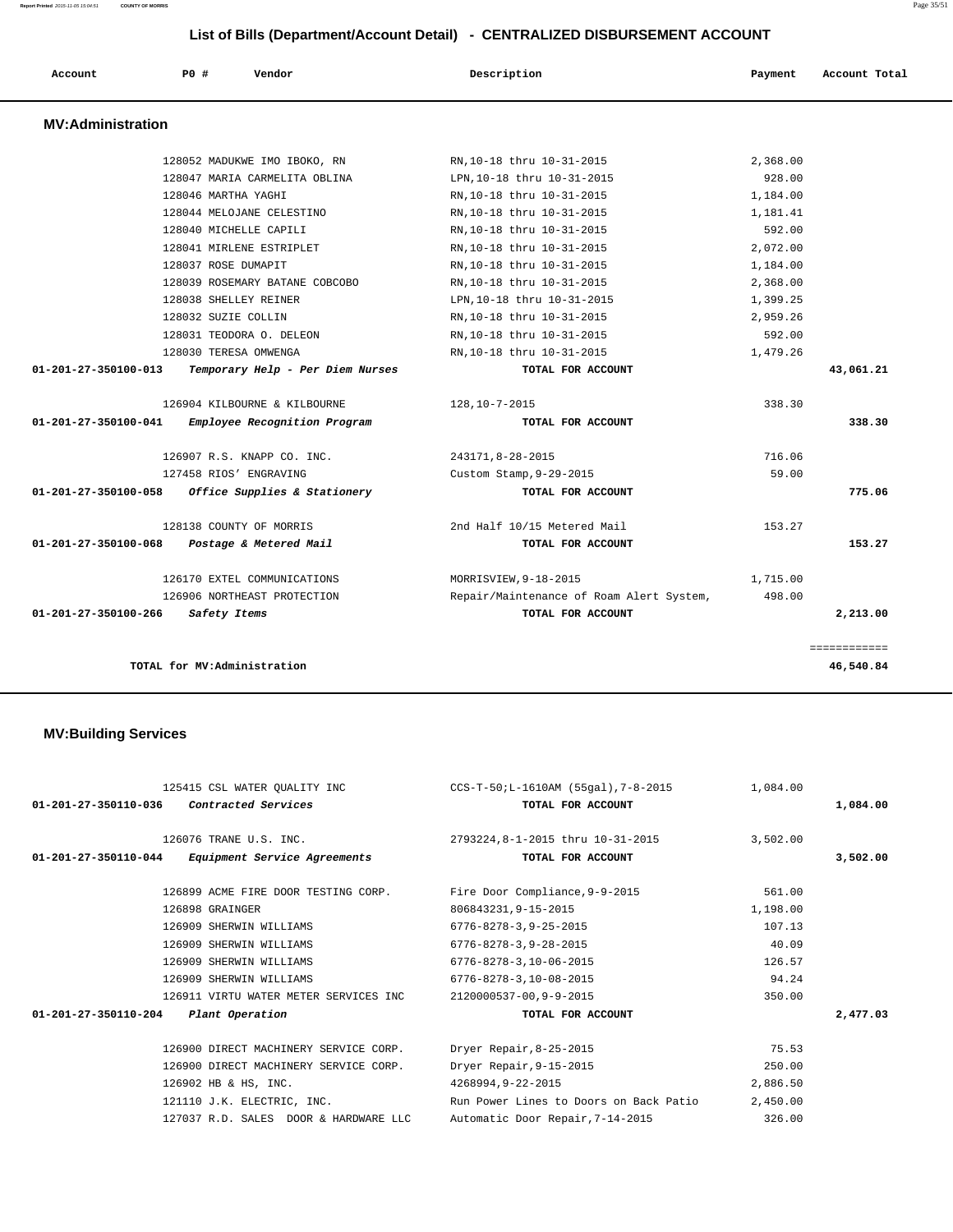## List of Bills (Department/Account Detail) - CENTRALIZED DISBURSEMENT ACCOUNT

| Account | PO # | Vendor | Description | Payment | Account Total |
|---|---|---|---|---|---|

### MV:Administration

| Account | PO # | Vendor | Description | Payment | Account Total |
|---|---|---|---|---|---|
| | 128052 | MADUKWE IMO IBOKO, RN | RN,10-18 thru 10-31-2015 | 2,368.00 | |
| | 128047 | MARIA CARMELITA OBLINA | LPN,10-18 thru 10-31-2015 | 928.00 | |
| | 128046 | MARTHA YAGHI | RN,10-18 thru 10-31-2015 | 1,184.00 | |
| | 128044 | MELOJANE CELESTINO | RN,10-18 thru 10-31-2015 | 1,181.41 | |
| | 128040 | MICHELLE CAPILI | RN,10-18 thru 10-31-2015 | 592.00 | |
| | 128041 | MIRLENE ESTRIPLET | RN,10-18 thru 10-31-2015 | 2,072.00 | |
| | 128037 | ROSE DUMAPIT | RN,10-18 thru 10-31-2015 | 1,184.00 | |
| | 128039 | ROSEMARY BATANE COBCOBO | RN,10-18 thru 10-31-2015 | 2,368.00 | |
| | 128038 | SHELLEY REINER | LPN,10-18 thru 10-31-2015 | 1,399.25 | |
| | 128032 | SUZIE COLLIN | RN,10-18 thru 10-31-2015 | 2,959.26 | |
| | 128031 | TEODORA O. DELEON | RN,10-18 thru 10-31-2015 | 592.00 | |
| | 128030 | TERESA OMWENGA | RN,10-18 thru 10-31-2015 | 1,479.26 | |
| **01-201-27-350100-013** | | *Temporary Help - Per Diem Nurses* | **TOTAL FOR ACCOUNT** | | **43,061.21** |
| | 126904 | KILBOURNE & KILBOURNE | 128,10-7-2015 | 338.30 | |
| **01-201-27-350100-041** | | *Employee Recognition Program* | **TOTAL FOR ACCOUNT** | | **338.30** |
| | 126907 | R.S. KNAPP CO. INC. | 243171,8-28-2015 | 716.06 | |
| | 127458 | RIOS' ENGRAVING | Custom Stamp,9-29-2015 | 59.00 | |
| **01-201-27-350100-058** | | *Office Supplies & Stationery* | **TOTAL FOR ACCOUNT** | | **775.06** |
| | 128138 | COUNTY OF MORRIS | 2nd Half 10/15 Metered Mail | 153.27 | |
| **01-201-27-350100-068** | | *Postage & Metered Mail* | **TOTAL FOR ACCOUNT** | | **153.27** |
| | 126170 | EXTEL COMMUNICATIONS | MORRISVIEW,9-18-2015 | 1,715.00 | |
| | 126906 | NORTHEAST PROTECTION | Repair/Maintenance of Roam Alert System, | 498.00 | |
| **01-201-27-350100-266** | | *Safety Items* | **TOTAL FOR ACCOUNT** | | **2,213.00** |
| | | **TOTAL for MV:Administration** | | | **46,540.84** |

### MV:Building Services

| Account | PO # | Vendor | Description | Payment | Account Total |
|---|---|---|---|---|---|
| | 125415 | CSL WATER QUALITY INC | CCS-T-50;L-1610AM (55gal),7-8-2015 | 1,084.00 | |
| **01-201-27-350110-036** | | *Contracted Services* | **TOTAL FOR ACCOUNT** | | **1,084.00** |
| | 126076 | TRANE U.S. INC. | 2793224,8-1-2015 thru 10-31-2015 | 3,502.00 | |
| **01-201-27-350110-044** | | *Equipment Service Agreements* | **TOTAL FOR ACCOUNT** | | **3,502.00** |
| | 126899 | ACME FIRE DOOR TESTING CORP. | Fire Door Compliance,9-9-2015 | 561.00 | |
| | 126898 | GRAINGER | 806843231,9-15-2015 | 1,198.00 | |
| | 126909 | SHERWIN WILLIAMS | 6776-8278-3,9-25-2015 | 107.13 | |
| | 126909 | SHERWIN WILLIAMS | 6776-8278-3,9-28-2015 | 40.09 | |
| | 126909 | SHERWIN WILLIAMS | 6776-8278-3,10-06-2015 | 126.57 | |
| | 126909 | SHERWIN WILLIAMS | 6776-8278-3,10-08-2015 | 94.24 | |
| | 126911 | VIRTU WATER METER SERVICES INC | 2120000537-00,9-9-2015 | 350.00 | |
| **01-201-27-350110-204** | | *Plant Operation* | **TOTAL FOR ACCOUNT** | | **2,477.03** |
| | 126900 | DIRECT MACHINERY SERVICE CORP. | Dryer Repair,8-25-2015 | 75.53 | |
| | 126900 | DIRECT MACHINERY SERVICE CORP. | Dryer Repair,9-15-2015 | 250.00 | |
| | 126902 | HB & HS, INC. | 4268994,9-22-2015 | 2,886.50 | |
| | 121110 | J.K. ELECTRIC, INC. | Run Power Lines to Doors on Back Patio | 2,450.00 | |
| | 127037 | R.D. SALES DOOR & HARDWARE LLC | Automatic Door Repair,7-14-2015 | 326.00 | |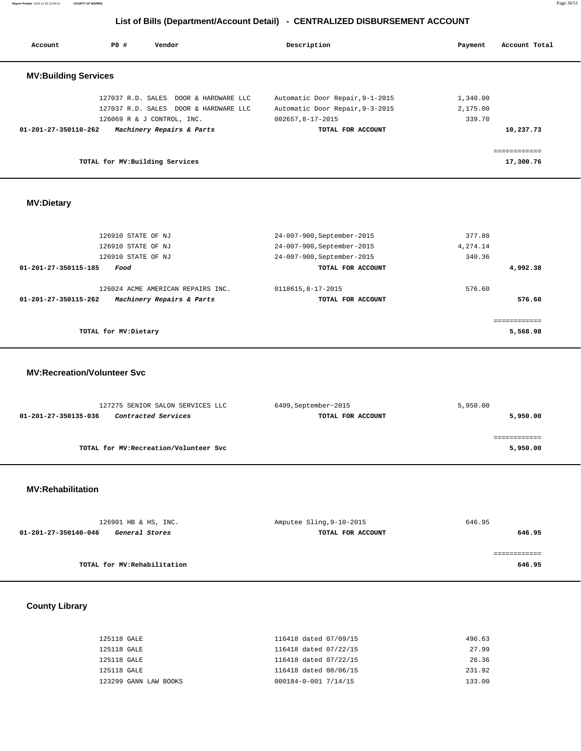## List of Bills (Department/Account Detail) - CENTRALIZED DISBURSEMENT ACCOUNT

| Account | PO # | Vendor | Description | Payment | Account Total |
|---|---|---|---|---|---|

### MV:Building Services

| Account | PO # | Vendor | Description | Payment | Account Total |
|---|---|---|---|---|---|
| | 127037 | R.D. SALES DOOR & HARDWARE LLC | Automatic Door Repair,9-1-2015 | 1,340.00 | |
| | 127037 | R.D. SALES DOOR & HARDWARE LLC | Automatic Door Repair,9-3-2015 | 2,175.00 | |
| | 126069 | R & J CONTROL, INC. | 002657,8-17-2015 | 339.70 | |
| 01-201-27-350110-262 | | *Machinery Repairs & Parts* | TOTAL FOR ACCOUNT | | 10,237.73 |
| | | | | | ============ |
| | | TOTAL for MV:Building Services | | | 17,300.76 |

### MV:Dietary

| Account | PO # | Vendor | Description | Payment | Account Total |
|---|---|---|---|---|---|
| | 126910 | STATE OF NJ | 24-007-900,September-2015 | 377.88 | |
| | 126910 | STATE OF NJ | 24-007-900,September-2015 | 4,274.14 | |
| | 126910 | STATE OF NJ | 24-007-900,September-2015 | 340.36 | |
| 01-201-27-350115-185 | | *Food* | TOTAL FOR ACCOUNT | | 4,992.38 |
| | 126024 | ACME AMERICAN REPAIRS INC. | 0118615,8-17-2015 | 576.60 | |
| 01-201-27-350115-262 | | *Machinery Repairs & Parts* | TOTAL FOR ACCOUNT | | 576.60 |
| | | | | | ============ |
| | | TOTAL for MV:Dietary | | | 5,568.98 |

### MV:Recreation/Volunteer Svc

| Account | PO # | Vendor | Description | Payment | Account Total |
|---|---|---|---|---|---|
| | 127275 | SENIOR SALON SERVICES LLC | 6409,September~2015 | 5,950.00 | |
| 01-201-27-350135-036 | | *Contracted Services* | TOTAL FOR ACCOUNT | | 5,950.00 |
| | | | | | ============ |
| | | TOTAL for MV:Recreation/Volunteer Svc | | | 5,950.00 |

### MV:Rehabilitation

| Account | PO # | Vendor | Description | Payment | Account Total |
|---|---|---|---|---|---|
| | 126901 | HB & HS, INC. | Amputee Sling,9-10-2015 | 646.95 | |
| 01-201-27-350140-046 | | *General Stores* | TOTAL FOR ACCOUNT | | 646.95 |
| | | | | | ============ |
| | | TOTAL for MV:Rehabilitation | | | 646.95 |

### County Library

| Account | PO # | Vendor | Description | Payment | Account Total |
|---|---|---|---|---|---|
| | 125118 | GALE | 116418 dated 07/09/15 | 496.63 | |
| | 125118 | GALE | 116418 dated 07/22/15 | 27.99 | |
| | 125118 | GALE | 116418 dated 07/22/15 | 26.36 | |
| | 125118 | GALE | 116418 dated 08/06/15 | 231.92 | |
| | 123299 | GANN LAW BOOKS | 000184-0-001 7/14/15 | 133.00 | |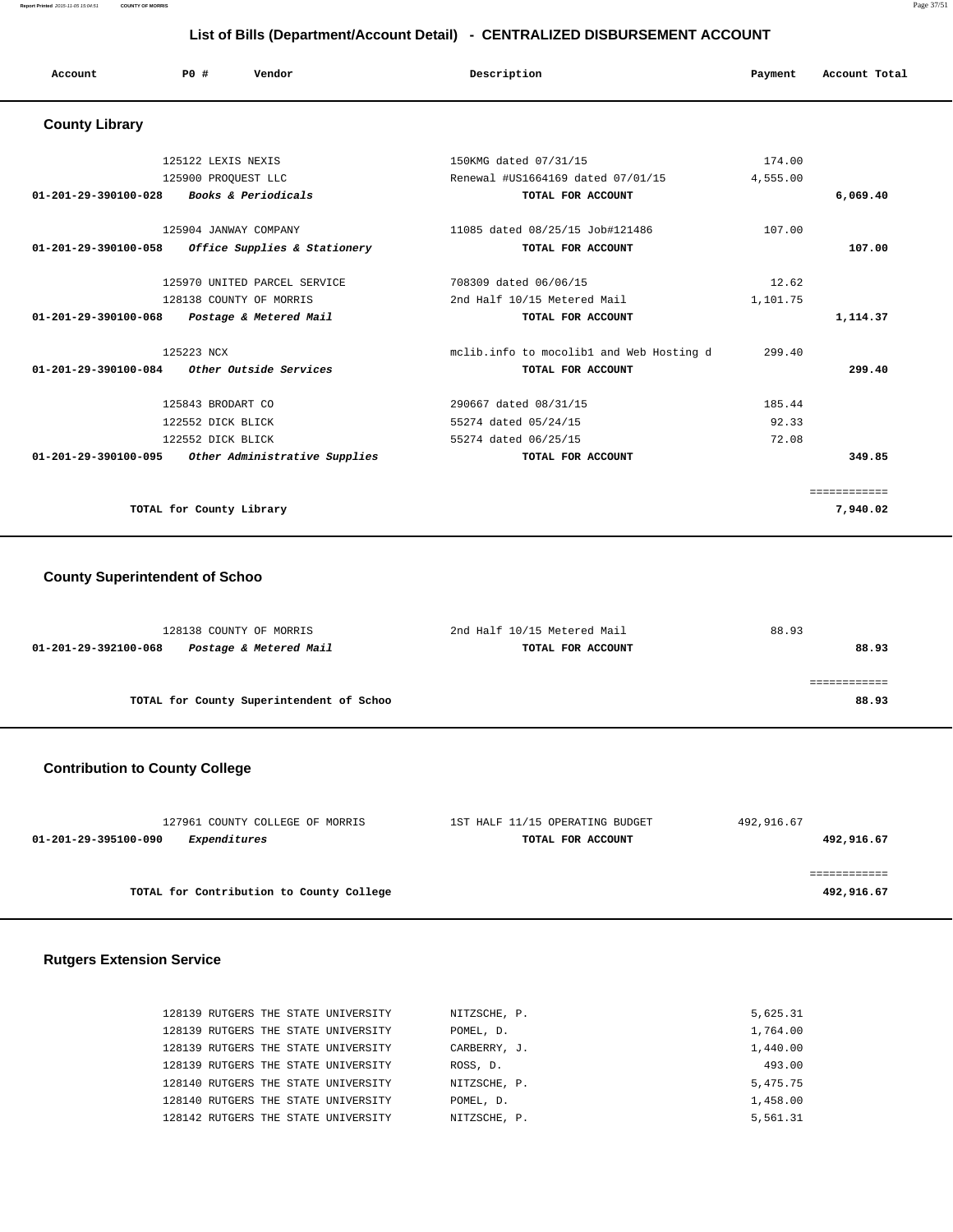## List of Bills (Department/Account Detail) - CENTRALIZED DISBURSEMENT ACCOUNT

| Account | PO # | Vendor | Description | Payment | Account Total |
|---|---|---|---|---|---|

### County Library

| Account | PO # | Vendor | Description | Payment | Account Total |
|---|---|---|---|---|---|
| | 125122 | LEXIS NEXIS | 150KMG dated 07/31/15 | 174.00 | |
| | 125900 | PROQUEST LLC | Renewal #US1664169 dated 07/01/15 | 4,555.00 | |
| **01-201-29-390100-028** | | ***Books & Periodicals*** | **TOTAL FOR ACCOUNT** | | **6,069.40** |
| | 125904 | JANWAY COMPANY | 11085 dated 08/25/15 Job#121486 | 107.00 | |
| **01-201-29-390100-058** | | ***Office Supplies & Stationery*** | **TOTAL FOR ACCOUNT** | | **107.00** |
| | 125970 | UNITED PARCEL SERVICE | 708309 dated 06/06/15 | 12.62 | |
| | 128138 | COUNTY OF MORRIS | 2nd Half 10/15 Metered Mail | 1,101.75 | |
| **01-201-29-390100-068** | | ***Postage & Metered Mail*** | **TOTAL FOR ACCOUNT** | | **1,114.37** |
| | 125223 | NCX | mclib.info to mocolib1 and Web Hosting d | 299.40 | |
| **01-201-29-390100-084** | | ***Other Outside Services*** | **TOTAL FOR ACCOUNT** | | **299.40** |
| | 125843 | BRODART CO | 290667 dated 08/31/15 | 185.44 | |
| | 122552 | DICK BLICK | 55274 dated 05/24/15 | 92.33 | |
| | 122552 | DICK BLICK | 55274 dated 06/25/15 | 72.08 | |
| **01-201-29-390100-095** | | ***Other Administrative Supplies*** | **TOTAL FOR ACCOUNT** | | **349.85** |
| | | | | | ============ |
| | | **TOTAL for County Library** | | | **7,940.02** |

### County Superintendent of Schoo

| Account | PO # | Vendor | Description | Payment | Account Total |
|---|---|---|---|---|---|
| | 128138 | COUNTY OF MORRIS | 2nd Half 10/15 Metered Mail | 88.93 | |
| **01-201-29-392100-068** | | ***Postage & Metered Mail*** | **TOTAL FOR ACCOUNT** | | **88.93** |
| | | | | | ============ |
| | | **TOTAL for County Superintendent of Schoo** | | | **88.93** |

### Contribution to County College

| Account | PO # | Vendor | Description | Payment | Account Total |
|---|---|---|---|---|---|
| | 127961 | COUNTY COLLEGE OF MORRIS | 1ST HALF 11/15 OPERATING BUDGET | 492,916.67 | |
| **01-201-29-395100-090** | | ***Expenditures*** | **TOTAL FOR ACCOUNT** | | **492,916.67** |
| | | | | | ============ |
| | | **TOTAL for Contribution to County College** | | | **492,916.67** |

### Rutgers Extension Service

| Account | PO # | Vendor | Description | Payment | Account Total |
|---|---|---|---|---|---|
| | 128139 | RUTGERS THE STATE UNIVERSITY | NITZSCHE, P. | 5,625.31 | |
| | 128139 | RUTGERS THE STATE UNIVERSITY | POMEL, D. | 1,764.00 | |
| | 128139 | RUTGERS THE STATE UNIVERSITY | CARBERRY, J. | 1,440.00 | |
| | 128139 | RUTGERS THE STATE UNIVERSITY | ROSS, D. | 493.00 | |
| | 128140 | RUTGERS THE STATE UNIVERSITY | NITZSCHE, P. | 5,475.75 | |
| | 128140 | RUTGERS THE STATE UNIVERSITY | POMEL, D. | 1,458.00 | |
| | 128142 | RUTGERS THE STATE UNIVERSITY | NITZSCHE, P. | 5,561.31 | |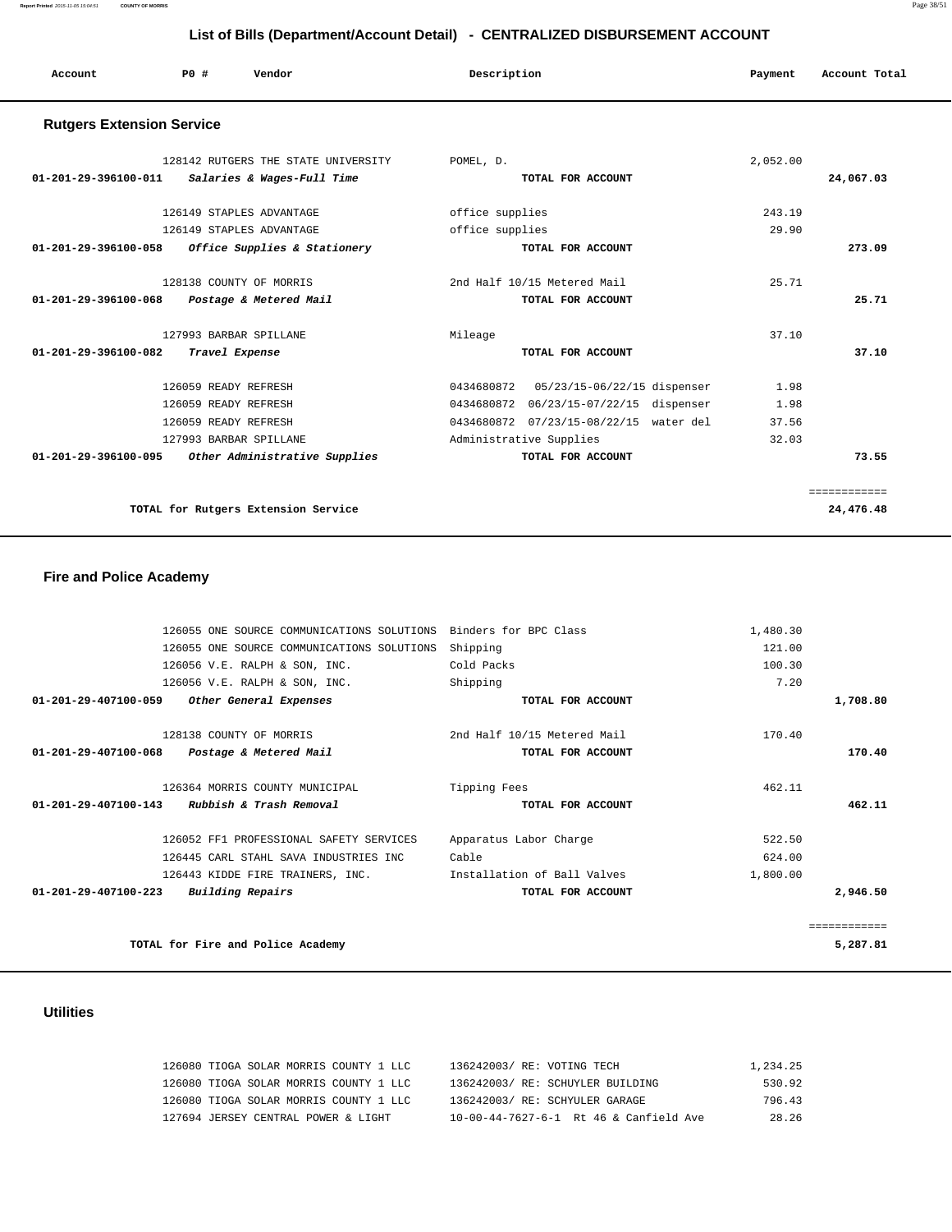## List of Bills (Department/Account Detail) - CENTRALIZED DISBURSEMENT ACCOUNT

| Account | PO # | Vendor | Description | Payment | Account Total |
|---|---|---|---|---|---|

### Rutgers Extension Service

| Account | PO # | Vendor | Description | Payment | Account Total |
|---|---|---|---|---|---|
| | 128142 | RUTGERS THE STATE UNIVERSITY | POMEL, D. | 2,052.00 | |
| 01-201-29-396100-011 | | *Salaries & Wages-Full Time* | **TOTAL FOR ACCOUNT** | | **24,067.03** |
| | 126149 | STAPLES ADVANTAGE | office supplies | 243.19 | |
| | 126149 | STAPLES ADVANTAGE | office supplies | 29.90 | |
| 01-201-29-396100-058 | | *Office Supplies & Stationery* | **TOTAL FOR ACCOUNT** | | **273.09** |
| | 128138 | COUNTY OF MORRIS | 2nd Half 10/15 Metered Mail | 25.71 | |
| 01-201-29-396100-068 | | *Postage & Metered Mail* | **TOTAL FOR ACCOUNT** | | **25.71** |
| | 127993 | BARBAR SPILLANE | Mileage | 37.10 | |
| 01-201-29-396100-082 | | *Travel Expense* | **TOTAL FOR ACCOUNT** | | **37.10** |
| | 126059 | READY REFRESH | 0434680872 05/23/15-06/22/15 dispenser | 1.98 | |
| | 126059 | READY REFRESH | 0434680872 06/23/15-07/22/15 dispenser | 1.98 | |
| | 126059 | READY REFRESH | 0434680872 07/23/15-08/22/15 water del | 37.56 | |
| | 127993 | BARBAR SPILLANE | Administrative Supplies | 32.03 | |
| 01-201-29-396100-095 | | *Other Administrative Supplies* | **TOTAL FOR ACCOUNT** | | **73.55** |
| | | **TOTAL for Rutgers Extension Service** | | | **24,476.48** |

### Fire and Police Academy

| Account | PO # | Vendor | Description | Payment | Account Total |
|---|---|---|---|---|---|
| | 126055 | ONE SOURCE COMMUNICATIONS SOLUTIONS | Binders for BPC Class | 1,480.30 | |
| | 126055 | ONE SOURCE COMMUNICATIONS SOLUTIONS | Shipping | 121.00 | |
| | 126056 | V.E. RALPH & SON, INC. | Cold Packs | 100.30 | |
| | 126056 | V.E. RALPH & SON, INC. | Shipping | 7.20 | |
| 01-201-29-407100-059 | | *Other General Expenses* | **TOTAL FOR ACCOUNT** | | **1,708.80** |
| | 128138 | COUNTY OF MORRIS | 2nd Half 10/15 Metered Mail | 170.40 | |
| 01-201-29-407100-068 | | *Postage & Metered Mail* | **TOTAL FOR ACCOUNT** | | **170.40** |
| | 126364 | MORRIS COUNTY MUNICIPAL | Tipping Fees | 462.11 | |
| 01-201-29-407100-143 | | *Rubbish & Trash Removal* | **TOTAL FOR ACCOUNT** | | **462.11** |
| | 126052 | FF1 PROFESSIONAL SAFETY SERVICES | Apparatus Labor Charge | 522.50 | |
| | 126445 | CARL STAHL SAVA INDUSTRIES INC | Cable | 624.00 | |
| | 126443 | KIDDE FIRE TRAINERS, INC. | Installation of Ball Valves | 1,800.00 | |
| 01-201-29-407100-223 | | *Building Repairs* | **TOTAL FOR ACCOUNT** | | **2,946.50** |
| | | **TOTAL for Fire and Police Academy** | | | **5,287.81** |

### Utilities

| Account | PO # | Vendor | Description | Payment | Account Total |
|---|---|---|---|---|---|
| | 126080 | TIOGA SOLAR MORRIS COUNTY 1 LLC | 136242003/ RE: VOTING TECH | 1,234.25 | |
| | 126080 | TIOGA SOLAR MORRIS COUNTY 1 LLC | 136242003/ RE: SCHUYLER BUILDING | 530.92 | |
| | 126080 | TIOGA SOLAR MORRIS COUNTY 1 LLC | 136242003/ RE: SCHYULER GARAGE | 796.43 | |
| | 127694 | JERSEY CENTRAL POWER & LIGHT | 10-00-44-7627-6-1 Rt 46 & Canfield Ave | 28.26 | |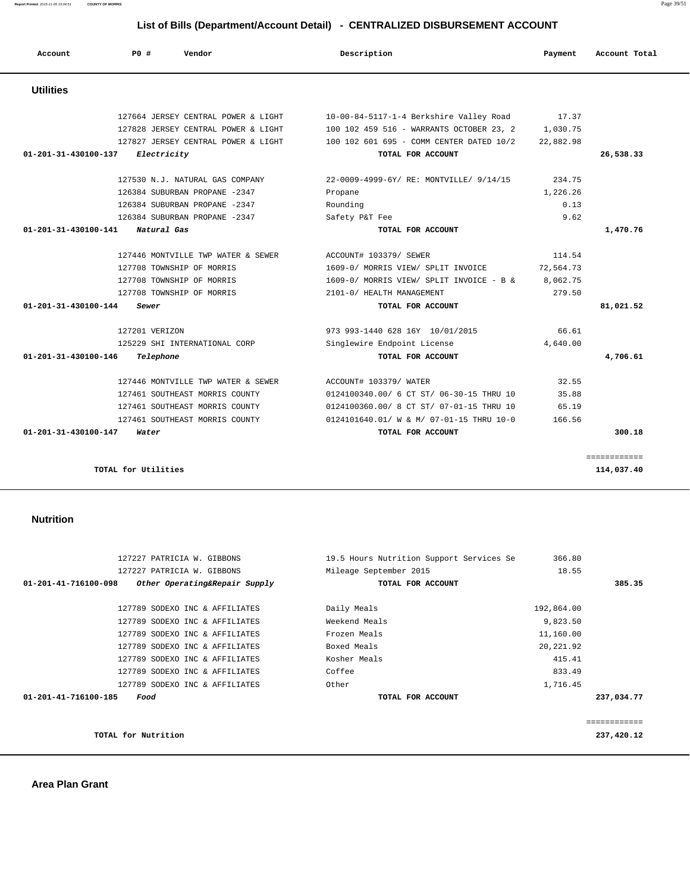# List of Bills (Department/Account Detail) - CENTRALIZED DISBURSEMENT ACCOUNT

| Account | PO # | Vendor | Description | Payment | Account Total |
|---|---|---|---|---|---|

## Utilities

| Account | PO # | Vendor | Description | Payment | Account Total |
|---|---|---|---|---|---|
| | 127664 | JERSEY CENTRAL POWER & LIGHT | 10-00-84-5117-1-4 Berkshire Valley Road | 17.37 | |
| | 127828 | JERSEY CENTRAL POWER & LIGHT | 100 102 459 516 - WARRANTS OCTOBER 23, 2 | 1,030.75 | |
| | 127827 | JERSEY CENTRAL POWER & LIGHT | 100 102 601 695 - COMM CENTER DATED 10/2 | 22,882.98 | |
| **01-201-31-430100-137** | | ***Electricity*** | **TOTAL FOR ACCOUNT** | | **26,538.33** |
| | 127530 | N.J. NATURAL GAS COMPANY | 22-0009-4999-6Y/ RE: MONTVILLE/ 9/14/15 | 234.75 | |
| | 126384 | SUBURBAN PROPANE -2347 | Propane | 1,226.26 | |
| | 126384 | SUBURBAN PROPANE -2347 | Rounding | 0.13 | |
| | 126384 | SUBURBAN PROPANE -2347 | Safety P&T Fee | 9.62 | |
| **01-201-31-430100-141** | | ***Natural Gas*** | **TOTAL FOR ACCOUNT** | | **1,470.76** |
| | 127446 | MONTVILLE TWP WATER & SEWER | ACCOUNT# 103379/ SEWER | 114.54 | |
| | 127708 | TOWNSHIP OF MORRIS | 1609-0/ MORRIS VIEW/ SPLIT INVOICE | 72,564.73 | |
| | 127708 | TOWNSHIP OF MORRIS | 1609-0/ MORRIS VIEW/ SPLIT INVOICE - B & | 8,062.75 | |
| | 127708 | TOWNSHIP OF MORRIS | 2101-0/ HEALTH MANAGEMENT | 279.50 | |
| **01-201-31-430100-144** | | ***Sewer*** | **TOTAL FOR ACCOUNT** | | **81,021.52** |
| | 127201 | VERIZON | 973 993-1440 628 16Y 10/01/2015 | 66.61 | |
| | 125229 | SHI INTERNATIONAL CORP | Singlewire Endpoint License | 4,640.00 | |
| **01-201-31-430100-146** | | ***Telephone*** | **TOTAL FOR ACCOUNT** | | **4,706.61** |
| | 127446 | MONTVILLE TWP WATER & SEWER | ACCOUNT# 103379/ WATER | 32.55 | |
| | 127461 | SOUTHEAST MORRIS COUNTY | 0124100340.00/ 6 CT ST/ 06-30-15 THRU 10 | 35.88 | |
| | 127461 | SOUTHEAST MORRIS COUNTY | 0124100360.00/ 8 CT ST/ 07-01-15 THRU 10 | 65.19 | |
| | 127461 | SOUTHEAST MORRIS COUNTY | 0124101640.01/ W & M/ 07-01-15 THRU 10-0 | 166.56 | |
| **01-201-31-430100-147** | | ***Water*** | **TOTAL FOR ACCOUNT** | | **300.18** |
| | | | | | ============ |
| **TOTAL for Utilities** | | | | | **114,037.40** |

## Nutrition

| Account | PO # | Vendor | Description | Payment | Account Total |
|---|---|---|---|---|---|
| | 127227 | PATRICIA W. GIBBONS | 19.5 Hours Nutrition Support Services Se | 366.80 | |
| | 127227 | PATRICIA W. GIBBONS | Mileage September 2015 | 18.55 | |
| **01-201-41-716100-098** | | ***Other Operating&Repair Supply*** | **TOTAL FOR ACCOUNT** | | **385.35** |
| | 127789 | SODEXO INC & AFFILIATES | Daily Meals | 192,864.00 | |
| | 127789 | SODEXO INC & AFFILIATES | Weekend Meals | 9,823.50 | |
| | 127789 | SODEXO INC & AFFILIATES | Frozen Meals | 11,160.00 | |
| | 127789 | SODEXO INC & AFFILIATES | Boxed Meals | 20,221.92 | |
| | 127789 | SODEXO INC & AFFILIATES | Kosher Meals | 415.41 | |
| | 127789 | SODEXO INC & AFFILIATES | Coffee | 833.49 | |
| | 127789 | SODEXO INC & AFFILIATES | Other | 1,716.45 | |
| **01-201-41-716100-185** | | ***Food*** | **TOTAL FOR ACCOUNT** | | **237,034.77** |
| | | | | | ============ |
| **TOTAL for Nutrition** | | | | | **237,420.12** |

## Area Plan Grant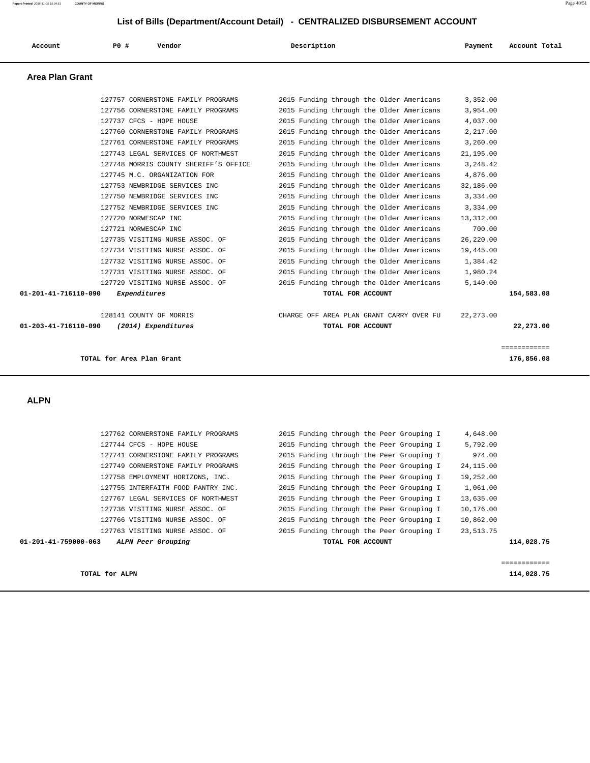# List of Bills (Department/Account Detail) - CENTRALIZED DISBURSEMENT ACCOUNT

| Account | PO # | Vendor | Description | Payment | Account Total |
|---|---|---|---|---|---|

## Area Plan Grant

| Account | PO # | Vendor | Description | Payment | Account Total |
|---|---|---|---|---|---|
| | 127757 | CORNERSTONE FAMILY PROGRAMS | 2015 Funding through the Older Americans | 3,352.00 | |
| | 127756 | CORNERSTONE FAMILY PROGRAMS | 2015 Funding through the Older Americans | 3,954.00 | |
| | 127737 | CFCS - HOPE HOUSE | 2015 Funding through the Older Americans | 4,037.00 | |
| | 127760 | CORNERSTONE FAMILY PROGRAMS | 2015 Funding through the Older Americans | 2,217.00 | |
| | 127761 | CORNERSTONE FAMILY PROGRAMS | 2015 Funding through the Older Americans | 3,260.00 | |
| | 127743 | LEGAL SERVICES OF NORTHWEST | 2015 Funding through the Older Americans | 21,195.00 | |
| | 127748 | MORRIS COUNTY SHERIFF'S OFFICE | 2015 Funding through the Older Americans | 3,248.42 | |
| | 127745 | M.C. ORGANIZATION FOR | 2015 Funding through the Older Americans | 4,876.00 | |
| | 127753 | NEWBRIDGE SERVICES INC | 2015 Funding through the Older Americans | 32,186.00 | |
| | 127750 | NEWBRIDGE SERVICES INC | 2015 Funding through the Older Americans | 3,334.00 | |
| | 127752 | NEWBRIDGE SERVICES INC | 2015 Funding through the Older Americans | 3,334.00 | |
| | 127720 | NORWESCAP INC | 2015 Funding through the Older Americans | 13,312.00 | |
| | 127721 | NORWESCAP INC | 2015 Funding through the Older Americans | 700.00 | |
| | 127735 | VISITING NURSE ASSOC. OF | 2015 Funding through the Older Americans | 26,220.00 | |
| | 127734 | VISITING NURSE ASSOC. OF | 2015 Funding through the Older Americans | 19,445.00 | |
| | 127732 | VISITING NURSE ASSOC. OF | 2015 Funding through the Older Americans | 1,384.42 | |
| | 127731 | VISITING NURSE ASSOC. OF | 2015 Funding through the Older Americans | 1,980.24 | |
| | 127729 | VISITING NURSE ASSOC. OF | 2015 Funding through the Older Americans | 5,140.00 | |
| **01-201-41-716110-090** | ***Expenditures*** | | **TOTAL FOR ACCOUNT** | | **154,583.08** |
| | 128141 | COUNTY OF MORRIS | CHARGE OFF AREA PLAN GRANT CARRY OVER FU | 22,273.00 | |
| **01-203-41-716110-090** | ***(2014) Expenditures*** | | **TOTAL FOR ACCOUNT** | | **22,273.00** |

**TOTAL for Area Plan Grant** — **176,856.08**

## ALPN

| Account | PO # | Vendor | Description | Payment | Account Total |
|---|---|---|---|---|---|
| | 127762 | CORNERSTONE FAMILY PROGRAMS | 2015 Funding through the Peer Grouping I | 4,648.00 | |
| | 127744 | CFCS - HOPE HOUSE | 2015 Funding through the Peer Grouping I | 5,792.00 | |
| | 127741 | CORNERSTONE FAMILY PROGRAMS | 2015 Funding through the Peer Grouping I | 974.00 | |
| | 127749 | CORNERSTONE FAMILY PROGRAMS | 2015 Funding through the Peer Grouping I | 24,115.00 | |
| | 127758 | EMPLOYMENT HORIZONS, INC. | 2015 Funding through the Peer Grouping I | 19,252.00 | |
| | 127755 | INTERFAITH FOOD PANTRY INC. | 2015 Funding through the Peer Grouping I | 1,061.00 | |
| | 127767 | LEGAL SERVICES OF NORTHWEST | 2015 Funding through the Peer Grouping I | 13,635.00 | |
| | 127736 | VISITING NURSE ASSOC. OF | 2015 Funding through the Peer Grouping I | 10,176.00 | |
| | 127766 | VISITING NURSE ASSOC. OF | 2015 Funding through the Peer Grouping I | 10,862.00 | |
| | 127763 | VISITING NURSE ASSOC. OF | 2015 Funding through the Peer Grouping I | 23,513.75 | |
| **01-201-41-759000-063** | ***ALPN Peer Grouping*** | | **TOTAL FOR ACCOUNT** | | **114,028.75** |

**TOTAL for ALPN** — **114,028.75**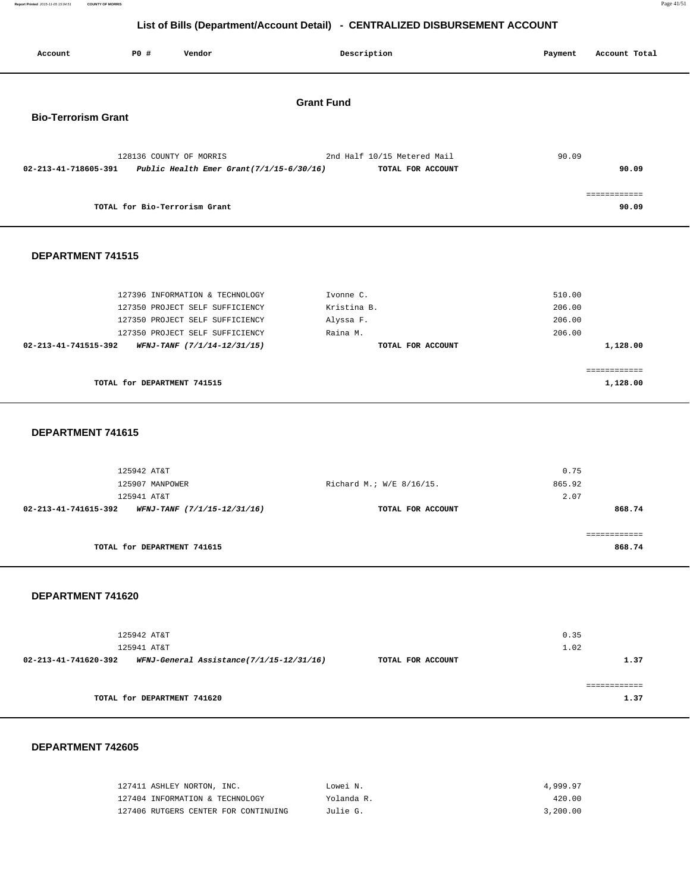# List of Bills (Department/Account Detail) - CENTRALIZED DISBURSEMENT ACCOUNT

| Account | P0 # | Vendor | Description | Payment | Account Total |
|---|---|---|---|---|---|

## Grant Fund

### Bio-Terrorism Grant

| Account | P0 # | Vendor | Description | Payment | Account Total |
|---|---|---|---|---|---|
| | 128136 | COUNTY OF MORRIS | 2nd Half 10/15 Metered Mail | 90.09 | |
| **02-213-41-718605-391** | | ***Public Health Emer Grant(7/1/15-6/30/16)*** | **TOTAL FOR ACCOUNT** | | **90.09** |
| | | | | | ============ |
| | | **TOTAL for Bio-Terrorism Grant** | | | **90.09** |

### DEPARTMENT 741515

| Account | P0 # | Vendor | Description | Payment | Account Total |
|---|---|---|---|---|---|
| | 127396 | INFORMATION & TECHNOLOGY | Ivonne C. | 510.00 | |
| | 127350 | PROJECT SELF SUFFICIENCY | Kristina B. | 206.00 | |
| | 127350 | PROJECT SELF SUFFICIENCY | Alyssa F. | 206.00 | |
| | 127350 | PROJECT SELF SUFFICIENCY | Raina M. | 206.00 | |
| **02-213-41-741515-392** | | ***WFNJ-TANF (7/1/14-12/31/15)*** | **TOTAL FOR ACCOUNT** | | **1,128.00** |
| | | | | | ============ |
| | | **TOTAL for DEPARTMENT 741515** | | | **1,128.00** |

### DEPARTMENT 741615

| Account | P0 # | Vendor | Description | Payment | Account Total |
|---|---|---|---|---|---|
| | 125942 | AT&T | | 0.75 | |
| | 125907 | MANPOWER | Richard M.; W/E 8/16/15. | 865.92 | |
| | 125941 | AT&T | | 2.07 | |
| **02-213-41-741615-392** | | ***WFNJ-TANF (7/1/15-12/31/16)*** | **TOTAL FOR ACCOUNT** | | **868.74** |
| | | | | | ============ |
| | | **TOTAL for DEPARTMENT 741615** | | | **868.74** |

### DEPARTMENT 741620

| Account | P0 # | Vendor | Description | Payment | Account Total |
|---|---|---|---|---|---|
| | 125942 | AT&T | | 0.35 | |
| | 125941 | AT&T | | 1.02 | |
| **02-213-41-741620-392** | | ***WFNJ-General Assistance(7/1/15-12/31/16)*** | **TOTAL FOR ACCOUNT** | | **1.37** |
| | | | | | ============ |
| | | **TOTAL for DEPARTMENT 741620** | | | **1.37** |

### DEPARTMENT 742605

| Account | P0 # | Vendor | Description | Payment | Account Total |
|---|---|---|---|---|---|
| | 127411 | ASHLEY NORTON, INC. | Lowei N. | 4,999.97 | |
| | 127404 | INFORMATION & TECHNOLOGY | Yolanda R. | 420.00 | |
| | 127406 | RUTGERS CENTER FOR CONTINUING | Julie G. | 3,200.00 | |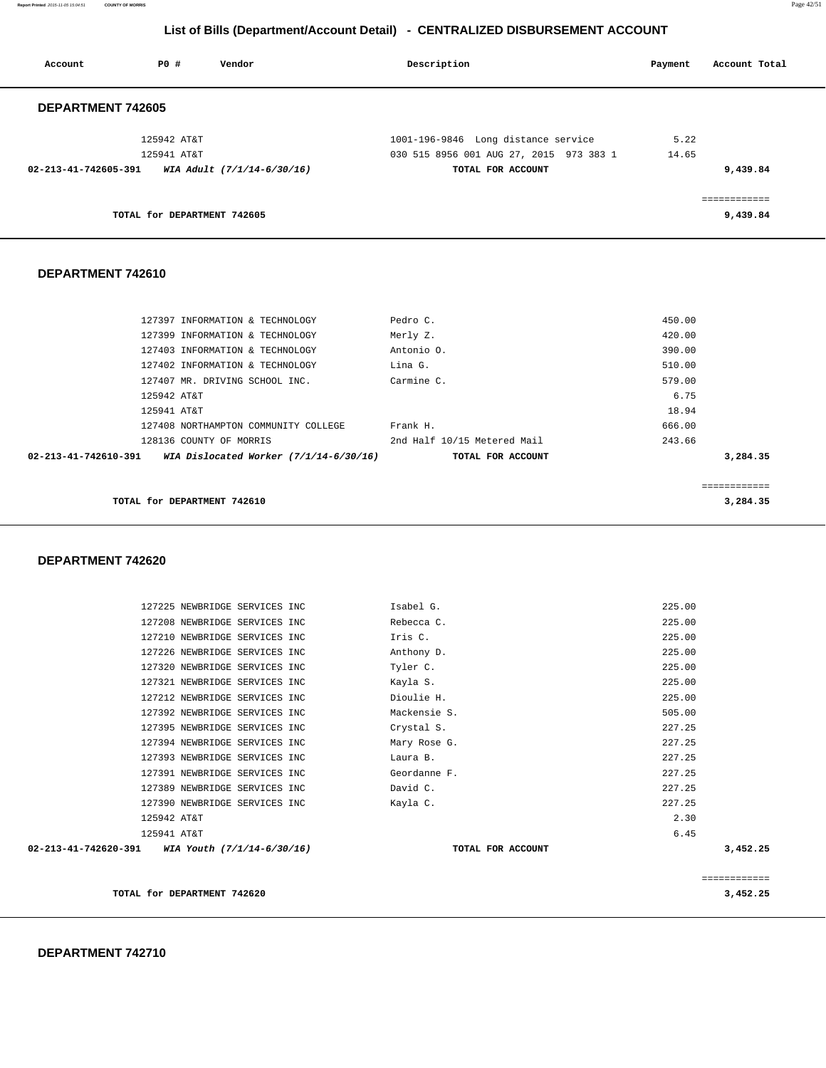# List of Bills (Department/Account Detail) - CENTRALIZED DISBURSEMENT ACCOUNT

| Account | PO # | Vendor | Description | Payment | Account Total |
|---|---|---|---|---|---|

## DEPARTMENT 742605

| Account | PO # | Vendor | Description | Payment | Account Total |
|---|---|---|---|---|---|
| | 125942 | AT&T | 1001-196-9846 Long distance service | 5.22 | |
| | 125941 | AT&T | 030 515 8956 001 AUG 27, 2015 973 383 1 | 14.65 | |
| 02-213-41-742605-391 | | *WIA Adult (7/1/14-6/30/16)* | TOTAL FOR ACCOUNT | | 9,439.84 |

TOTAL for DEPARTMENT 742605 — 9,439.84

## DEPARTMENT 742610

| Account | PO # | Vendor | Description | Payment | Account Total |
|---|---|---|---|---|---|
| | 127397 | INFORMATION & TECHNOLOGY | Pedro C. | 450.00 | |
| | 127399 | INFORMATION & TECHNOLOGY | Merly Z. | 420.00 | |
| | 127403 | INFORMATION & TECHNOLOGY | Antonio O. | 390.00 | |
| | 127402 | INFORMATION & TECHNOLOGY | Lina G. | 510.00 | |
| | 127407 | MR. DRIVING SCHOOL INC. | Carmine C. | 579.00 | |
| | 125942 | AT&T | | 6.75 | |
| | 125941 | AT&T | | 18.94 | |
| | 127408 | NORTHAMPTON COMMUNITY COLLEGE | Frank H. | 666.00 | |
| | 128136 | COUNTY OF MORRIS | 2nd Half 10/15 Metered Mail | 243.66 | |
| 02-213-41-742610-391 | | *WIA Dislocated Worker (7/1/14-6/30/16)* | TOTAL FOR ACCOUNT | | 3,284.35 |

TOTAL for DEPARTMENT 742610 — 3,284.35

## DEPARTMENT 742620

| Account | PO # | Vendor | Description | Payment | Account Total |
|---|---|---|---|---|---|
| | 127225 | NEWBRIDGE SERVICES INC | Isabel G. | 225.00 | |
| | 127208 | NEWBRIDGE SERVICES INC | Rebecca C. | 225.00 | |
| | 127210 | NEWBRIDGE SERVICES INC | Iris C. | 225.00 | |
| | 127226 | NEWBRIDGE SERVICES INC | Anthony D. | 225.00 | |
| | 127320 | NEWBRIDGE SERVICES INC | Tyler C. | 225.00 | |
| | 127321 | NEWBRIDGE SERVICES INC | Kayla S. | 225.00 | |
| | 127212 | NEWBRIDGE SERVICES INC | Dioulie H. | 225.00 | |
| | 127392 | NEWBRIDGE SERVICES INC | Mackensie S. | 505.00 | |
| | 127395 | NEWBRIDGE SERVICES INC | Crystal S. | 227.25 | |
| | 127394 | NEWBRIDGE SERVICES INC | Mary Rose G. | 227.25 | |
| | 127393 | NEWBRIDGE SERVICES INC | Laura B. | 227.25 | |
| | 127391 | NEWBRIDGE SERVICES INC | Geordanne F. | 227.25 | |
| | 127389 | NEWBRIDGE SERVICES INC | David C. | 227.25 | |
| | 127390 | NEWBRIDGE SERVICES INC | Kayla C. | 227.25 | |
| | 125942 | AT&T | | 2.30 | |
| | 125941 | AT&T | | 6.45 | |
| 02-213-41-742620-391 | | *WIA Youth (7/1/14-6/30/16)* | TOTAL FOR ACCOUNT | | 3,452.25 |

TOTAL for DEPARTMENT 742620 — 3,452.25

## DEPARTMENT 742710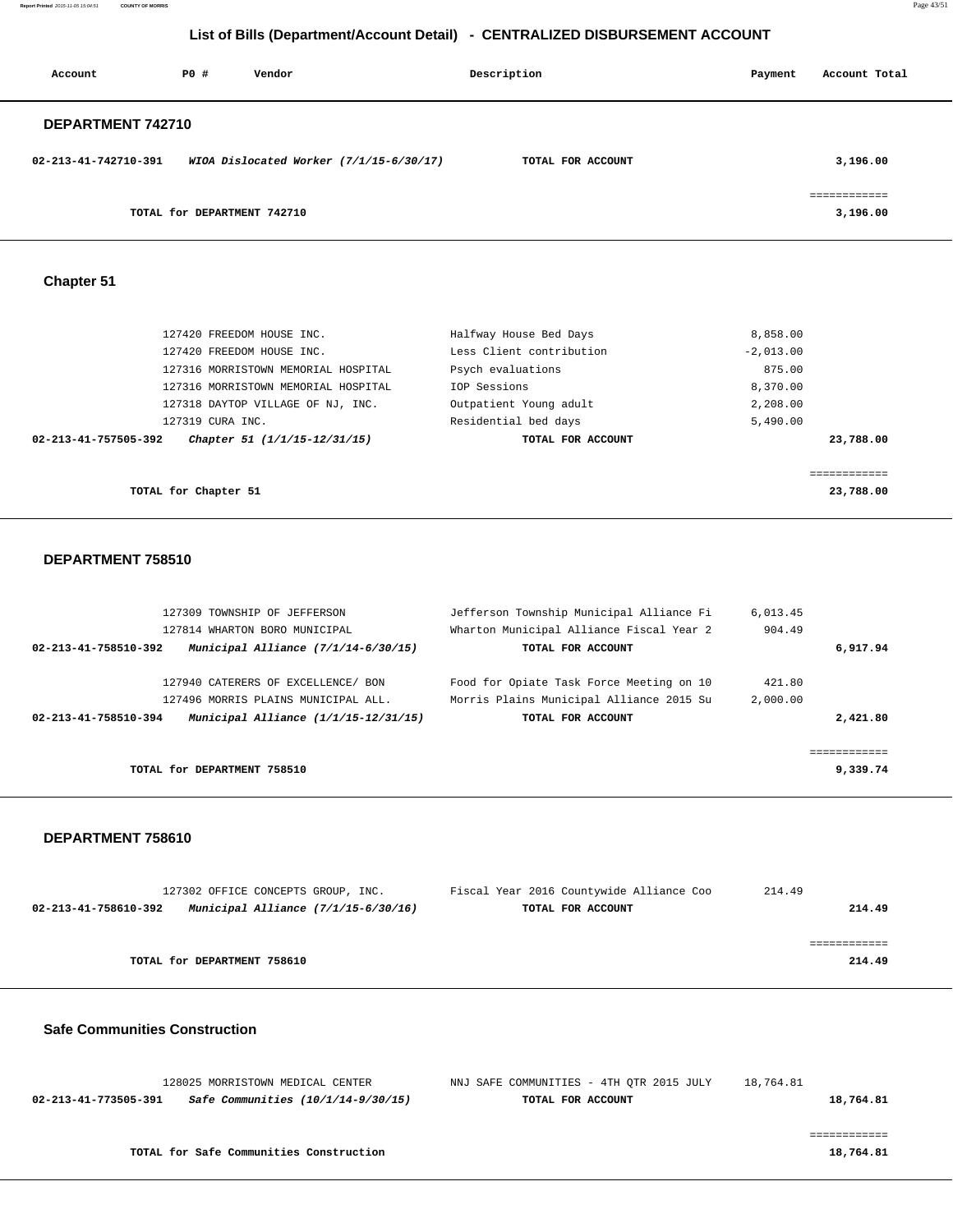## List of Bills (Department/Account Detail) - CENTRALIZED DISBURSEMENT ACCOUNT

| Account | PO # | Vendor | Description | Payment | Account Total |
|---|---|---|---|---|---|

### DEPARTMENT 742710

| Account | PO # | Vendor | Description | Payment | Account Total |
|---|---|---|---|---|---|
| 02-213-41-742710-391 | | *WIOA Dislocated Worker (7/1/15-6/30/17)* | **TOTAL FOR ACCOUNT** | | **3,196.00** |
| | | **TOTAL for DEPARTMENT 742710** | | | ============ **3,196.00** |

### Chapter 51

| Account | PO # | Vendor | Description | Payment | Account Total |
|---|---|---|---|---|---|
| | 127420 | FREEDOM HOUSE INC. | Halfway House Bed Days | 8,858.00 | |
| | 127420 | FREEDOM HOUSE INC. | Less Client contribution | -2,013.00 | |
| | 127316 | MORRISTOWN MEMORIAL HOSPITAL | Psych evaluations | 875.00 | |
| | 127316 | MORRISTOWN MEMORIAL HOSPITAL | IOP Sessions | 8,370.00 | |
| | 127318 | DAYTOP VILLAGE OF NJ, INC. | Outpatient Young adult | 2,208.00 | |
| | 127319 | CURA INC. | Residential bed days | 5,490.00 | |
| 02-213-41-757505-392 | | *Chapter 51 (1/1/15-12/31/15)* | **TOTAL FOR ACCOUNT** | | **23,788.00** |
| | | **TOTAL for Chapter 51** | | | ============ **23,788.00** |

### DEPARTMENT 758510

| Account | PO # | Vendor | Description | Payment | Account Total |
|---|---|---|---|---|---|
| | 127309 | TOWNSHIP OF JEFFERSON | Jefferson Township Municipal Alliance Fi | 6,013.45 | |
| | 127814 | WHARTON BORO MUNICIPAL | Wharton Municipal Alliance Fiscal Year 2 | 904.49 | |
| 02-213-41-758510-392 | | *Municipal Alliance (7/1/14-6/30/15)* | **TOTAL FOR ACCOUNT** | | **6,917.94** |
| | 127940 | CATERERS OF EXCELLENCE/ BON | Food for Opiate Task Force Meeting on 10 | 421.80 | |
| | 127496 | MORRIS PLAINS MUNICIPAL ALL. | Morris Plains Municipal Alliance 2015 Su | 2,000.00 | |
| 02-213-41-758510-394 | | *Municipal Alliance (1/1/15-12/31/15)* | **TOTAL FOR ACCOUNT** | | **2,421.80** |
| | | **TOTAL for DEPARTMENT 758510** | | | ============ **9,339.74** |

### DEPARTMENT 758610

| Account | PO # | Vendor | Description | Payment | Account Total |
|---|---|---|---|---|---|
| | 127302 | OFFICE CONCEPTS GROUP, INC. | Fiscal Year 2016 Countywide Alliance Coo | 214.49 | |
| 02-213-41-758610-392 | | *Municipal Alliance (7/1/15-6/30/16)* | **TOTAL FOR ACCOUNT** | | **214.49** |
| | | **TOTAL for DEPARTMENT 758610** | | | ============ **214.49** |

### Safe Communities Construction

| Account | PO # | Vendor | Description | Payment | Account Total |
|---|---|---|---|---|---|
| | 128025 | MORRISTOWN MEDICAL CENTER | NNJ SAFE COMMUNITIES - 4TH QTR 2015 JULY | 18,764.81 | |
| 02-213-41-773505-391 | | *Safe Communities (10/1/14-9/30/15)* | **TOTAL FOR ACCOUNT** | | **18,764.81** |
| | | **TOTAL for Safe Communities Construction** | | | ============ **18,764.81** |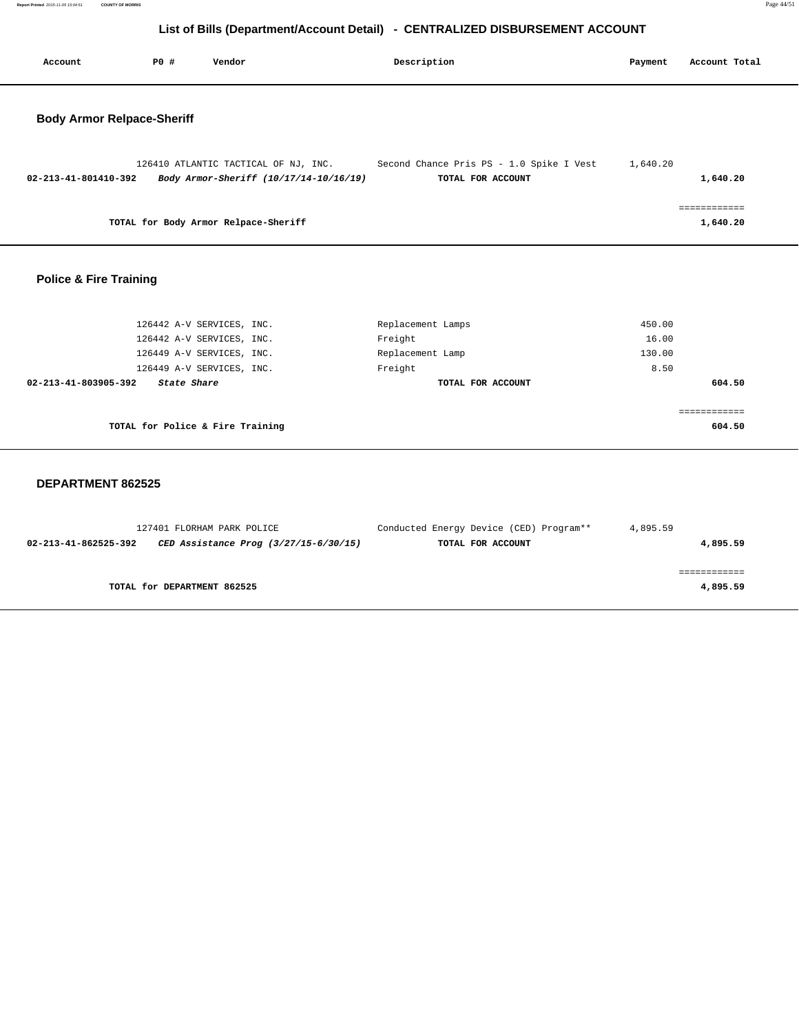## List of Bills (Department/Account Detail) - CENTRALIZED DISBURSEMENT ACCOUNT

| Account | PO # | Vendor | Description | Payment | Account Total |
|---|---|---|---|---|---|

### Body Armor Relpace-Sheriff

| Account | PO # | Vendor | Description | Payment | Account Total |
|---|---|---|---|---|---|
| | 126410 | ATLANTIC TACTICAL OF NJ, INC. | Second Chance Pris PS - 1.0 Spike I Vest | 1,640.20 | |
| **02-213-41-801410-392** | | ***Body Armor-Sheriff (10/17/14-10/16/19)*** | **TOTAL FOR ACCOUNT** | | **1,640.20** |
| | | | | | ============ |
| | | **TOTAL for Body Armor Relpace-Sheriff** | | | **1,640.20** |

### Police & Fire Training

| Account | PO # | Vendor | Description | Payment | Account Total |
|---|---|---|---|---|---|
| | 126442 | A-V SERVICES, INC. | Replacement Lamps | 450.00 | |
| | 126442 | A-V SERVICES, INC. | Freight | 16.00 | |
| | 126449 | A-V SERVICES, INC. | Replacement Lamp | 130.00 | |
| | 126449 | A-V SERVICES, INC. | Freight | 8.50 | |
| **02-213-41-803905-392** | | ***State Share*** | **TOTAL FOR ACCOUNT** | | **604.50** |
| | | | | | ============ |
| | | **TOTAL for Police & Fire Training** | | | **604.50** |

### DEPARTMENT 862525

| Account | PO # | Vendor | Description | Payment | Account Total |
|---|---|---|---|---|---|
| | 127401 | FLORHAM PARK POLICE | Conducted Energy Device (CED) Program** | 4,895.59 | |
| **02-213-41-862525-392** | | ***CED Assistance Prog (3/27/15-6/30/15)*** | **TOTAL FOR ACCOUNT** | | **4,895.59** |
| | | | | | ============ |
| | | **TOTAL for DEPARTMENT 862525** | | | **4,895.59** |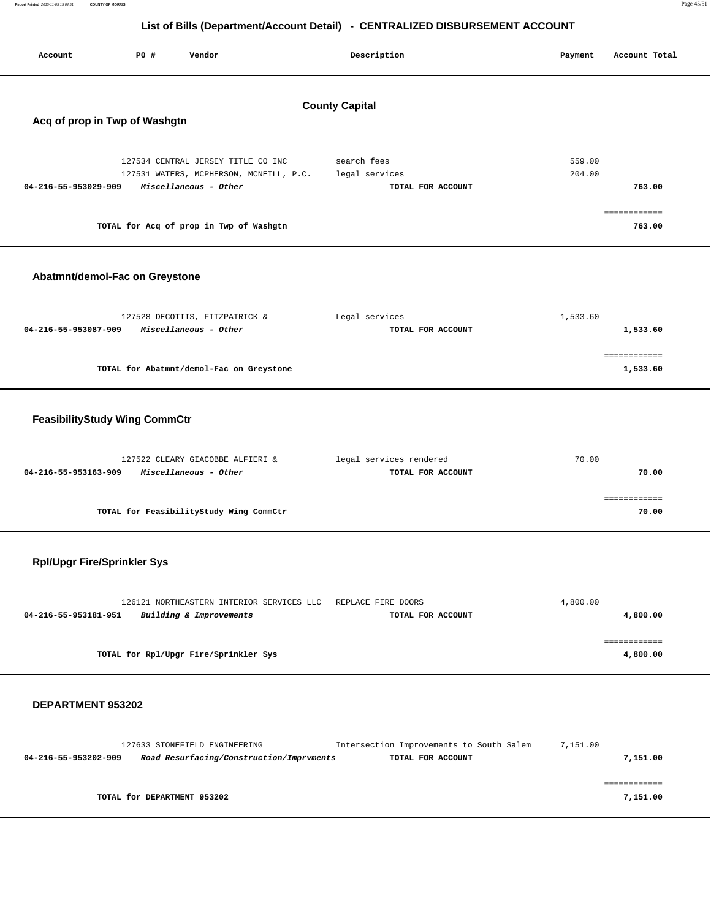# List of Bills (Department/Account Detail) - CENTRALIZED DISBURSEMENT ACCOUNT

| Account | PO # | Vendor | Description | Payment | Account Total |
|---|---|---|---|---|---|

## County Capital

### Acq of prop in Twp of Washgtn

| Account | PO # | Vendor | Description | Payment | Account Total |
|---|---|---|---|---|---|
| | 127534 | CENTRAL JERSEY TITLE CO INC | search fees | 559.00 | |
| | 127531 | WATERS, MCPHERSON, MCNEILL, P.C. | legal services | 204.00 | |
| 04-216-55-953029-909 | | *Miscellaneous - Other* | TOTAL FOR ACCOUNT | | 763.00 |

**TOTAL for Acq of prop in Twp of Washgtn** 763.00

### Abatmnt/demol-Fac on Greystone

| Account | PO # | Vendor | Description | Payment | Account Total |
|---|---|---|---|---|---|
| | 127528 | DECOTIIS, FITZPATRICK & | Legal services | 1,533.60 | |
| 04-216-55-953087-909 | | *Miscellaneous - Other* | TOTAL FOR ACCOUNT | | 1,533.60 |

**TOTAL for Abatmnt/demol-Fac on Greystone** 1,533.60

### FeasibilityStudy Wing CommCtr

| Account | PO # | Vendor | Description | Payment | Account Total |
|---|---|---|---|---|---|
| | 127522 | CLEARY GIACOBBE ALFIERI & | legal services rendered | 70.00 | |
| 04-216-55-953163-909 | | *Miscellaneous - Other* | TOTAL FOR ACCOUNT | | 70.00 |

**TOTAL for FeasibilityStudy Wing CommCtr** 70.00

### Rpl/Upgr Fire/Sprinkler Sys

| Account | PO # | Vendor | Description | Payment | Account Total |
|---|---|---|---|---|---|
| | 126121 | NORTHEASTERN INTERIOR SERVICES LLC | REPLACE FIRE DOORS | 4,800.00 | |
| 04-216-55-953181-951 | | *Building & Improvements* | TOTAL FOR ACCOUNT | | 4,800.00 |

**TOTAL for Rpl/Upgr Fire/Sprinkler Sys** 4,800.00

### DEPARTMENT 953202

| Account | PO # | Vendor | Description | Payment | Account Total |
|---|---|---|---|---|---|
| | 127633 | STONEFIELD ENGINEERING | Intersection Improvements to South Salem | 7,151.00 | |
| 04-216-55-953202-909 | | *Road Resurfacing/Construction/Imprvments* | TOTAL FOR ACCOUNT | | 7,151.00 |

**TOTAL for DEPARTMENT 953202** 7,151.00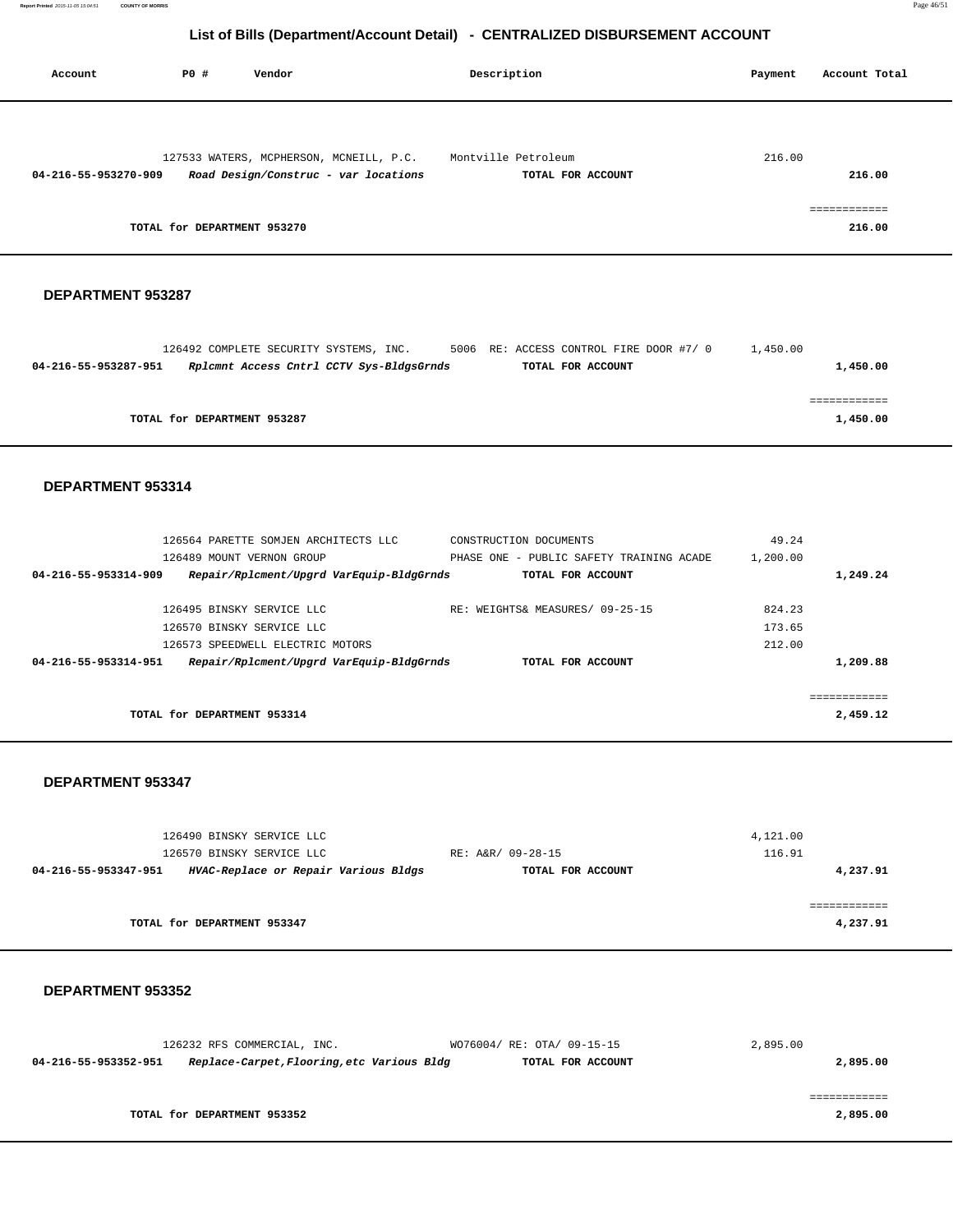# List of Bills (Department/Account Detail) - CENTRALIZED DISBURSEMENT ACCOUNT

| Account | PO # | Vendor | Description | Payment | Account Total |
|---|---|---|---|---|---|
| | 127533 | WATERS, MCPHERSON, MCNEILL, P.C. | Montville Petroleum | 216.00 | |
| **04-216-55-953270-909** | | ***Road Design/Construc - var locations*** | **TOTAL FOR ACCOUNT** | | **216.00** |
| | | | | | ============ |
| | | **TOTAL for DEPARTMENT 953270** | | | **216.00** |

### DEPARTMENT 953287

| Account | PO # | Vendor | Description | Payment | Account Total |
|---|---|---|---|---|---|
| | 126492 | COMPLETE SECURITY SYSTEMS, INC. | 5006 RE: ACCESS CONTROL FIRE DOOR #7/ 0 | 1,450.00 | |
| **04-216-55-953287-951** | | ***Rplcmnt Access Cntrl CCTV Sys-BldgsGrnds*** | **TOTAL FOR ACCOUNT** | | **1,450.00** |
| | | | | | ============ |
| | | **TOTAL for DEPARTMENT 953287** | | | **1,450.00** |

### DEPARTMENT 953314

| Account | PO # | Vendor | Description | Payment | Account Total |
|---|---|---|---|---|---|
| | 126564 | PARETTE SOMJEN ARCHITECTS LLC | CONSTRUCTION DOCUMENTS | 49.24 | |
| | 126489 | MOUNT VERNON GROUP | PHASE ONE - PUBLIC SAFETY TRAINING ACADE | 1,200.00 | |
| **04-216-55-953314-909** | | ***Repair/Rplcment/Upgrd VarEquip-BldgGrnds*** | **TOTAL FOR ACCOUNT** | | **1,249.24** |
| | 126495 | BINSKY SERVICE LLC | RE: WEIGHTS& MEASURES/ 09-25-15 | 824.23 | |
| | 126570 | BINSKY SERVICE LLC | | 173.65 | |
| | 126573 | SPEEDWELL ELECTRIC MOTORS | | 212.00 | |
| **04-216-55-953314-951** | | ***Repair/Rplcment/Upgrd VarEquip-BldgGrnds*** | **TOTAL FOR ACCOUNT** | | **1,209.88** |
| | | | | | ============ |
| | | **TOTAL for DEPARTMENT 953314** | | | **2,459.12** |

### DEPARTMENT 953347

| Account | PO # | Vendor | Description | Payment | Account Total |
|---|---|---|---|---|---|
| | 126490 | BINSKY SERVICE LLC | | 4,121.00 | |
| | 126570 | BINSKY SERVICE LLC | RE: A&R/ 09-28-15 | 116.91 | |
| **04-216-55-953347-951** | | ***HVAC-Replace or Repair Various Bldgs*** | **TOTAL FOR ACCOUNT** | | **4,237.91** |
| | | | | | ============ |
| | | **TOTAL for DEPARTMENT 953347** | | | **4,237.91** |

### DEPARTMENT 953352

| Account | PO # | Vendor | Description | Payment | Account Total |
|---|---|---|---|---|---|
| | 126232 | RFS COMMERCIAL, INC. | WO76004/ RE: OTA/ 09-15-15 | 2,895.00 | |
| **04-216-55-953352-951** | | ***Replace-Carpet,Flooring,etc Various Bldg*** | **TOTAL FOR ACCOUNT** | | **2,895.00** |
| | | | | | ============ |
| | | **TOTAL for DEPARTMENT 953352** | | | **2,895.00** |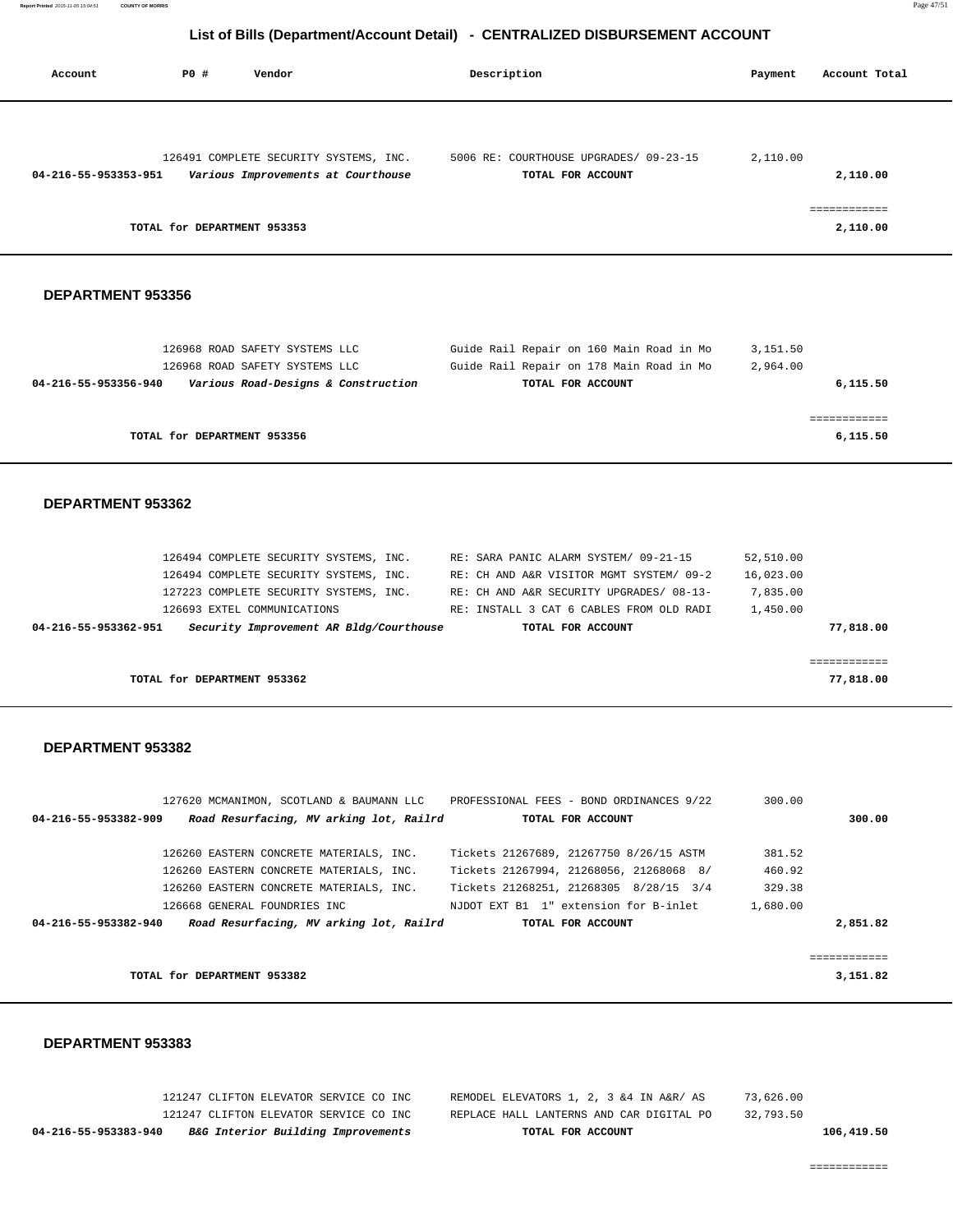## List of Bills (Department/Account Detail) - CENTRALIZED DISBURSEMENT ACCOUNT

| Account | PO # | Vendor | Description | Payment | Account Total |
|---|---|---|---|---|---|
| | 126491 | COMPLETE SECURITY SYSTEMS, INC. | 5006 RE: COURTHOUSE UPGRADES/ 09-23-15 | 2,110.00 | |
| **04-216-55-953353-951** | | ***Various Improvements at Courthouse*** | **TOTAL FOR ACCOUNT** | | **2,110.00** |
| | | | | | ============ |
| | | **TOTAL for DEPARTMENT 953353** | | | **2,110.00** |

### DEPARTMENT 953356

| Account | PO # | Vendor | Description | Payment | Account Total |
|---|---|---|---|---|---|
| | 126968 | ROAD SAFETY SYSTEMS LLC | Guide Rail Repair on 160 Main Road in Mo | 3,151.50 | |
| | 126968 | ROAD SAFETY SYSTEMS LLC | Guide Rail Repair on 178 Main Road in Mo | 2,964.00 | |
| **04-216-55-953356-940** | | ***Various Road-Designs & Construction*** | **TOTAL FOR ACCOUNT** | | **6,115.50** |
| | | | | | ============ |
| | | **TOTAL for DEPARTMENT 953356** | | | **6,115.50** |

### DEPARTMENT 953362

| Account | PO # | Vendor | Description | Payment | Account Total |
|---|---|---|---|---|---|
| | 126494 | COMPLETE SECURITY SYSTEMS, INC. | RE: SARA PANIC ALARM SYSTEM/ 09-21-15 | 52,510.00 | |
| | 126494 | COMPLETE SECURITY SYSTEMS, INC. | RE: CH AND A&R VISITOR MGMT SYSTEM/ 09-2 | 16,023.00 | |
| | 127223 | COMPLETE SECURITY SYSTEMS, INC. | RE: CH AND A&R SECURITY UPGRADES/ 08-13- | 7,835.00 | |
| | 126693 | EXTEL COMMUNICATIONS | RE: INSTALL 3 CAT 6 CABLES FROM OLD RADI | 1,450.00 | |
| **04-216-55-953362-951** | | ***Security Improvement AR Bldg/Courthouse*** | **TOTAL FOR ACCOUNT** | | **77,818.00** |
| | | | | | ============ |
| | | **TOTAL for DEPARTMENT 953362** | | | **77,818.00** |

### DEPARTMENT 953382

| Account | PO # | Vendor | Description | Payment | Account Total |
|---|---|---|---|---|---|
| | 127620 | MCMANIMON, SCOTLAND & BAUMANN LLC | PROFESSIONAL FEES - BOND ORDINANCES 9/22 | 300.00 | |
| **04-216-55-953382-909** | | ***Road Resurfacing, MV arking lot, Railrd*** | **TOTAL FOR ACCOUNT** | | **300.00** |
| | 126260 | EASTERN CONCRETE MATERIALS, INC. | Tickets 21267689, 21267750 8/26/15 ASTM | 381.52 | |
| | 126260 | EASTERN CONCRETE MATERIALS, INC. | Tickets 21267994, 21268056, 21268068 8/ | 460.92 | |
| | 126260 | EASTERN CONCRETE MATERIALS, INC. | Tickets 21268251, 21268305 8/28/15 3/4 | 329.38 | |
| | 126668 | GENERAL FOUNDRIES INC | NJDOT EXT B1 1" extension for B-inlet | 1,680.00 | |
| **04-216-55-953382-940** | | ***Road Resurfacing, MV arking lot, Railrd*** | **TOTAL FOR ACCOUNT** | | **2,851.82** |
| | | | | | ============ |
| | | **TOTAL for DEPARTMENT 953382** | | | **3,151.82** |

### DEPARTMENT 953383

| Account | PO # | Vendor | Description | Payment | Account Total |
|---|---|---|---|---|---|
| | 121247 | CLIFTON ELEVATOR SERVICE CO INC | REMODEL ELEVATORS 1, 2, 3 &4 IN A&R/ AS | 73,626.00 | |
| | 121247 | CLIFTON ELEVATOR SERVICE CO INC | REPLACE HALL LANTERNS AND CAR DIGITAL PO | 32,793.50 | |
| **04-216-55-953383-940** | | ***B&G Interior Building Improvements*** | **TOTAL FOR ACCOUNT** | | **106,419.50** |
| | | | | | ============ |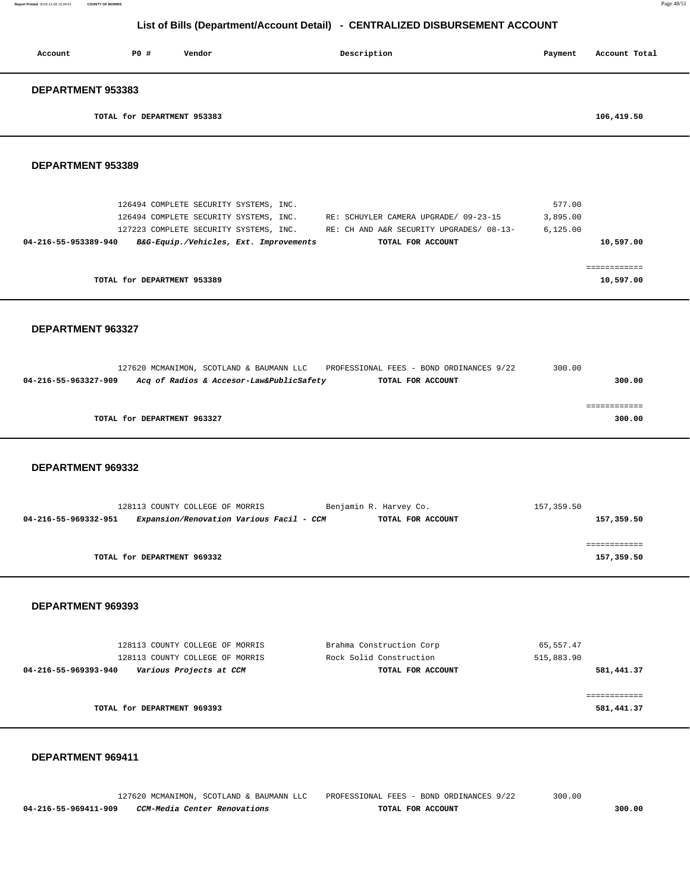## List of Bills (Department/Account Detail) - CENTRALIZED DISBURSEMENT ACCOUNT

| Account | PO # | Vendor | Description | Payment | Account Total |
|---|---|---|---|---|---|

### DEPARTMENT 953383

| | | | | | |
|---|---|---|---|---|---|
| TOTAL for DEPARTMENT 953383 | | | | | 106,419.50 |

### DEPARTMENT 953389

| Account | PO # | Vendor | Description | Payment | Account Total |
|---|---|---|---|---|---|
| | 126494 | COMPLETE SECURITY SYSTEMS, INC. | | 577.00 | |
| | 126494 | COMPLETE SECURITY SYSTEMS, INC. | RE: SCHUYLER CAMERA UPGRADE/ 09-23-15 | 3,895.00 | |
| | 127223 | COMPLETE SECURITY SYSTEMS, INC. | RE: CH AND A&R SECURITY UPGRADES/ 08-13- | 6,125.00 | |
| 04-216-55-953389-940 | | *B&G-Equip./Vehicles, Ext. Improvements* | TOTAL FOR ACCOUNT | | 10,597.00 |
| TOTAL for DEPARTMENT 953389 | | | | | 10,597.00 |

### DEPARTMENT 963327

| Account | PO # | Vendor | Description | Payment | Account Total |
|---|---|---|---|---|---|
| | 127620 | MCMANIMON, SCOTLAND & BAUMANN LLC | PROFESSIONAL FEES - BOND ORDINANCES 9/22 | 300.00 | |
| 04-216-55-963327-909 | | *Acq of Radios & Accesor-Law&PublicSafety* | TOTAL FOR ACCOUNT | | 300.00 |
| TOTAL for DEPARTMENT 963327 | | | | | 300.00 |

### DEPARTMENT 969332

| Account | PO # | Vendor | Description | Payment | Account Total |
|---|---|---|---|---|---|
| | 128113 | COUNTY COLLEGE OF MORRIS | Benjamin R. Harvey Co. | 157,359.50 | |
| 04-216-55-969332-951 | | *Expansion/Renovation Various Facil - CCM* | TOTAL FOR ACCOUNT | | 157,359.50 |
| TOTAL for DEPARTMENT 969332 | | | | | 157,359.50 |

### DEPARTMENT 969393

| Account | PO # | Vendor | Description | Payment | Account Total |
|---|---|---|---|---|---|
| | 128113 | COUNTY COLLEGE OF MORRIS | Brahma Construction Corp | 65,557.47 | |
| | 128113 | COUNTY COLLEGE OF MORRIS | Rock Solid Construction | 515,883.90 | |
| 04-216-55-969393-940 | | *Various Projects at CCM* | TOTAL FOR ACCOUNT | | 581,441.37 |
| TOTAL for DEPARTMENT 969393 | | | | | 581,441.37 |

### DEPARTMENT 969411

| Account | PO # | Vendor | Description | Payment | Account Total |
|---|---|---|---|---|---|
| | 127620 | MCMANIMON, SCOTLAND & BAUMANN LLC | PROFESSIONAL FEES - BOND ORDINANCES 9/22 | 300.00 | |
| 04-216-55-969411-909 | | *CCM-Media Center Renovations* | TOTAL FOR ACCOUNT | | 300.00 |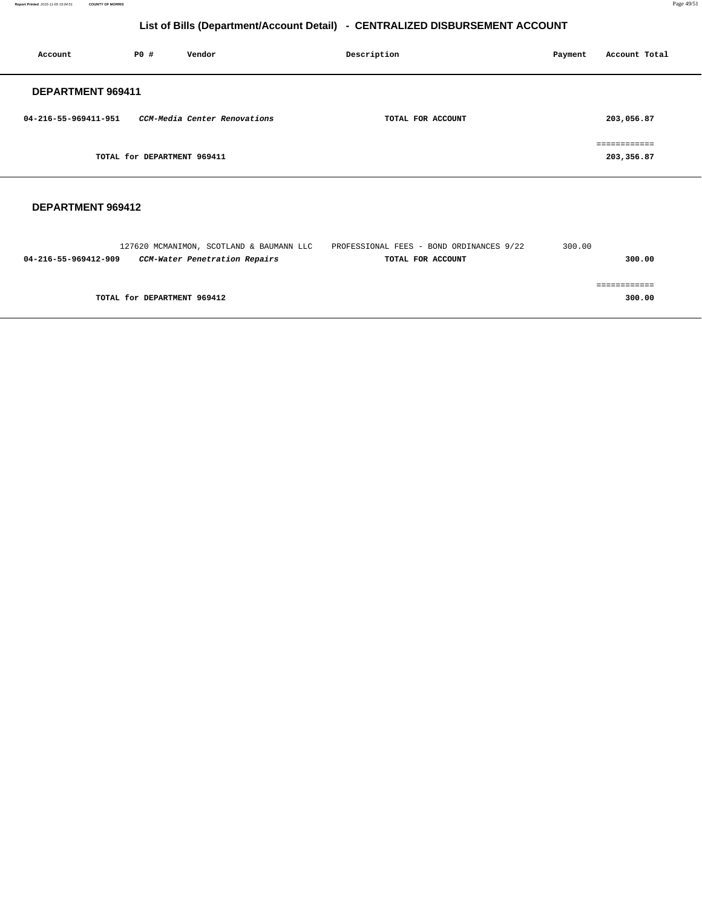## List of Bills (Department/Account Detail) - CENTRALIZED DISBURSEMENT ACCOUNT

| Account | PO # | Vendor | Description | Payment | Account Total |
|---|---|---|---|---|---|

### DEPARTMENT 969411

| Account | PO # | Vendor | Description | Payment | Account Total |
|---|---|---|---|---|---|
| **04-216-55-969411-951** | | ***CCM-Media Center Renovations*** | **TOTAL FOR ACCOUNT** | | **203,056.87** |
| | | | | | ============ |
| | **TOTAL for DEPARTMENT 969411** | | | | **203,356.87** |

### DEPARTMENT 969412

| Account | PO # | Vendor | Description | Payment | Account Total |
|---|---|---|---|---|---|
| | 127620 | MCMANIMON, SCOTLAND & BAUMANN LLC | PROFESSIONAL FEES - BOND ORDINANCES 9/22 | 300.00 | |
| **04-216-55-969412-909** | | ***CCM-Water Penetration Repairs*** | **TOTAL FOR ACCOUNT** | | **300.00** |
| | | | | | ============ |
| | **TOTAL for DEPARTMENT 969412** | | | | **300.00** |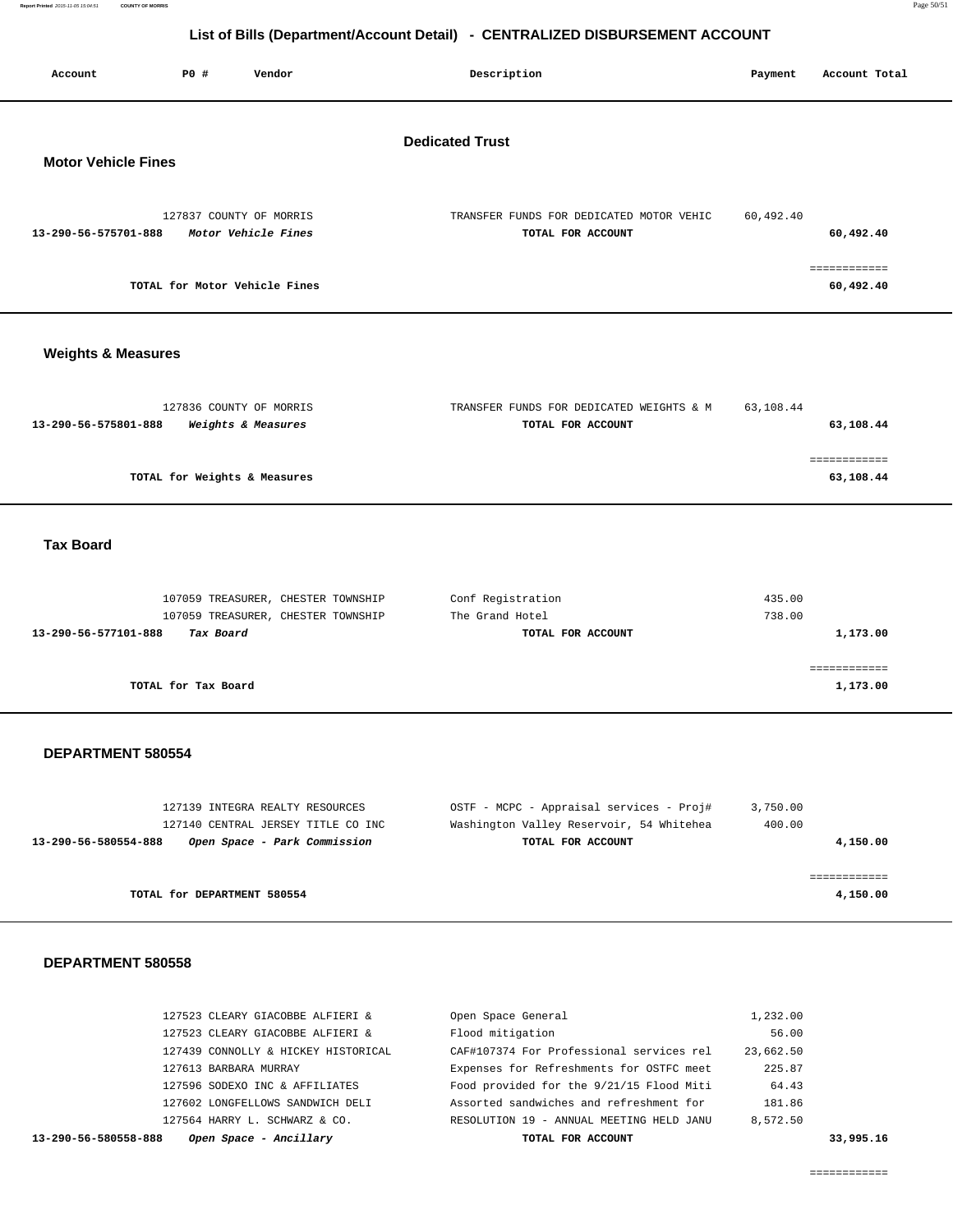# List of Bills (Department/Account Detail) - CENTRALIZED DISBURSEMENT ACCOUNT

| Account | PO # | Vendor | Description | Payment | Account Total |
|---|---|---|---|---|---|

## Dedicated Trust

### Motor Vehicle Fines

| Account | PO # | Vendor | Description | Payment | Account Total |
|---|---|---|---|---|---|
| | 127837 | COUNTY OF MORRIS | TRANSFER FUNDS FOR DEDICATED MOTOR VEHIC | 60,492.40 | |
| **13-290-56-575701-888** | | ***Motor Vehicle Fines*** | **TOTAL FOR ACCOUNT** | | **60,492.40** |

============

**TOTAL for Motor Vehicle Fines** **60,492.40**

### Weights & Measures

| Account | PO # | Vendor | Description | Payment | Account Total |
|---|---|---|---|---|---|
| | 127836 | COUNTY OF MORRIS | TRANSFER FUNDS FOR DEDICATED WEIGHTS & M | 63,108.44 | |
| **13-290-56-575801-888** | | ***Weights & Measures*** | **TOTAL FOR ACCOUNT** | | **63,108.44** |

============

**TOTAL for Weights & Measures** **63,108.44**

### Tax Board

| Account | PO # | Vendor | Description | Payment | Account Total |
|---|---|---|---|---|---|
| | 107059 | TREASURER, CHESTER TOWNSHIP | Conf Registration | 435.00 | |
| | 107059 | TREASURER, CHESTER TOWNSHIP | The Grand Hotel | 738.00 | |
| **13-290-56-577101-888** | | ***Tax Board*** | **TOTAL FOR ACCOUNT** | | **1,173.00** |

============

**TOTAL for Tax Board** **1,173.00**

### DEPARTMENT 580554

| Account | PO # | Vendor | Description | Payment | Account Total |
|---|---|---|---|---|---|
| | 127139 | INTEGRA REALTY RESOURCES | OSTF - MCPC - Appraisal services - Proj# | 3,750.00 | |
| | 127140 | CENTRAL JERSEY TITLE CO INC | Washington Valley Reservoir, 54 Whitehea | 400.00 | |
| **13-290-56-580554-888** | | ***Open Space - Park Commission*** | **TOTAL FOR ACCOUNT** | | **4,150.00** |

============

**TOTAL for DEPARTMENT 580554** **4,150.00**

### DEPARTMENT 580558

| Account | PO # | Vendor | Description | Payment | Account Total |
|---|---|---|---|---|---|
| | 127523 | CLEARY GIACOBBE ALFIERI & | Open Space General | 1,232.00 | |
| | 127523 | CLEARY GIACOBBE ALFIERI & | Flood mitigation | 56.00 | |
| | 127439 | CONNOLLY & HICKEY HISTORICAL | CAF#107374 For Professional services rel | 23,662.50 | |
| | 127613 | BARBARA MURRAY | Expenses for Refreshments for OSTFC meet | 225.87 | |
| | 127596 | SODEXO INC & AFFILIATES | Food provided for the 9/21/15 Flood Miti | 64.43 | |
| | 127602 | LONGFELLOWS SANDWICH DELI | Assorted sandwiches and refreshment for | 181.86 | |
| | 127564 | HARRY L. SCHWARZ & CO. | RESOLUTION 19 - ANNUAL MEETING HELD JANU | 8,572.50 | |
| **13-290-56-580558-888** | | ***Open Space - Ancillary*** | **TOTAL FOR ACCOUNT** | | **33,995.16** |

============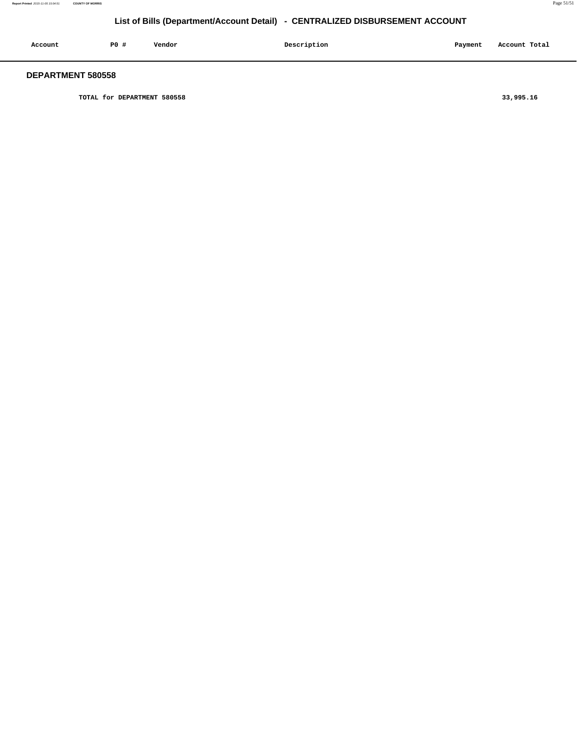## List of Bills (Department/Account Detail) - CENTRALIZED DISBURSEMENT ACCOUNT

| Account | PO # | Vendor | Description | Payment | Account Total |
|---|---|---|---|---|---|

### DEPARTMENT 580558

**TOTAL for DEPARTMENT 580558** **33,995.16**